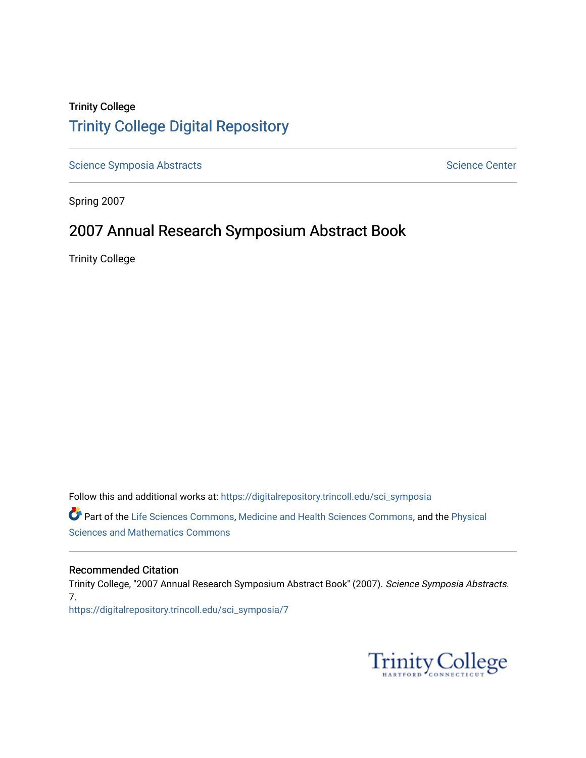Trinity College

# Trinity College Digital Repository

Science Symposia Abstracts

Science Center

Spring 2007

## 2007 Annual Research Symposium Abstract Book

Trinity College

Follow this and additional works at: https://digitalrepository.trincoll.edu/sci_symposia

Part of the Life Sciences Commons, Medicine and Health Sciences Commons, and the Physical Sciences and Mathematics Commons

### Recommended Citation

Trinity College, "2007 Annual Research Symposium Abstract Book" (2007). *Science Symposia Abstracts*. 7.
https://digitalrepository.trincoll.edu/sci_symposia/7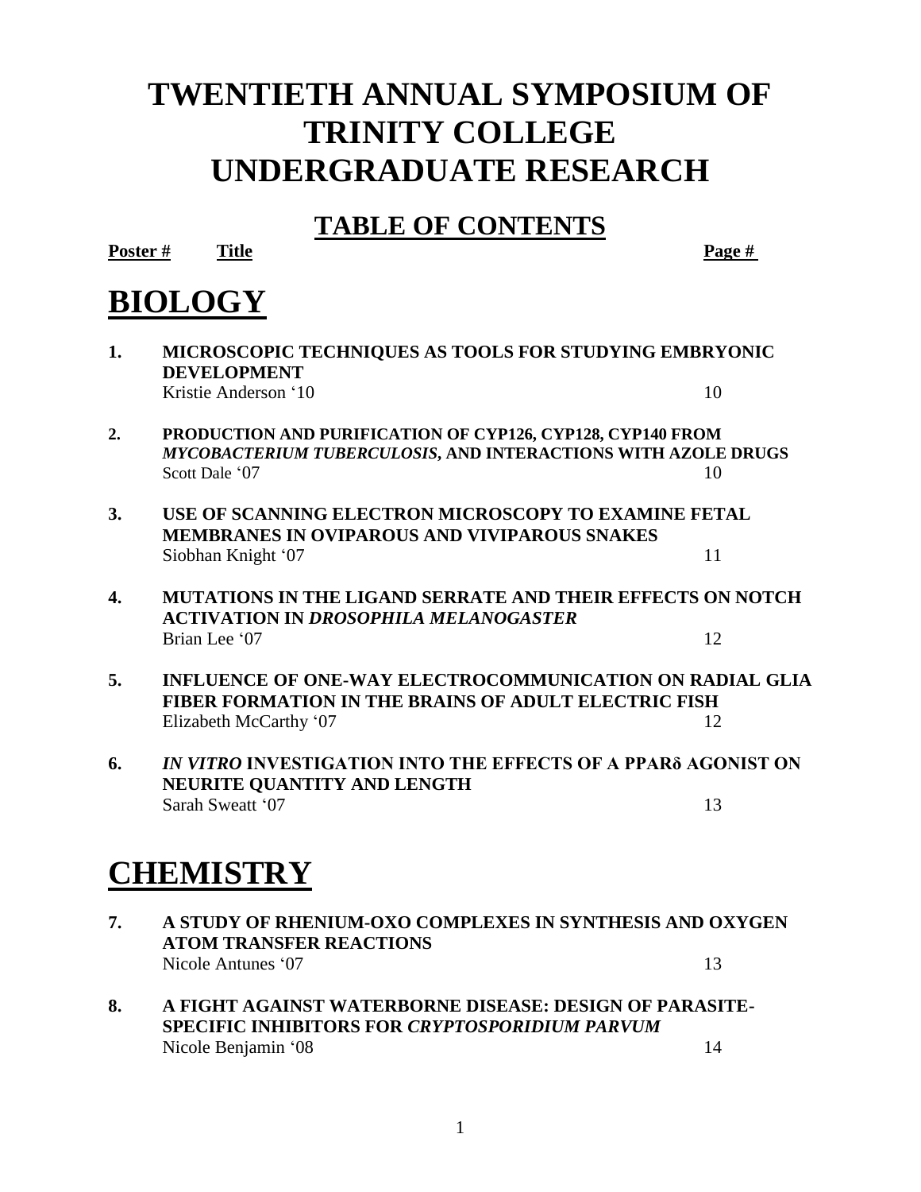# TWENTIETH ANNUAL SYMPOSIUM OF TRINITY COLLEGE UNDERGRADUATE RESEARCH

## TABLE OF CONTENTS

**Poster #** **Title** **Page #**

# BIOLOGY

**1.** **MICROSCOPIC TECHNIQUES AS TOOLS FOR STUDYING EMBRYONIC DEVELOPMENT**
Kristie Anderson '10 — 10

**2.** **PRODUCTION AND PURIFICATION OF CYP126, CYP128, CYP140 FROM *MYCOBACTERIUM TUBERCULOSIS*, AND INTERACTIONS WITH AZOLE DRUGS**
Scott Dale '07 — 10

**3.** **USE OF SCANNING ELECTRON MICROSCOPY TO EXAMINE FETAL MEMBRANES IN OVIPAROUS AND VIVIPAROUS SNAKES**
Siobhan Knight '07 — 11

**4.** **MUTATIONS IN THE LIGAND SERRATE AND THEIR EFFECTS ON NOTCH ACTIVATION IN *DROSOPHILA MELANOGASTER***
Brian Lee '07 — 12

**5.** **INFLUENCE OF ONE-WAY ELECTROCOMMUNICATION ON RADIAL GLIA FIBER FORMATION IN THE BRAINS OF ADULT ELECTRIC FISH**
Elizabeth McCarthy '07 — 12

**6.** ***IN VITRO* INVESTIGATION INTO THE EFFECTS OF A PPARδ AGONIST ON NEURITE QUANTITY AND LENGTH**
Sarah Sweatt '07 — 13

# CHEMISTRY

**7.** **A STUDY OF RHENIUM-OXO COMPLEXES IN SYNTHESIS AND OXYGEN ATOM TRANSFER REACTIONS**
Nicole Antunes '07 — 13

**8.** **A FIGHT AGAINST WATERBORNE DISEASE: DESIGN OF PARASITE-SPECIFIC INHIBITORS FOR *CRYPTOSPORIDIUM PARVUM***
Nicole Benjamin '08 — 14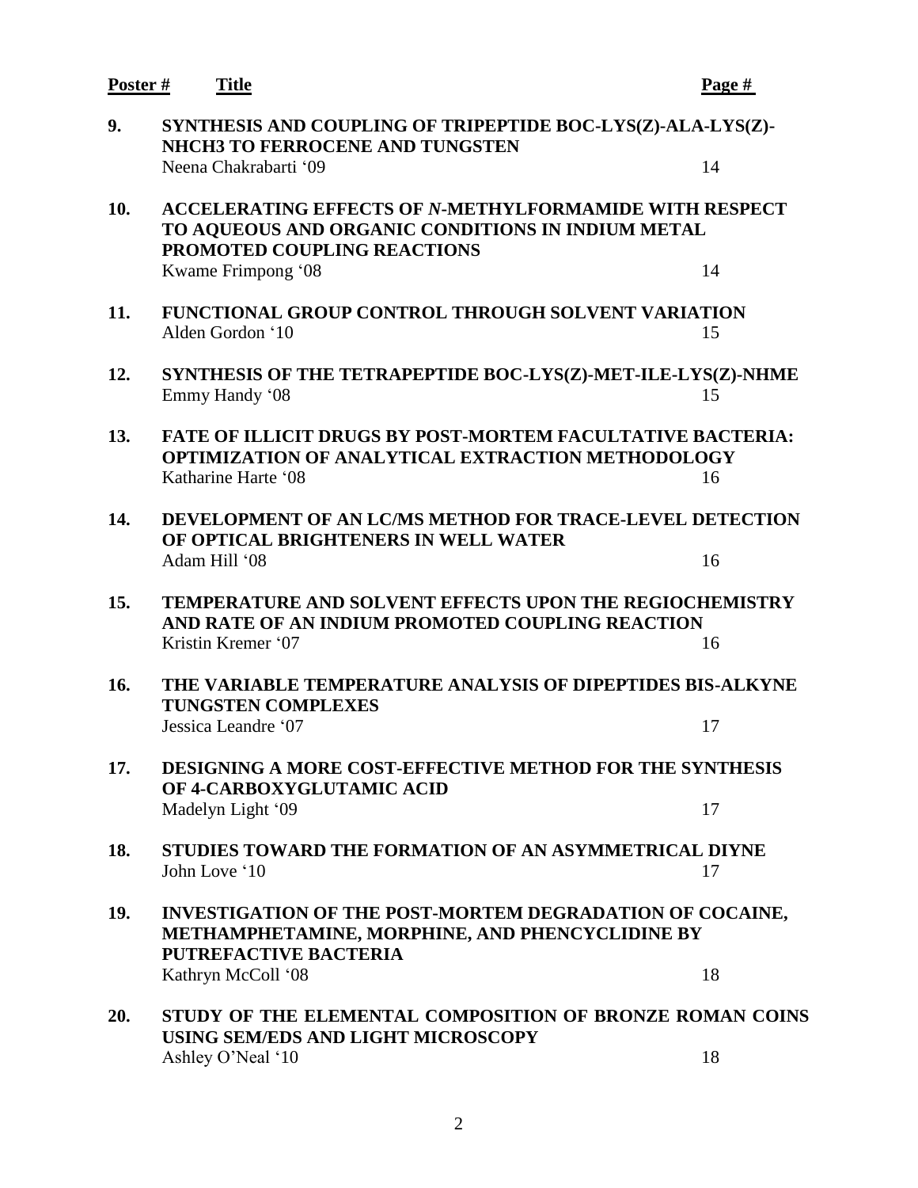| Poster # | Title | Page # |
|---|---|---|
| 9. | **SYNTHESIS AND COUPLING OF TRIPEPTIDE BOC-LYS(Z)-ALA-LYS(Z)-NHCH3 TO FERROCENE AND TUNGSTEN**<br>Neena Chakrabarti '09 | 14 |
| 10. | **ACCELERATING EFFECTS OF *N*-METHYLFORMAMIDE WITH RESPECT TO AQUEOUS AND ORGANIC CONDITIONS IN INDIUM METAL PROMOTED COUPLING REACTIONS**<br>Kwame Frimpong '08 | 14 |
| 11. | **FUNCTIONAL GROUP CONTROL THROUGH SOLVENT VARIATION**<br>Alden Gordon '10 | 15 |
| 12. | **SYNTHESIS OF THE TETRAPEPTIDE BOC-LYS(Z)-MET-ILE-LYS(Z)-NHME**<br>Emmy Handy '08 | 15 |
| 13. | **FATE OF ILLICIT DRUGS BY POST-MORTEM FACULTATIVE BACTERIA: OPTIMIZATION OF ANALYTICAL EXTRACTION METHODOLOGY**<br>Katharine Harte '08 | 16 |
| 14. | **DEVELOPMENT OF AN LC/MS METHOD FOR TRACE-LEVEL DETECTION OF OPTICAL BRIGHTENERS IN WELL WATER**<br>Adam Hill '08 | 16 |
| 15. | **TEMPERATURE AND SOLVENT EFFECTS UPON THE REGIOCHEMISTRY AND RATE OF AN INDIUM PROMOTED COUPLING REACTION**<br>Kristin Kremer '07 | 16 |
| 16. | **THE VARIABLE TEMPERATURE ANALYSIS OF DIPEPTIDES BIS-ALKYNE TUNGSTEN COMPLEXES**<br>Jessica Leandre '07 | 17 |
| 17. | **DESIGNING A MORE COST-EFFECTIVE METHOD FOR THE SYNTHESIS OF 4-CARBOXYGLUTAMIC ACID**<br>Madelyn Light '09 | 17 |
| 18. | **STUDIES TOWARD THE FORMATION OF AN ASYMMETRICAL DIYNE**<br>John Love '10 | 17 |
| 19. | **INVESTIGATION OF THE POST-MORTEM DEGRADATION OF COCAINE, METHAMPHETAMINE, MORPHINE, AND PHENCYCLIDINE BY PUTREFACTIVE BACTERIA**<br>Kathryn McColl '08 | 18 |
| 20. | **STUDY OF THE ELEMENTAL COMPOSITION OF BRONZE ROMAN COINS USING SEM/EDS AND LIGHT MICROSCOPY**<br>Ashley O'Neal '10 | 18 |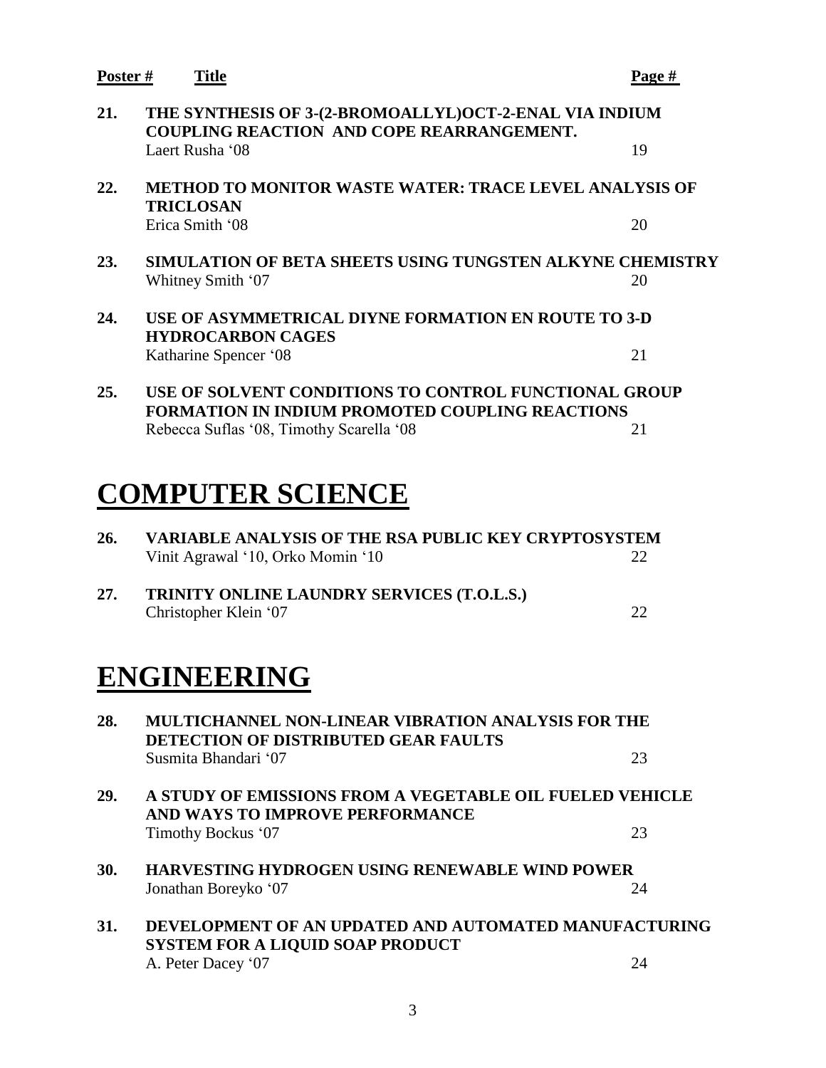| Poster # | Title | Page # |
|---|---|---|
| **21.** | **THE SYNTHESIS OF 3-(2-BROMOALLYL)OCT-2-ENAL VIA INDIUM COUPLING REACTION AND COPE REARRANGEMENT.**<br>Laert Rusha '08 | 19 |
| **22.** | **METHOD TO MONITOR WASTE WATER: TRACE LEVEL ANALYSIS OF TRICLOSAN**<br>Erica Smith '08 | 20 |
| **23.** | **SIMULATION OF BETA SHEETS USING TUNGSTEN ALKYNE CHEMISTRY**<br>Whitney Smith '07 | 20 |
| **24.** | **USE OF ASYMMETRICAL DIYNE FORMATION EN ROUTE TO 3-D HYDROCARBON CAGES**<br>Katharine Spencer '08 | 21 |
| **25.** | **USE OF SOLVENT CONDITIONS TO CONTROL FUNCTIONAL GROUP FORMATION IN INDIUM PROMOTED COUPLING REACTIONS**<br>Rebecca Suflas '08, Timothy Scarella '08 | 21 |

# COMPUTER SCIENCE

| Poster # | Title | Page # |
|---|---|---|
| **26.** | **VARIABLE ANALYSIS OF THE RSA PUBLIC KEY CRYPTOSYSTEM**<br>Vinit Agrawal '10, Orko Momin '10 | 22 |
| **27.** | **TRINITY ONLINE LAUNDRY SERVICES (T.O.L.S.)**<br>Christopher Klein '07 | 22 |

# ENGINEERING

| Poster # | Title | Page # |
|---|---|---|
| **28.** | **MULTICHANNEL NON-LINEAR VIBRATION ANALYSIS FOR THE DETECTION OF DISTRIBUTED GEAR FAULTS**<br>Susmita Bhandari '07 | 23 |
| **29.** | **A STUDY OF EMISSIONS FROM A VEGETABLE OIL FUELED VEHICLE AND WAYS TO IMPROVE PERFORMANCE**<br>Timothy Bockus '07 | 23 |
| **30.** | **HARVESTING HYDROGEN USING RENEWABLE WIND POWER**<br>Jonathan Boreyko '07 | 24 |
| **31.** | **DEVELOPMENT OF AN UPDATED AND AUTOMATED MANUFACTURING SYSTEM FOR A LIQUID SOAP PRODUCT**<br>A. Peter Dacey '07 | 24 |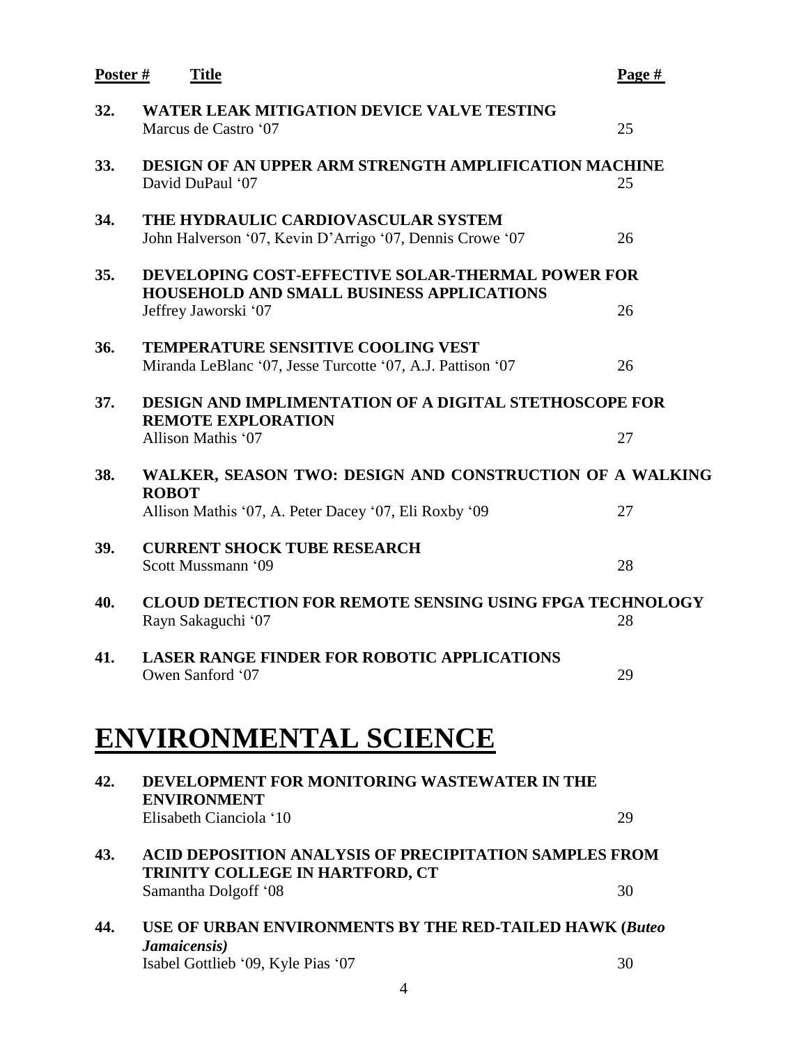| Poster # | Title | Page # |
|---|---|---|
| 32. | **WATER LEAK MITIGATION DEVICE VALVE TESTING**<br>Marcus de Castro '07 | 25 |
| 33. | **DESIGN OF AN UPPER ARM STRENGTH AMPLIFICATION MACHINE**<br>David DuPaul '07 | 25 |
| 34. | **THE HYDRAULIC CARDIOVASCULAR SYSTEM**<br>John Halverson '07, Kevin D'Arrigo '07, Dennis Crowe '07 | 26 |
| 35. | **DEVELOPING COST-EFFECTIVE SOLAR-THERMAL POWER FOR HOUSEHOLD AND SMALL BUSINESS APPLICATIONS**<br>Jeffrey Jaworski '07 | 26 |
| 36. | **TEMPERATURE SENSITIVE COOLING VEST**<br>Miranda LeBlanc '07, Jesse Turcotte '07, A.J. Pattison '07 | 26 |
| 37. | **DESIGN AND IMPLIMENTATION OF A DIGITAL STETHOSCOPE FOR REMOTE EXPLORATION**<br>Allison Mathis '07 | 27 |
| 38. | **WALKER, SEASON TWO: DESIGN AND CONSTRUCTION OF A WALKING ROBOT**<br>Allison Mathis '07, A. Peter Dacey '07, Eli Roxby '09 | 27 |
| 39. | **CURRENT SHOCK TUBE RESEARCH**<br>Scott Mussmann '09 | 28 |
| 40. | **CLOUD DETECTION FOR REMOTE SENSING USING FPGA TECHNOLOGY**<br>Rayn Sakaguchi '07 | 28 |
| 41. | **LASER RANGE FINDER FOR ROBOTIC APPLICATIONS**<br>Owen Sanford '07 | 29 |

# ENVIRONMENTAL SCIENCE

| Poster # | Title | Page # |
|---|---|---|
| 42. | **DEVELOPMENT FOR MONITORING WASTEWATER IN THE ENVIRONMENT**<br>Elisabeth Cianciola '10 | 29 |
| 43. | **ACID DEPOSITION ANALYSIS OF PRECIPITATION SAMPLES FROM TRINITY COLLEGE IN HARTFORD, CT**<br>Samantha Dolgoff '08 | 30 |
| 44. | **USE OF URBAN ENVIRONMENTS BY THE RED-TAILED HAWK (*Buteo Jamaicensis*)**<br>Isabel Gottlieb '09, Kyle Pias '07 | 30 |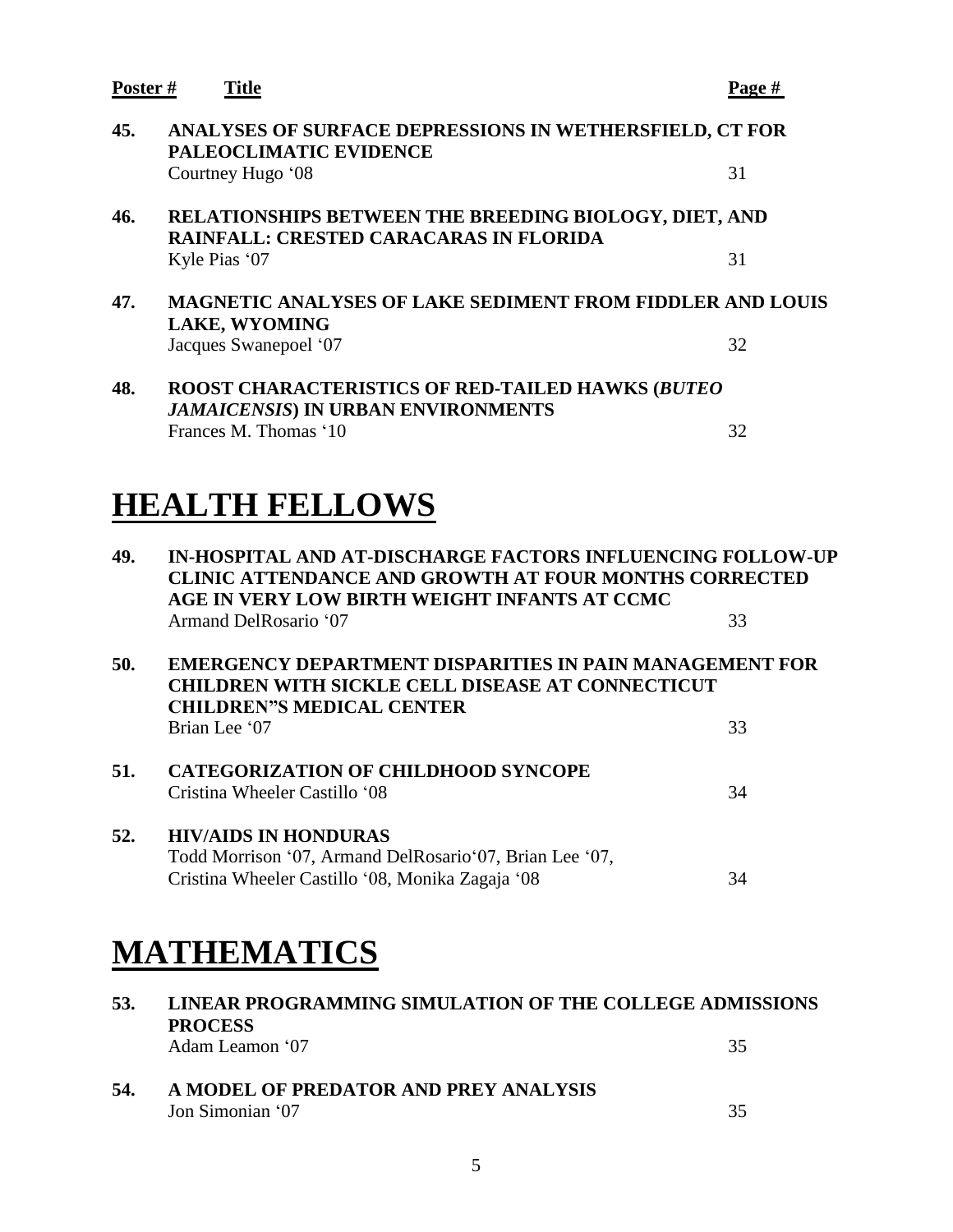| Poster # | Title | Page # |
|---|---|---|
| 45. | **ANALYSES OF SURFACE DEPRESSIONS IN WETHERSFIELD, CT FOR PALEOCLIMATIC EVIDENCE**<br>Courtney Hugo '08 | 31 |
| 46. | **RELATIONSHIPS BETWEEN THE BREEDING BIOLOGY, DIET, AND RAINFALL: CRESTED CARACARAS IN FLORIDA**<br>Kyle Pias '07 | 31 |
| 47. | **MAGNETIC ANALYSES OF LAKE SEDIMENT FROM FIDDLER AND LOUIS LAKE, WYOMING**<br>Jacques Swanepoel '07 | 32 |
| 48. | **ROOST CHARACTERISTICS OF RED-TAILED HAWKS (*BUTEO JAMAICENSIS*) IN URBAN ENVIRONMENTS**<br>Frances M. Thomas '10 | 32 |

# HEALTH FELLOWS

| Poster # | Title | Page # |
|---|---|---|
| 49. | **IN-HOSPITAL AND AT-DISCHARGE FACTORS INFLUENCING FOLLOW-UP CLINIC ATTENDANCE AND GROWTH AT FOUR MONTHS CORRECTED AGE IN VERY LOW BIRTH WEIGHT INFANTS AT CCMC**<br>Armand DelRosario '07 | 33 |
| 50. | **EMERGENCY DEPARTMENT DISPARITIES IN PAIN MANAGEMENT FOR CHILDREN WITH SICKLE CELL DISEASE AT CONNECTICUT CHILDREN"S MEDICAL CENTER**<br>Brian Lee '07 | 33 |
| 51. | **CATEGORIZATION OF CHILDHOOD SYNCOPE**<br>Cristina Wheeler Castillo '08 | 34 |
| 52. | **HIV/AIDS IN HONDURAS**<br>Todd Morrison '07, Armand DelRosario'07, Brian Lee '07, Cristina Wheeler Castillo '08, Monika Zagaja '08 | 34 |

# MATHEMATICS

| Poster # | Title | Page # |
|---|---|---|
| 53. | **LINEAR PROGRAMMING SIMULATION OF THE COLLEGE ADMISSIONS PROCESS**<br>Adam Leamon '07 | 35 |
| 54. | **A MODEL OF PREDATOR AND PREY ANALYSIS**<br>Jon Simonian '07 | 35 |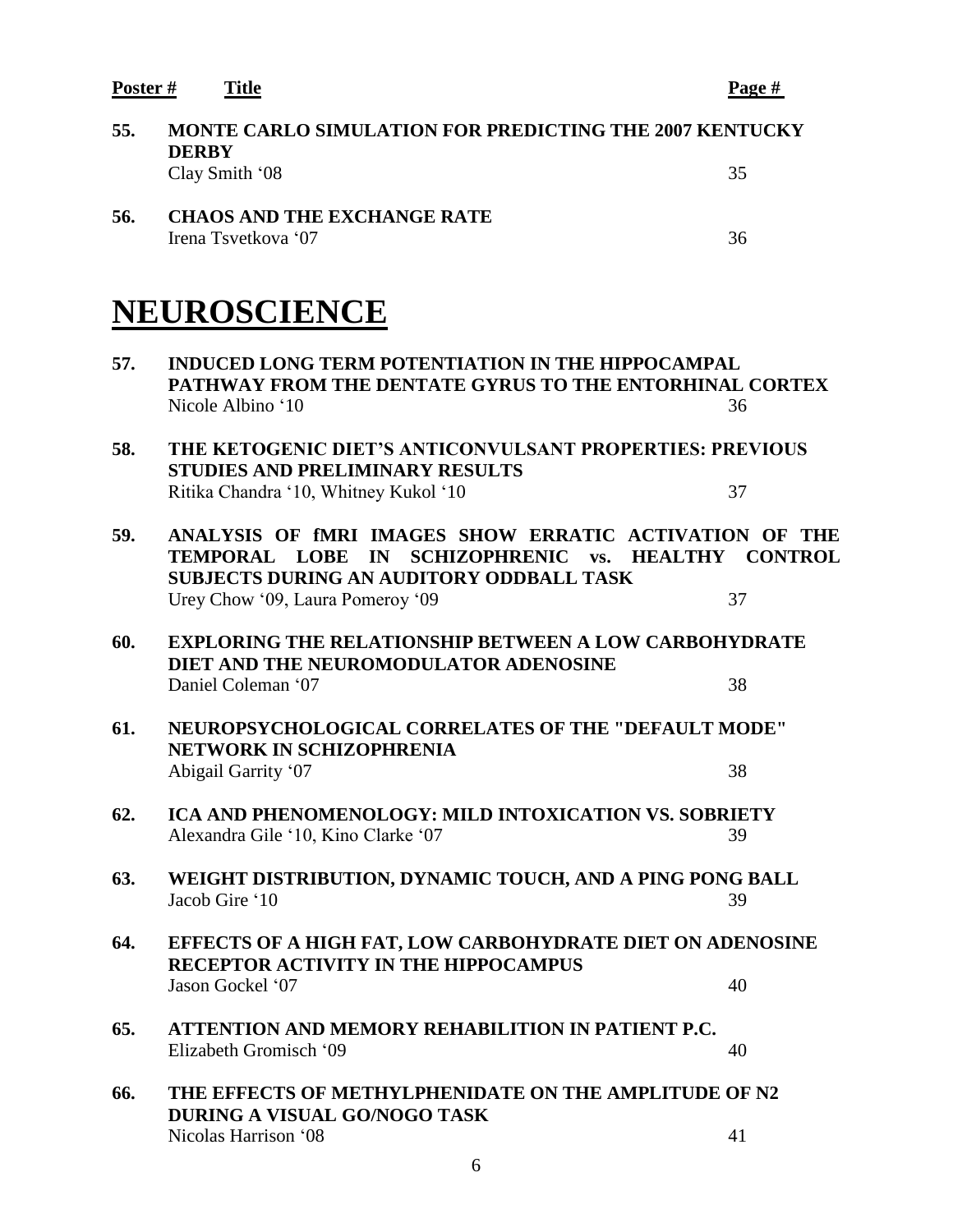| **Poster #** | **Title** | **Page #** |
|---|---|---|
| **55.** | **MONTE CARLO SIMULATION FOR PREDICTING THE 2007 KENTUCKY DERBY**<br>Clay Smith '08 | 35 |
| **56.** | **CHAOS AND THE EXCHANGE RATE**<br>Irena Tsvetkova '07 | 36 |

# NEUROSCIENCE

| | | |
|---|---|---|
| **57.** | **INDUCED LONG TERM POTENTIATION IN THE HIPPOCAMPAL PATHWAY FROM THE DENTATE GYRUS TO THE ENTORHINAL CORTEX**<br>Nicole Albino '10 | 36 |
| **58.** | **THE KETOGENIC DIET'S ANTICONVULSANT PROPERTIES: PREVIOUS STUDIES AND PRELIMINARY RESULTS**<br>Ritika Chandra '10, Whitney Kukol '10 | 37 |
| **59.** | **ANALYSIS OF fMRI IMAGES SHOW ERRATIC ACTIVATION OF THE TEMPORAL LOBE IN SCHIZOPHRENIC vs. HEALTHY CONTROL SUBJECTS DURING AN AUDITORY ODDBALL TASK**<br>Urey Chow '09, Laura Pomeroy '09 | 37 |
| **60.** | **EXPLORING THE RELATIONSHIP BETWEEN A LOW CARBOHYDRATE DIET AND THE NEUROMODULATOR ADENOSINE**<br>Daniel Coleman '07 | 38 |
| **61.** | **NEUROPSYCHOLOGICAL CORRELATES OF THE "DEFAULT MODE" NETWORK IN SCHIZOPHRENIA**<br>Abigail Garrity '07 | 38 |
| **62.** | **ICA AND PHENOMENOLOGY: MILD INTOXICATION VS. SOBRIETY**<br>Alexandra Gile '10, Kino Clarke '07 | 39 |
| **63.** | **WEIGHT DISTRIBUTION, DYNAMIC TOUCH, AND A PING PONG BALL**<br>Jacob Gire '10 | 39 |
| **64.** | **EFFECTS OF A HIGH FAT, LOW CARBOHYDRATE DIET ON ADENOSINE RECEPTOR ACTIVITY IN THE HIPPOCAMPUS**<br>Jason Gockel '07 | 40 |
| **65.** | **ATTENTION AND MEMORY REHABILITION IN PATIENT P.C.**<br>Elizabeth Gromisch '09 | 40 |
| **66.** | **THE EFFECTS OF METHYLPHENIDATE ON THE AMPLITUDE OF N2 DURING A VISUAL GO/NOGO TASK**<br>Nicolas Harrison '08 | 41 |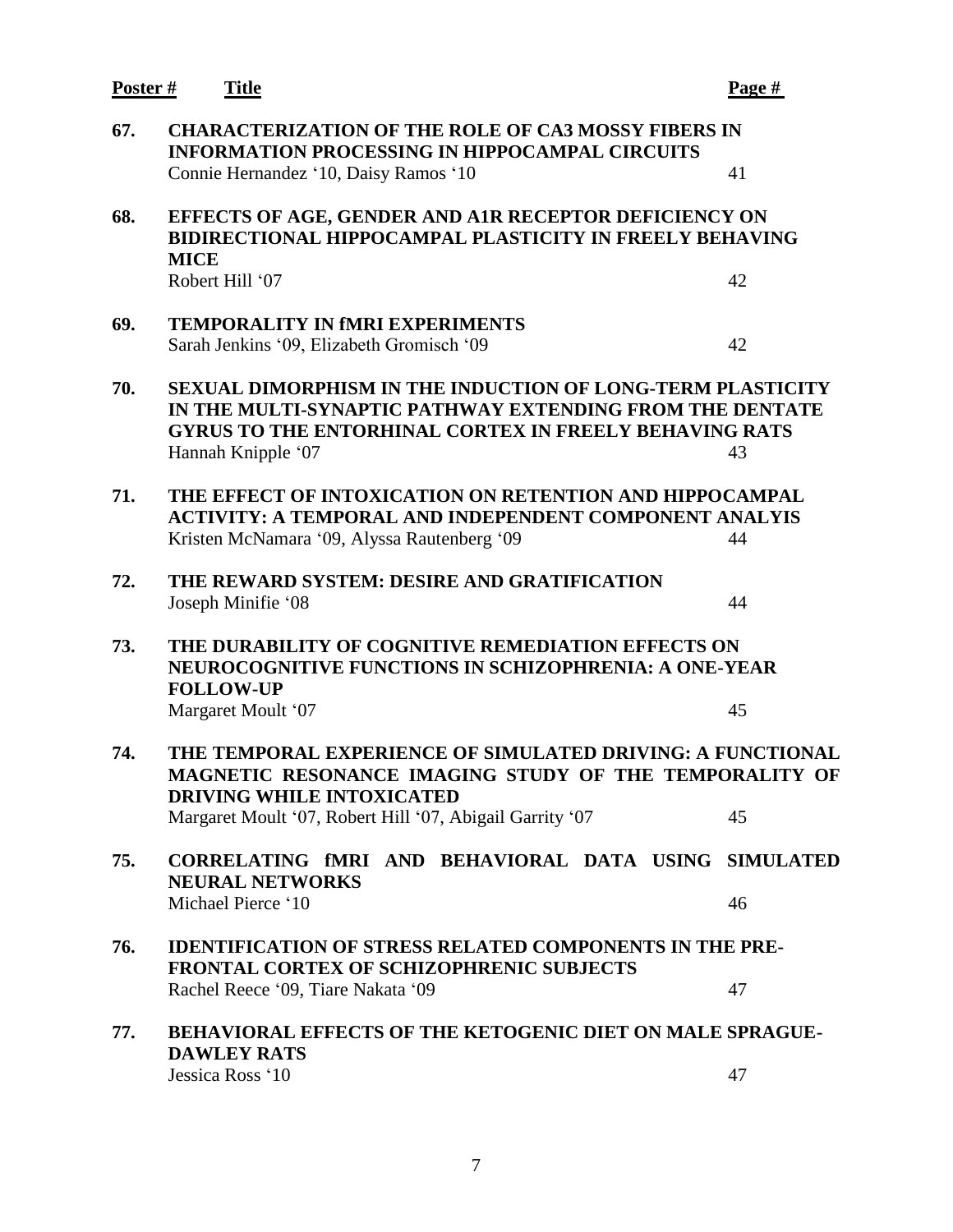| Poster # | Title | Page # |
|---|---|---|
| 67. | **CHARACTERIZATION OF THE ROLE OF CA3 MOSSY FIBERS IN INFORMATION PROCESSING IN HIPPOCAMPAL CIRCUITS**<br>Connie Hernandez '10, Daisy Ramos '10 | 41 |
| 68. | **EFFECTS OF AGE, GENDER AND A1R RECEPTOR DEFICIENCY ON BIDIRECTIONAL HIPPOCAMPAL PLASTICITY IN FREELY BEHAVING MICE**<br>Robert Hill '07 | 42 |
| 69. | **TEMPORALITY IN fMRI EXPERIMENTS**<br>Sarah Jenkins '09, Elizabeth Gromisch '09 | 42 |
| 70. | **SEXUAL DIMORPHISM IN THE INDUCTION OF LONG-TERM PLASTICITY IN THE MULTI-SYNAPTIC PATHWAY EXTENDING FROM THE DENTATE GYRUS TO THE ENTORHINAL CORTEX IN FREELY BEHAVING RATS**<br>Hannah Knipple '07 | 43 |
| 71. | **THE EFFECT OF INTOXICATION ON RETENTION AND HIPPOCAMPAL ACTIVITY: A TEMPORAL AND INDEPENDENT COMPONENT ANALYIS**<br>Kristen McNamara '09, Alyssa Rautenberg '09 | 44 |
| 72. | **THE REWARD SYSTEM: DESIRE AND GRATIFICATION**<br>Joseph Minifie '08 | 44 |
| 73. | **THE DURABILITY OF COGNITIVE REMEDIATION EFFECTS ON NEUROCOGNITIVE FUNCTIONS IN SCHIZOPHRENIA: A ONE-YEAR FOLLOW-UP**<br>Margaret Moult '07 | 45 |
| 74. | **THE TEMPORAL EXPERIENCE OF SIMULATED DRIVING: A FUNCTIONAL MAGNETIC RESONANCE IMAGING STUDY OF THE TEMPORALITY OF DRIVING WHILE INTOXICATED**<br>Margaret Moult '07, Robert Hill '07, Abigail Garrity '07 | 45 |
| 75. | **CORRELATING fMRI AND BEHAVIORAL DATA USING SIMULATED NEURAL NETWORKS**<br>Michael Pierce '10 | 46 |
| 76. | **IDENTIFICATION OF STRESS RELATED COMPONENTS IN THE PRE-FRONTAL CORTEX OF SCHIZOPHRENIC SUBJECTS**<br>Rachel Reece '09, Tiare Nakata '09 | 47 |
| 77. | **BEHAVIORAL EFFECTS OF THE KETOGENIC DIET ON MALE SPRAGUE-DAWLEY RATS**<br>Jessica Ross '10 | 47 |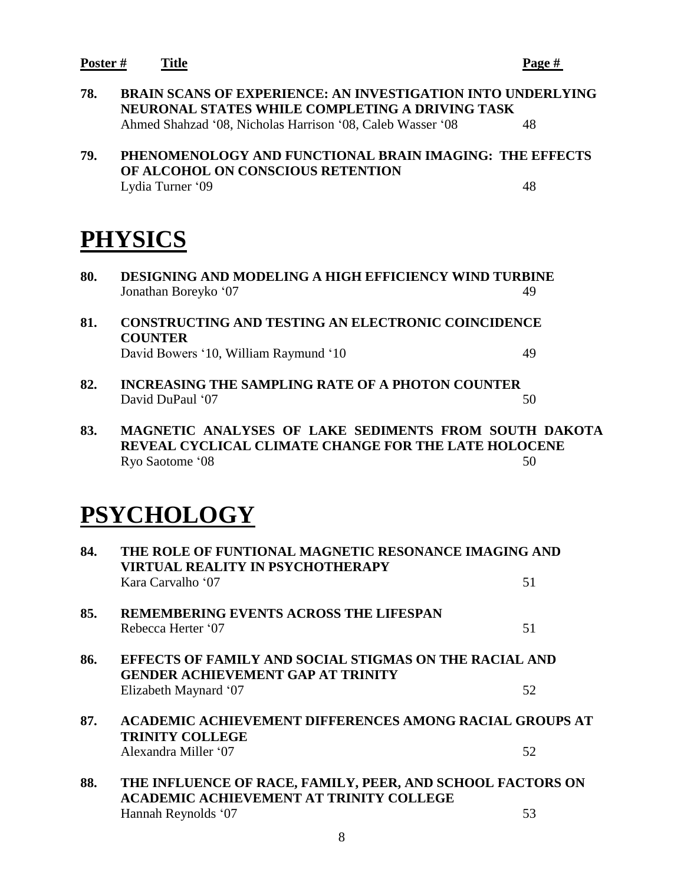| Poster # | Title | Page # |
|---|---|---|
| 78. | **BRAIN SCANS OF EXPERIENCE: AN INVESTIGATION INTO UNDERLYING NEURONAL STATES WHILE COMPLETING A DRIVING TASK**<br>Ahmed Shahzad '08, Nicholas Harrison '08, Caleb Wasser '08 | 48 |
| 79. | **PHENOMENOLOGY AND FUNCTIONAL BRAIN IMAGING: THE EFFECTS OF ALCOHOL ON CONSCIOUS RETENTION**<br>Lydia Turner '09 | 48 |

# PHYSICS

| Poster # | Title | Page # |
|---|---|---|
| 80. | **DESIGNING AND MODELING A HIGH EFFICIENCY WIND TURBINE**<br>Jonathan Boreyko '07 | 49 |
| 81. | **CONSTRUCTING AND TESTING AN ELECTRONIC COINCIDENCE COUNTER**<br>David Bowers '10, William Raymund '10 | 49 |
| 82. | **INCREASING THE SAMPLING RATE OF A PHOTON COUNTER**<br>David DuPaul '07 | 50 |
| 83. | **MAGNETIC ANALYSES OF LAKE SEDIMENTS FROM SOUTH DAKOTA REVEAL CYCLICAL CLIMATE CHANGE FOR THE LATE HOLOCENE**<br>Ryo Saotome '08 | 50 |

# PSYCHOLOGY

| Poster # | Title | Page # |
|---|---|---|
| 84. | **THE ROLE OF FUNTIONAL MAGNETIC RESONANCE IMAGING AND VIRTUAL REALITY IN PSYCHOTHERAPY**<br>Kara Carvalho '07 | 51 |
| 85. | **REMEMBERING EVENTS ACROSS THE LIFESPAN**<br>Rebecca Herter '07 | 51 |
| 86. | **EFFECTS OF FAMILY AND SOCIAL STIGMAS ON THE RACIAL AND GENDER ACHIEVEMENT GAP AT TRINITY**<br>Elizabeth Maynard '07 | 52 |
| 87. | **ACADEMIC ACHIEVEMENT DIFFERENCES AMONG RACIAL GROUPS AT TRINITY COLLEGE**<br>Alexandra Miller '07 | 52 |
| 88. | **THE INFLUENCE OF RACE, FAMILY, PEER, AND SCHOOL FACTORS ON ACADEMIC ACHIEVEMENT AT TRINITY COLLEGE**<br>Hannah Reynolds '07 | 53 |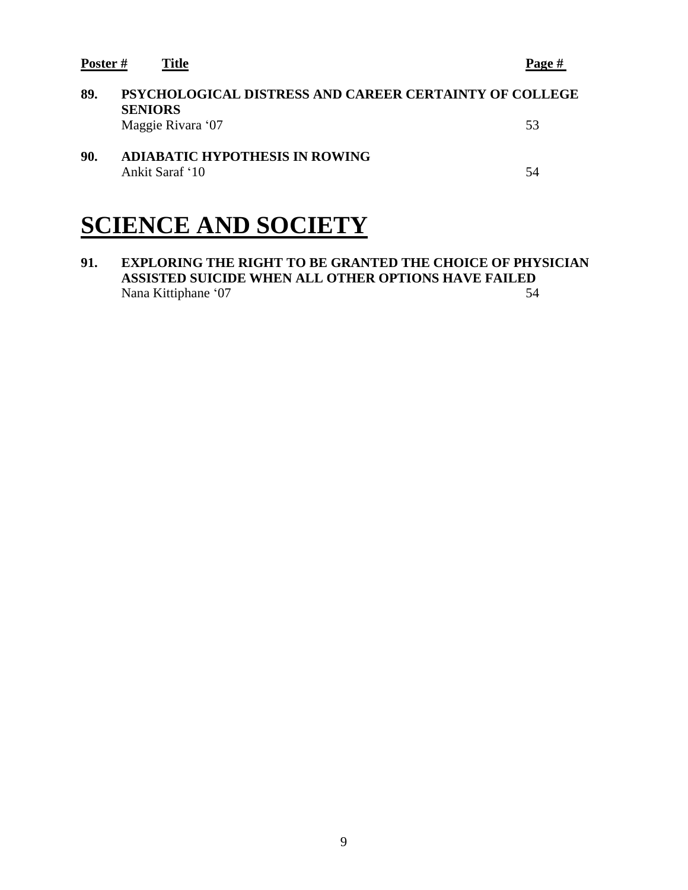| **Poster #** | **Title** | **Page #** |
| --- | --- | --- |
| **89.** | **PSYCHOLOGICAL DISTRESS AND CAREER CERTAINTY OF COLLEGE SENIORS**<br>Maggie Rivara '07 | 53 |
| **90.** | **ADIABATIC HYPOTHESIS IN ROWING**<br>Ankit Saraf '10 | 54 |

# SCIENCE AND SOCIETY

| | | |
| --- | --- | --- |
| **91.** | **EXPLORING THE RIGHT TO BE GRANTED THE CHOICE OF PHYSICIAN ASSISTED SUICIDE WHEN ALL OTHER OPTIONS HAVE FAILED**<br>Nana Kittiphane '07 | 54 |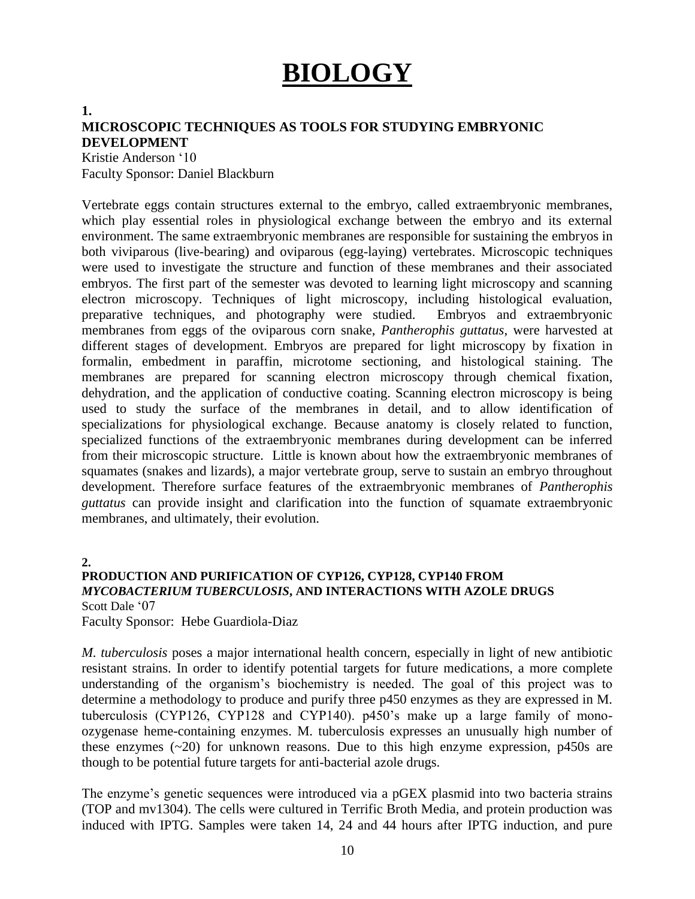# BIOLOGY

**1.**

**MICROSCOPIC TECHNIQUES AS TOOLS FOR STUDYING EMBRYONIC DEVELOPMENT**

Kristie Anderson '10
Faculty Sponsor: Daniel Blackburn

Vertebrate eggs contain structures external to the embryo, called extraembryonic membranes, which play essential roles in physiological exchange between the embryo and its external environment. The same extraembryonic membranes are responsible for sustaining the embryos in both viviparous (live-bearing) and oviparous (egg-laying) vertebrates. Microscopic techniques were used to investigate the structure and function of these membranes and their associated embryos. The first part of the semester was devoted to learning light microscopy and scanning electron microscopy. Techniques of light microscopy, including histological evaluation, preparative techniques, and photography were studied. Embryos and extraembryonic membranes from eggs of the oviparous corn snake, *Pantherophis guttatus*, were harvested at different stages of development. Embryos are prepared for light microscopy by fixation in formalin, embedment in paraffin, microtome sectioning, and histological staining. The membranes are prepared for scanning electron microscopy through chemical fixation, dehydration, and the application of conductive coating. Scanning electron microscopy is being used to study the surface of the membranes in detail, and to allow identification of specializations for physiological exchange. Because anatomy is closely related to function, specialized functions of the extraembryonic membranes during development can be inferred from their microscopic structure. Little is known about how the extraembryonic membranes of squamates (snakes and lizards), a major vertebrate group, serve to sustain an embryo throughout development. Therefore surface features of the extraembryonic membranes of *Pantherophis guttatus* can provide insight and clarification into the function of squamate extraembryonic membranes, and ultimately, their evolution.

**2.**

**PRODUCTION AND PURIFICATION OF CYP126, CYP128, CYP140 FROM *MYCOBACTERIUM TUBERCULOSIS*, AND INTERACTIONS WITH AZOLE DRUGS**

Scott Dale '07
Faculty Sponsor: Hebe Guardiola-Diaz

*M. tuberculosis* poses a major international health concern, especially in light of new antibiotic resistant strains. In order to identify potential targets for future medications, a more complete understanding of the organism's biochemistry is needed. The goal of this project was to determine a methodology to produce and purify three p450 enzymes as they are expressed in M. tuberculosis (CYP126, CYP128 and CYP140). p450's make up a large family of mono-ozygenase heme-containing enzymes. M. tuberculosis expresses an unusually high number of these enzymes (~20) for unknown reasons. Due to this high enzyme expression, p450s are though to be potential future targets for anti-bacterial azole drugs.

The enzyme's genetic sequences were introduced via a pGEX plasmid into two bacteria strains (TOP and mv1304). The cells were cultured in Terrific Broth Media, and protein production was induced with IPTG. Samples were taken 14, 24 and 44 hours after IPTG induction, and pure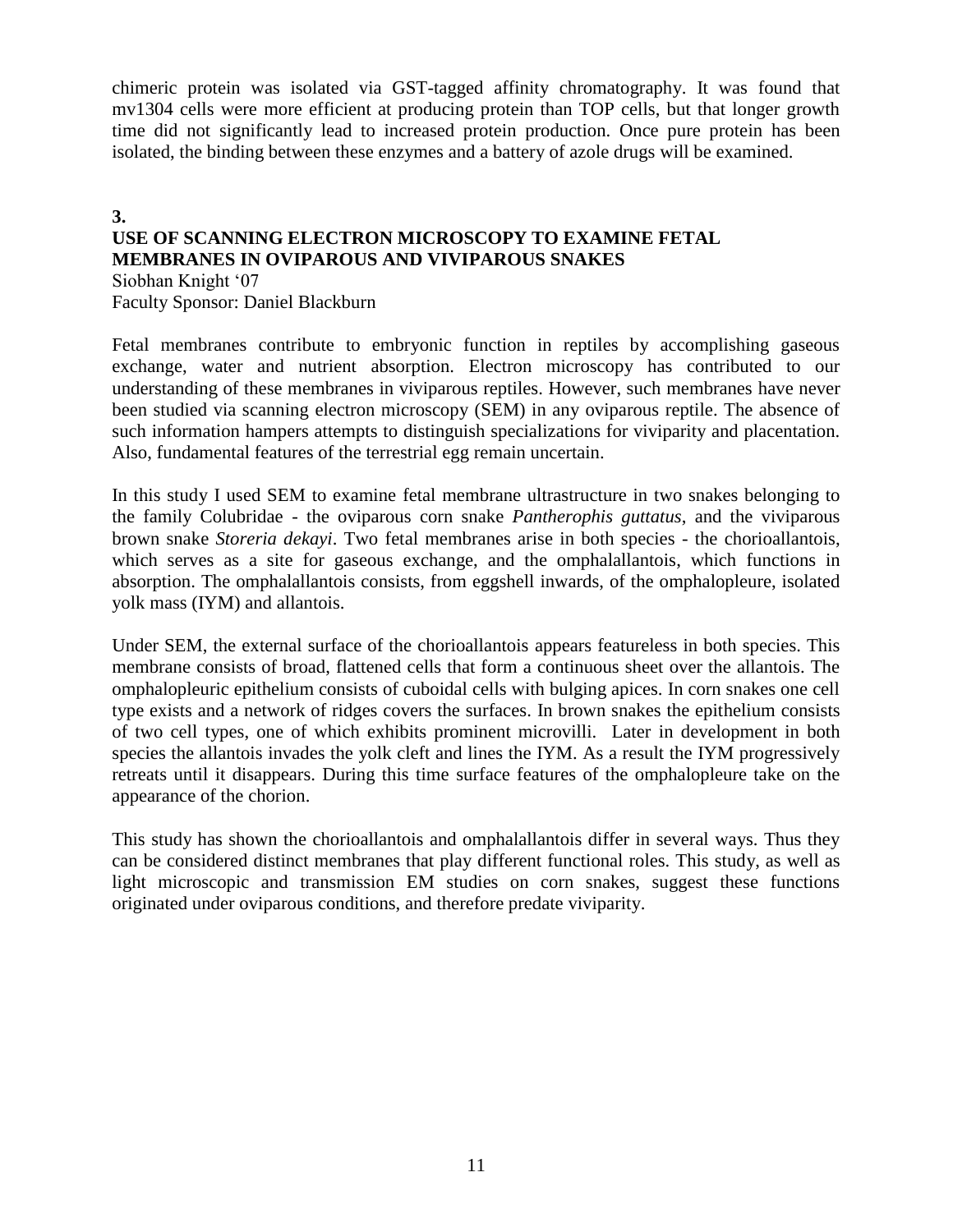chimeric protein was isolated via GST-tagged affinity chromatography. It was found that mv1304 cells were more efficient at producing protein than TOP cells, but that longer growth time did not significantly lead to increased protein production. Once pure protein has been isolated, the binding between these enzymes and a battery of azole drugs will be examined.

**3.**

**USE OF SCANNING ELECTRON MICROSCOPY TO EXAMINE FETAL MEMBRANES IN OVIPAROUS AND VIVIPAROUS SNAKES**

Siobhan Knight '07
Faculty Sponsor: Daniel Blackburn

Fetal membranes contribute to embryonic function in reptiles by accomplishing gaseous exchange, water and nutrient absorption. Electron microscopy has contributed to our understanding of these membranes in viviparous reptiles. However, such membranes have never been studied via scanning electron microscopy (SEM) in any oviparous reptile. The absence of such information hampers attempts to distinguish specializations for viviparity and placentation. Also, fundamental features of the terrestrial egg remain uncertain.

In this study I used SEM to examine fetal membrane ultrastructure in two snakes belonging to the family Colubridae - the oviparous corn snake *Pantherophis guttatus*, and the viviparous brown snake *Storeria dekayi*. Two fetal membranes arise in both species - the chorioallantois, which serves as a site for gaseous exchange, and the omphalallantois, which functions in absorption. The omphalallantois consists, from eggshell inwards, of the omphalopleure, isolated yolk mass (IYM) and allantois.

Under SEM, the external surface of the chorioallantois appears featureless in both species. This membrane consists of broad, flattened cells that form a continuous sheet over the allantois. The omphalopleuric epithelium consists of cuboidal cells with bulging apices. In corn snakes one cell type exists and a network of ridges covers the surfaces. In brown snakes the epithelium consists of two cell types, one of which exhibits prominent microvilli. Later in development in both species the allantois invades the yolk cleft and lines the IYM. As a result the IYM progressively retreats until it disappears. During this time surface features of the omphalopleure take on the appearance of the chorion.

This study has shown the chorioallantois and omphalallantois differ in several ways. Thus they can be considered distinct membranes that play different functional roles. This study, as well as light microscopic and transmission EM studies on corn snakes, suggest these functions originated under oviparous conditions, and therefore predate viviparity.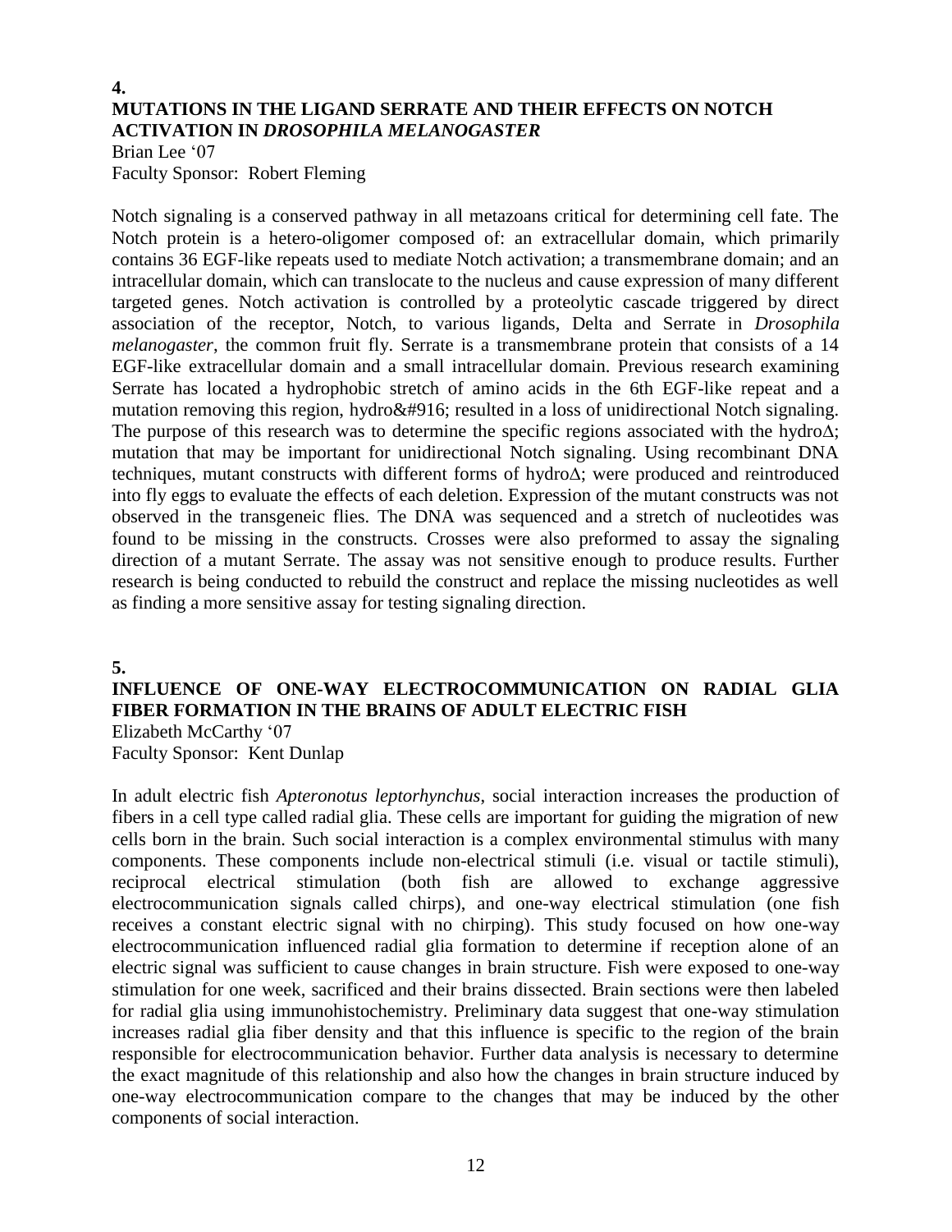**4.**

## MUTATIONS IN THE LIGAND SERRATE AND THEIR EFFECTS ON NOTCH ACTIVATION IN *DROSOPHILA MELANOGASTER*

Brian Lee '07
Faculty Sponsor: Robert Fleming

Notch signaling is a conserved pathway in all metazoans critical for determining cell fate. The Notch protein is a hetero-oligomer composed of: an extracellular domain, which primarily contains 36 EGF-like repeats used to mediate Notch activation; a transmembrane domain; and an intracellular domain, which can translocate to the nucleus and cause expression of many different targeted genes. Notch activation is controlled by a proteolytic cascade triggered by direct association of the receptor, Notch, to various ligands, Delta and Serrate in *Drosophila melanogaster*, the common fruit fly. Serrate is a transmembrane protein that consists of a 14 EGF-like extracellular domain and a small intracellular domain. Previous research examining Serrate has located a hydrophobic stretch of amino acids in the 6th EGF-like repeat and a mutation removing this region, hydro&#916; resulted in a loss of unidirectional Notch signaling. The purpose of this research was to determine the specific regions associated with the hydroΔ; mutation that may be important for unidirectional Notch signaling. Using recombinant DNA techniques, mutant constructs with different forms of hydroΔ; were produced and reintroduced into fly eggs to evaluate the effects of each deletion. Expression of the mutant constructs was not observed in the transgeneic flies. The DNA was sequenced and a stretch of nucleotides was found to be missing in the constructs. Crosses were also preformed to assay the signaling direction of a mutant Serrate. The assay was not sensitive enough to produce results. Further research is being conducted to rebuild the construct and replace the missing nucleotides as well as finding a more sensitive assay for testing signaling direction.

**5.**

## INFLUENCE OF ONE-WAY ELECTROCOMMUNICATION ON RADIAL GLIA FIBER FORMATION IN THE BRAINS OF ADULT ELECTRIC FISH

Elizabeth McCarthy '07
Faculty Sponsor: Kent Dunlap

In adult electric fish *Apteronotus leptorhynchus*, social interaction increases the production of fibers in a cell type called radial glia. These cells are important for guiding the migration of new cells born in the brain. Such social interaction is a complex environmental stimulus with many components. These components include non-electrical stimuli (i.e. visual or tactile stimuli), reciprocal electrical stimulation (both fish are allowed to exchange aggressive electrocommunication signals called chirps), and one-way electrical stimulation (one fish receives a constant electric signal with no chirping). This study focused on how one-way electrocommunication influenced radial glia formation to determine if reception alone of an electric signal was sufficient to cause changes in brain structure. Fish were exposed to one-way stimulation for one week, sacrificed and their brains dissected. Brain sections were then labeled for radial glia using immunohistochemistry. Preliminary data suggest that one-way stimulation increases radial glia fiber density and that this influence is specific to the region of the brain responsible for electrocommunication behavior. Further data analysis is necessary to determine the exact magnitude of this relationship and also how the changes in brain structure induced by one-way electrocommunication compare to the changes that may be induced by the other components of social interaction.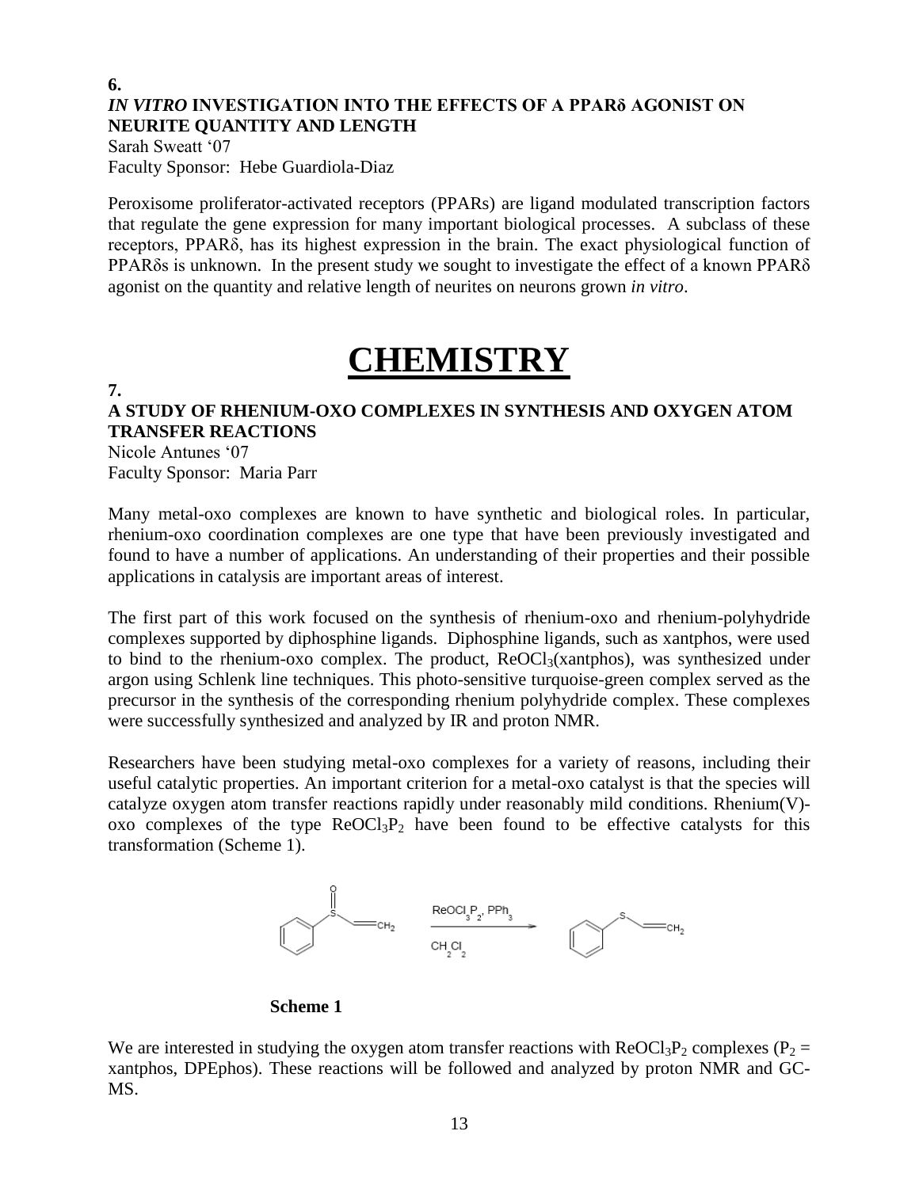**6.**

### *IN VITRO* INVESTIGATION INTO THE EFFECTS OF A PPARδ AGONIST ON NEURITE QUANTITY AND LENGTH

Sarah Sweatt '07
Faculty Sponsor: Hebe Guardiola-Diaz

Peroxisome proliferator-activated receptors (PPARs) are ligand modulated transcription factors that regulate the gene expression for many important biological processes. A subclass of these receptors, PPARδ, has its highest expression in the brain. The exact physiological function of PPARδs is unknown. In the present study we sought to investigate the effect of a known PPARδ agonist on the quantity and relative length of neurites on neurons grown *in vitro*.

# CHEMISTRY

**7.**

### A STUDY OF RHENIUM-OXO COMPLEXES IN SYNTHESIS AND OXYGEN ATOM TRANSFER REACTIONS

Nicole Antunes '07
Faculty Sponsor: Maria Parr

Many metal-oxo complexes are known to have synthetic and biological roles. In particular, rhenium-oxo coordination complexes are one type that have been previously investigated and found to have a number of applications. An understanding of their properties and their possible applications in catalysis are important areas of interest.

The first part of this work focused on the synthesis of rhenium-oxo and rhenium-polyhydride complexes supported by diphosphine ligands. Diphosphine ligands, such as xantphos, were used to bind to the rhenium-oxo complex. The product, $ReOCl_3$(xantphos), was synthesized under argon using Schlenk line techniques. This photo-sensitive turquoise-green complex served as the precursor in the synthesis of the corresponding rhenium polyhydride complex. These complexes were successfully synthesized and analyzed by IR and proton NMR.

Researchers have been studying metal-oxo complexes for a variety of reasons, including their useful catalytic properties. An important criterion for a metal-oxo catalyst is that the species will catalyze oxygen atom transfer reactions rapidly under reasonably mild conditions. Rhenium(V)-oxo complexes of the type $ReOCl_3P_2$ have been found to be effective catalysts for this transformation (Scheme 1).

$$\text{PhS(O)CH=CH}_2 \xrightarrow[\text{CH}_2\text{Cl}_2]{\text{ReOCl}_3\text{P}_2,\ \text{PPh}_3} \text{PhSCH=CH}_2$$

**Scheme 1**

We are interested in studying the oxygen atom transfer reactions with $ReOCl_3P_2$ complexes ($P_2$ = xantphos, DPEphos). These reactions will be followed and analyzed by proton NMR and GC-MS.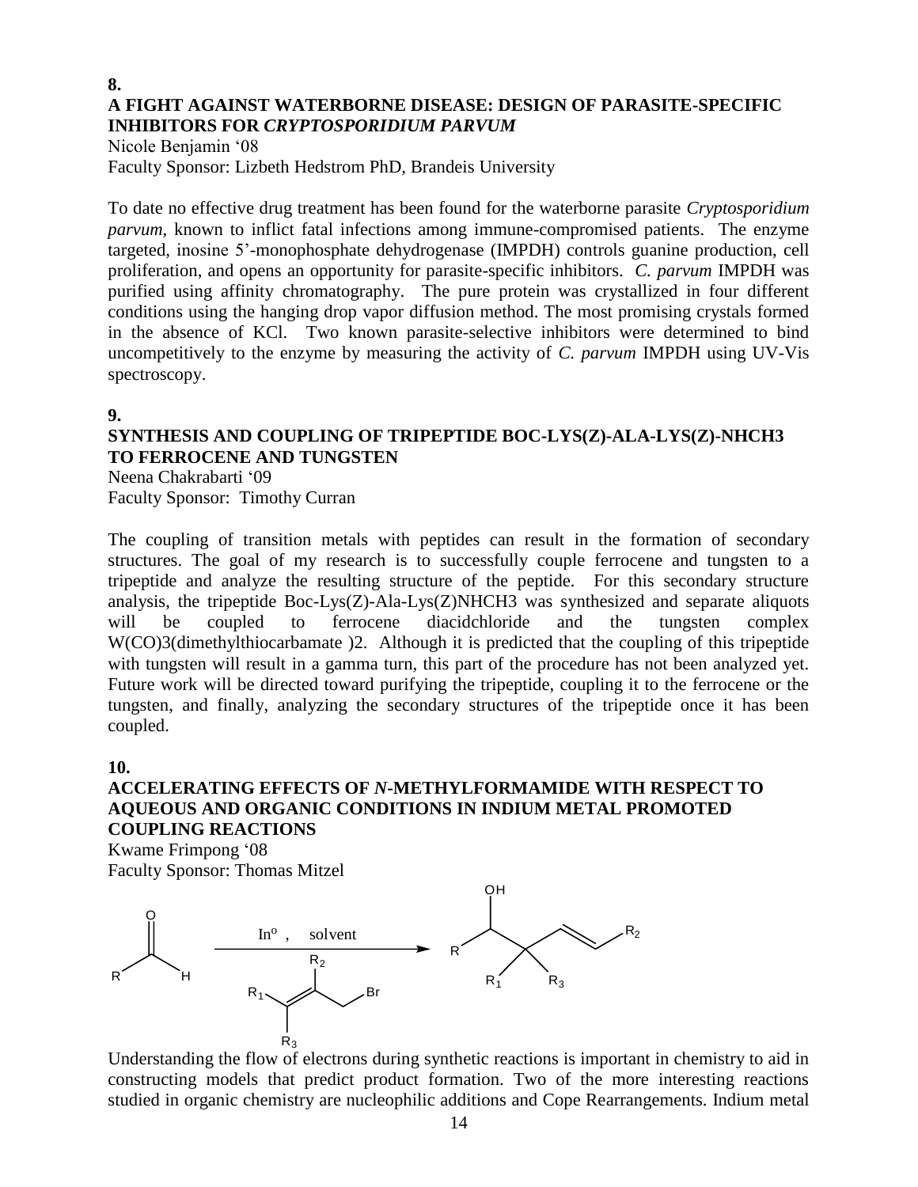**8.**

### A FIGHT AGAINST WATERBORNE DISEASE: DESIGN OF PARASITE-SPECIFIC INHIBITORS FOR *CRYPTOSPORIDIUM PARVUM*

Nicole Benjamin ‘08
Faculty Sponsor: Lizbeth Hedstrom PhD, Brandeis University

To date no effective drug treatment has been found for the waterborne parasite *Cryptosporidium parvum*, known to inflict fatal infections among immune-compromised patients. The enzyme targeted, inosine 5’-monophosphate dehydrogenase (IMPDH) controls guanine production, cell proliferation, and opens an opportunity for parasite-specific inhibitors. *C. parvum* IMPDH was purified using affinity chromatography. The pure protein was crystallized in four different conditions using the hanging drop vapor diffusion method. The most promising crystals formed in the absence of KCl. Two known parasite-selective inhibitors were determined to bind uncompetitively to the enzyme by measuring the activity of *C. parvum* IMPDH using UV-Vis spectroscopy.

**9.**

### SYNTHESIS AND COUPLING OF TRIPEPTIDE BOC-LYS(Z)-ALA-LYS(Z)-NHCH3 TO FERROCENE AND TUNGSTEN

Neena Chakrabarti ‘09
Faculty Sponsor: Timothy Curran

The coupling of transition metals with peptides can result in the formation of secondary structures. The goal of my research is to successfully couple ferrocene and tungsten to a tripeptide and analyze the resulting structure of the peptide. For this secondary structure analysis, the tripeptide Boc-Lys(Z)-Ala-Lys(Z)NHCH3 was synthesized and separate aliquots will be coupled to ferrocene diacidchloride and the tungsten complex W(CO)3(dimethylthiocarbamate )2. Although it is predicted that the coupling of this tripeptide with tungsten will result in a gamma turn, this part of the procedure has not been analyzed yet. Future work will be directed toward purifying the tripeptide, coupling it to the ferrocene or the tungsten, and finally, analyzing the secondary structures of the tripeptide once it has been coupled.

**10.**

### ACCELERATING EFFECTS OF *N*-METHYLFORMAMIDE WITH RESPECT TO AQUEOUS AND ORGANIC CONDITIONS IN INDIUM METAL PROMOTED COUPLING REACTIONS

Kwame Frimpong ‘08
Faculty Sponsor: Thomas Mitzel

RCHO + $R_1(R_3)C{=}C(R_2)CH_2Br$ —[$In^o$, solvent]→ $RCH(OH)C(R_1)(R_3)CH{=}CHR_2$

Understanding the flow of electrons during synthetic reactions is important in chemistry to aid in constructing models that predict product formation. Two of the more interesting reactions studied in organic chemistry are nucleophilic additions and Cope Rearrangements. Indium metal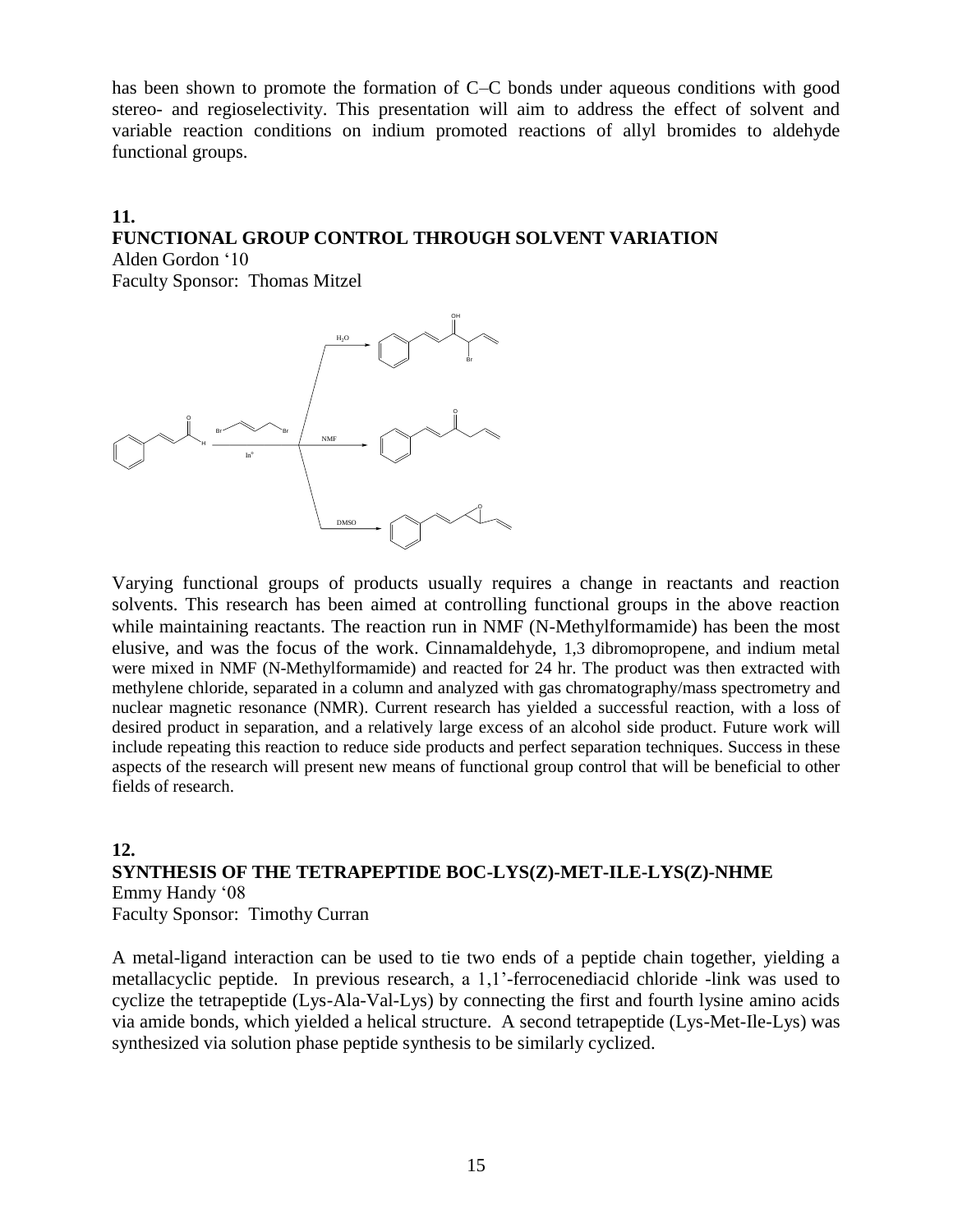has been shown to promote the formation of C–C bonds under aqueous conditions with good stereo- and regioselectivity. This presentation will aim to address the effect of solvent and variable reaction conditions on indium promoted reactions of allyl bromides to aldehyde functional groups.

**11.**

**FUNCTIONAL GROUP CONTROL THROUGH SOLVENT VARIATION**

Alden Gordon '10

Faculty Sponsor: Thomas Mitzel

Varying functional groups of products usually requires a change in reactants and reaction solvents. This research has been aimed at controlling functional groups in the above reaction while maintaining reactants. The reaction run in NMF (N-Methylformamide) has been the most elusive, and was the focus of the work. Cinnamaldehyde, 1,3 dibromopropene, and indium metal were mixed in NMF (N-Methylformamide) and reacted for 24 hr. The product was then extracted with methylene chloride, separated in a column and analyzed with gas chromatography/mass spectrometry and nuclear magnetic resonance (NMR). Current research has yielded a successful reaction, with a loss of desired product in separation, and a relatively large excess of an alcohol side product. Future work will include repeating this reaction to reduce side products and perfect separation techniques. Success in these aspects of the research will present new means of functional group control that will be beneficial to other fields of research.

**12.**

**SYNTHESIS OF THE TETRAPEPTIDE BOC-LYS(Z)-MET-ILE-LYS(Z)-NHME**

Emmy Handy '08

Faculty Sponsor: Timothy Curran

A metal-ligand interaction can be used to tie two ends of a peptide chain together, yielding a metallacyclic peptide. In previous research, a 1,1'-ferrocenediacid chloride -link was used to cyclize the tetrapeptide (Lys-Ala-Val-Lys) by connecting the first and fourth lysine amino acids via amide bonds, which yielded a helical structure. A second tetrapeptide (Lys-Met-Ile-Lys) was synthesized via solution phase peptide synthesis to be similarly cyclized.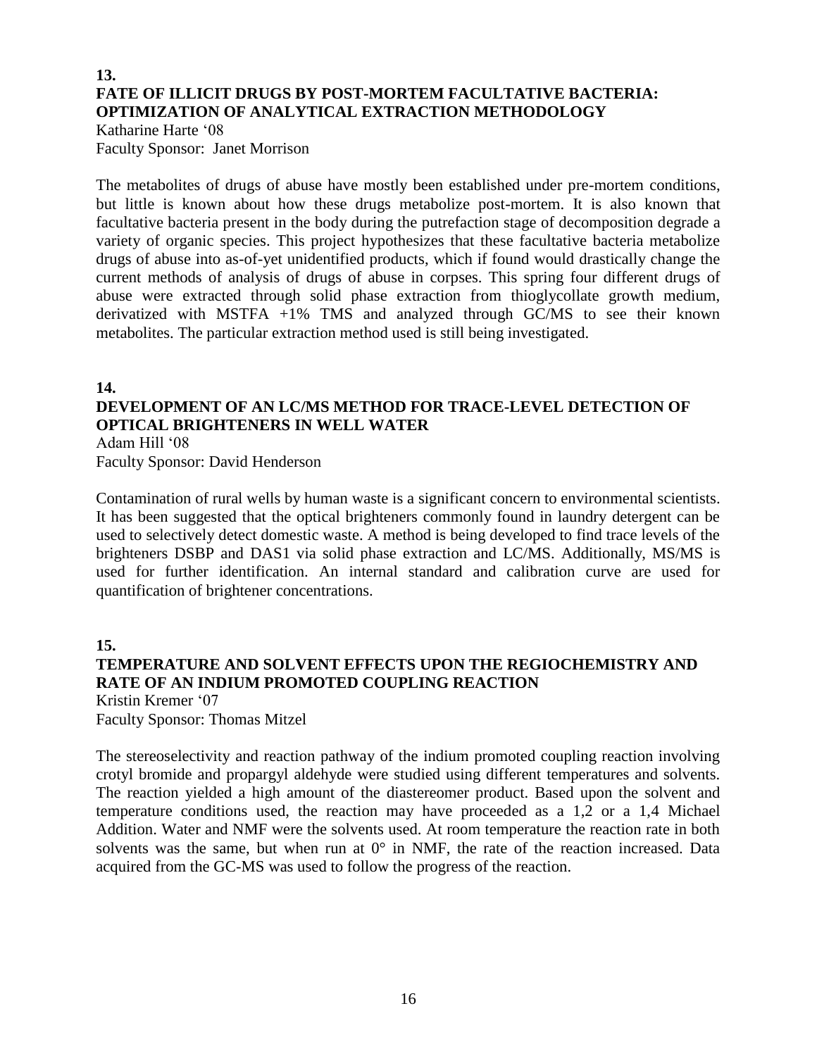**13.**

### FATE OF ILLICIT DRUGS BY POST-MORTEM FACULTATIVE BACTERIA: OPTIMIZATION OF ANALYTICAL EXTRACTION METHODOLOGY

Katharine Harte '08
Faculty Sponsor: Janet Morrison

The metabolites of drugs of abuse have mostly been established under pre-mortem conditions, but little is known about how these drugs metabolize post-mortem. It is also known that facultative bacteria present in the body during the putrefaction stage of decomposition degrade a variety of organic species. This project hypothesizes that these facultative bacteria metabolize drugs of abuse into as-of-yet unidentified products, which if found would drastically change the current methods of analysis of drugs of abuse in corpses. This spring four different drugs of abuse were extracted through solid phase extraction from thioglycollate growth medium, derivatized with MSTFA +1% TMS and analyzed through GC/MS to see their known metabolites. The particular extraction method used is still being investigated.

**14.**

### DEVELOPMENT OF AN LC/MS METHOD FOR TRACE-LEVEL DETECTION OF OPTICAL BRIGHTENERS IN WELL WATER

Adam Hill '08
Faculty Sponsor: David Henderson

Contamination of rural wells by human waste is a significant concern to environmental scientists. It has been suggested that the optical brighteners commonly found in laundry detergent can be used to selectively detect domestic waste. A method is being developed to find trace levels of the brighteners DSBP and DAS1 via solid phase extraction and LC/MS. Additionally, MS/MS is used for further identification. An internal standard and calibration curve are used for quantification of brightener concentrations.

**15.**

### TEMPERATURE AND SOLVENT EFFECTS UPON THE REGIOCHEMISTRY AND RATE OF AN INDIUM PROMOTED COUPLING REACTION

Kristin Kremer '07
Faculty Sponsor: Thomas Mitzel

The stereoselectivity and reaction pathway of the indium promoted coupling reaction involving crotyl bromide and propargyl aldehyde were studied using different temperatures and solvents. The reaction yielded a high amount of the diastereomer product. Based upon the solvent and temperature conditions used, the reaction may have proceeded as a 1,2 or a 1,4 Michael Addition. Water and NMF were the solvents used. At room temperature the reaction rate in both solvents was the same, but when run at 0° in NMF, the rate of the reaction increased. Data acquired from the GC-MS was used to follow the progress of the reaction.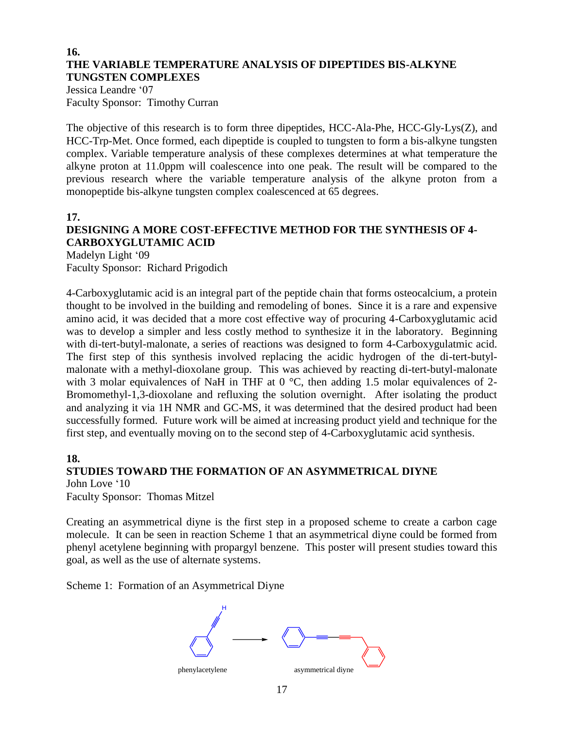**16.**

**THE VARIABLE TEMPERATURE ANALYSIS OF DIPEPTIDES BIS-ALKYNE TUNGSTEN COMPLEXES**

Jessica Leandre '07
Faculty Sponsor: Timothy Curran

The objective of this research is to form three dipeptides, HCC-Ala-Phe, HCC-Gly-Lys(Z), and HCC-Trp-Met. Once formed, each dipeptide is coupled to tungsten to form a bis-alkyne tungsten complex. Variable temperature analysis of these complexes determines at what temperature the alkyne proton at 11.0ppm will coalescence into one peak. The result will be compared to the previous research where the variable temperature analysis of the alkyne proton from a monopeptide bis-alkyne tungsten complex coalescenced at 65 degrees.

**17.**

**DESIGNING A MORE COST-EFFECTIVE METHOD FOR THE SYNTHESIS OF 4-CARBOXYGLUTAMIC ACID**

Madelyn Light '09
Faculty Sponsor: Richard Prigodich

4-Carboxyglutamic acid is an integral part of the peptide chain that forms osteocalcium, a protein thought to be involved in the building and remodeling of bones. Since it is a rare and expensive amino acid, it was decided that a more cost effective way of procuring 4-Carboxyglutamic acid was to develop a simpler and less costly method to synthesize it in the laboratory. Beginning with di-tert-butyl-malonate, a series of reactions was designed to form 4-Carboxygulatmic acid. The first step of this synthesis involved replacing the acidic hydrogen of the di-tert-butyl-malonate with a methyl-dioxolane group. This was achieved by reacting di-tert-butyl-malonate with 3 molar equivalences of NaH in THF at 0 °C, then adding 1.5 molar equivalences of 2-Bromomethyl-1,3-dioxolane and refluxing the solution overnight. After isolating the product and analyzing it via 1H NMR and GC-MS, it was determined that the desired product had been successfully formed. Future work will be aimed at increasing product yield and technique for the first step, and eventually moving on to the second step of 4-Carboxyglutamic acid synthesis.

**18.**

**STUDIES TOWARD THE FORMATION OF AN ASYMMETRICAL DIYNE**

John Love '10
Faculty Sponsor: Thomas Mitzel

Creating an asymmetrical diyne is the first step in a proposed scheme to create a carbon cage molecule. It can be seen in reaction Scheme 1 that an asymmetrical diyne could be formed from phenyl acetylene beginning with propargyl benzene. This poster will present studies toward this goal, as well as the use of alternate systems.

Scheme 1: Formation of an Asymmetrical Diyne

phenylacetylene → asymmetrical diyne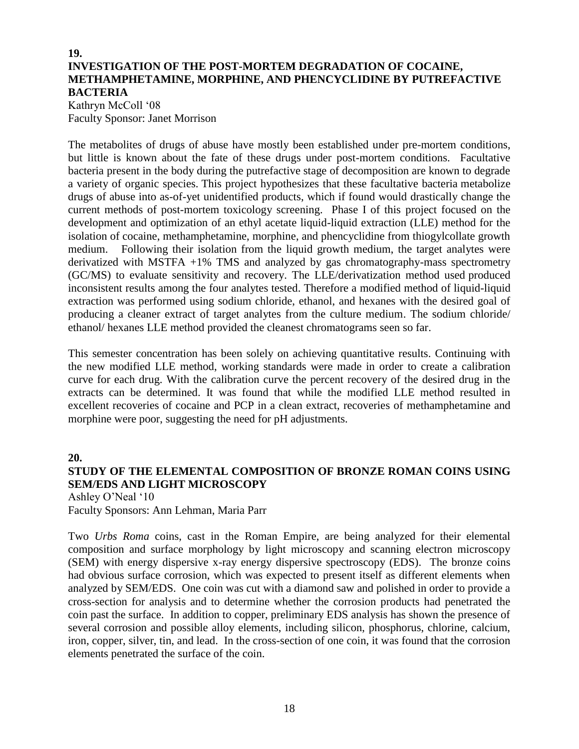**19.**

## INVESTIGATION OF THE POST-MORTEM DEGRADATION OF COCAINE, METHAMPHETAMINE, MORPHINE, AND PHENCYCLIDINE BY PUTREFACTIVE BACTERIA

Kathryn McColl '08
Faculty Sponsor: Janet Morrison

The metabolites of drugs of abuse have mostly been established under pre-mortem conditions, but little is known about the fate of these drugs under post-mortem conditions. Facultative bacteria present in the body during the putrefactive stage of decomposition are known to degrade a variety of organic species. This project hypothesizes that these facultative bacteria metabolize drugs of abuse into as-of-yet unidentified products, which if found would drastically change the current methods of post-mortem toxicology screening. Phase I of this project focused on the development and optimization of an ethyl acetate liquid-liquid extraction (LLE) method for the isolation of cocaine, methamphetamine, morphine, and phencyclidine from thiogylcollate growth medium. Following their isolation from the liquid growth medium, the target analytes were derivatized with MSTFA +1% TMS and analyzed by gas chromatography-mass spectrometry (GC/MS) to evaluate sensitivity and recovery. The LLE/derivatization method used produced inconsistent results among the four analytes tested. Therefore a modified method of liquid-liquid extraction was performed using sodium chloride, ethanol, and hexanes with the desired goal of producing a cleaner extract of target analytes from the culture medium. The sodium chloride/ ethanol/ hexanes LLE method provided the cleanest chromatograms seen so far.

This semester concentration has been solely on achieving quantitative results. Continuing with the new modified LLE method, working standards were made in order to create a calibration curve for each drug. With the calibration curve the percent recovery of the desired drug in the extracts can be determined. It was found that while the modified LLE method resulted in excellent recoveries of cocaine and PCP in a clean extract, recoveries of methamphetamine and morphine were poor, suggesting the need for pH adjustments.

**20.**

## STUDY OF THE ELEMENTAL COMPOSITION OF BRONZE ROMAN COINS USING SEM/EDS AND LIGHT MICROSCOPY

Ashley O'Neal '10
Faculty Sponsors: Ann Lehman, Maria Parr

Two *Urbs Roma* coins, cast in the Roman Empire, are being analyzed for their elemental composition and surface morphology by light microscopy and scanning electron microscopy (SEM) with energy dispersive x-ray energy dispersive spectroscopy (EDS). The bronze coins had obvious surface corrosion, which was expected to present itself as different elements when analyzed by SEM/EDS. One coin was cut with a diamond saw and polished in order to provide a cross-section for analysis and to determine whether the corrosion products had penetrated the coin past the surface. In addition to copper, preliminary EDS analysis has shown the presence of several corrosion and possible alloy elements, including silicon, phosphorus, chlorine, calcium, iron, copper, silver, tin, and lead. In the cross-section of one coin, it was found that the corrosion elements penetrated the surface of the coin.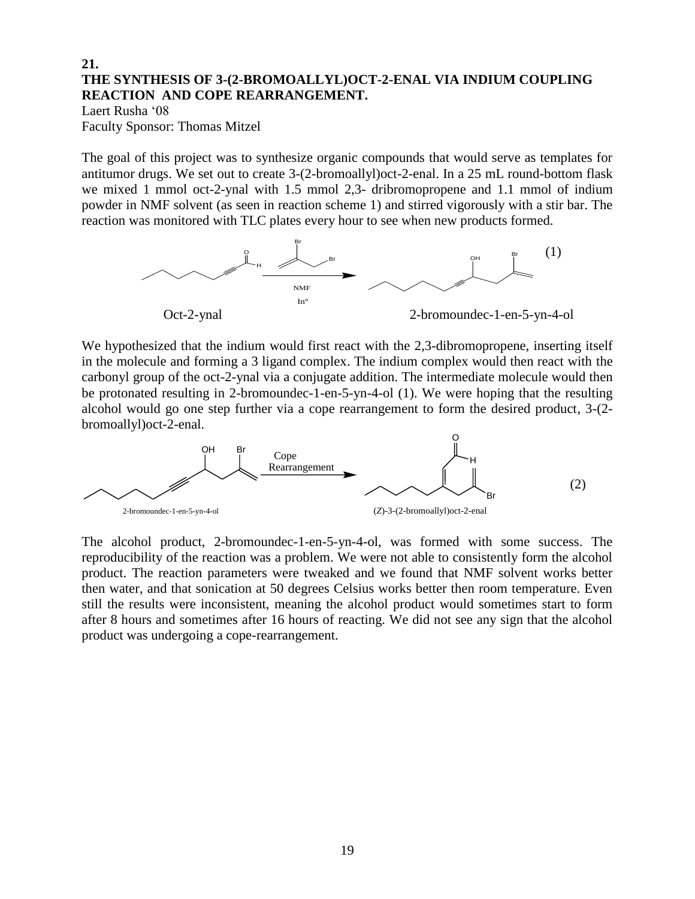**21.**

**THE SYNTHESIS OF 3-(2-BROMOALLYL)OCT-2-ENAL VIA INDIUM COUPLING REACTION AND COPE REARRANGEMENT.**

Laert Rusha '08

Faculty Sponsor: Thomas Mitzel

The goal of this project was to synthesize organic compounds that would serve as templates for antitumor drugs. We set out to create 3-(2-bromoallyl)oct-2-enal. In a 25 mL round-bottom flask we mixed 1 mmol oct-2-ynal with 1.5 mmol 2,3- dribromopropene and 1.1 mmol of indium powder in NMF solvent (as seen in reaction scheme 1) and stirred vigorously with a stir bar. The reaction was monitored with TLC plates every hour to see when new products formed.

Oct-2-ynal → (NMF, In°) → 2-bromoundec-1-en-5-yn-4-ol (1)

We hypothesized that the indium would first react with the 2,3-dibromopropene, inserting itself in the molecule and forming a 3 ligand complex. The indium complex would then react with the carbonyl group of the oct-2-ynal via a conjugate addition. The intermediate molecule would then be protonated resulting in 2-bromoundec-1-en-5-yn-4-ol (1). We were hoping that the resulting alcohol would go one step further via a cope rearrangement to form the desired product, 3-(2-bromoallyl)oct-2-enal.

2-bromoundec-1-en-5-yn-4-ol → (Cope Rearrangement) → (*Z*)-3-(2-bromoallyl)oct-2-enal (2)

The alcohol product, 2-bromoundec-1-en-5-yn-4-ol, was formed with some success. The reproducibility of the reaction was a problem. We were not able to consistently form the alcohol product. The reaction parameters were tweaked and we found that NMF solvent works better then water, and that sonication at 50 degrees Celsius works better then room temperature. Even still the results were inconsistent, meaning the alcohol product would sometimes start to form after 8 hours and sometimes after 16 hours of reacting. We did not see any sign that the alcohol product was undergoing a cope-rearrangement.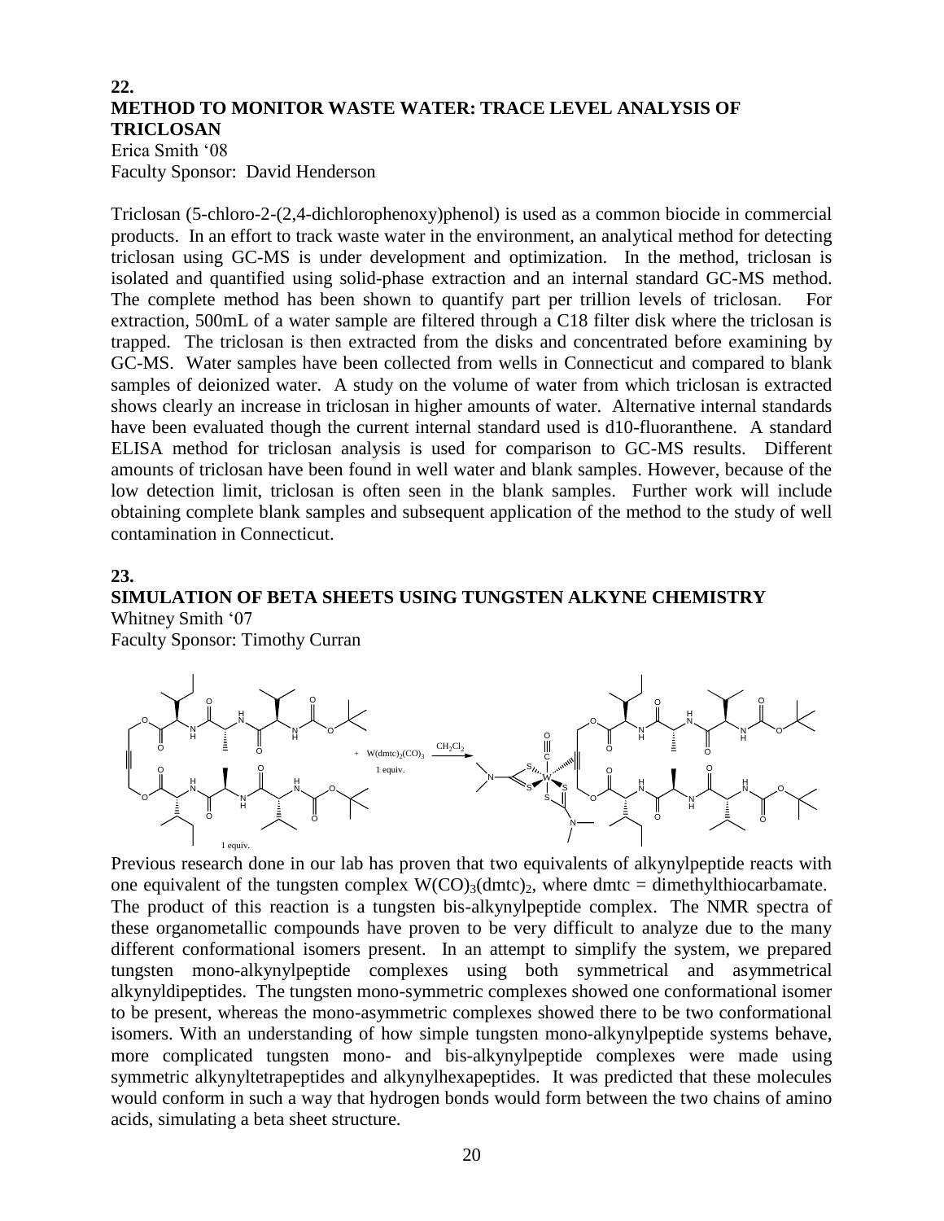## 22.

## METHOD TO MONITOR WASTE WATER: TRACE LEVEL ANALYSIS OF TRICLOSAN

Erica Smith '08
Faculty Sponsor: David Henderson

Triclosan (5-chloro-2-(2,4-dichlorophenoxy)phenol) is used as a common biocide in commercial products. In an effort to track waste water in the environment, an analytical method for detecting triclosan using GC-MS is under development and optimization. In the method, triclosan is isolated and quantified using solid-phase extraction and an internal standard GC-MS method. The complete method has been shown to quantify part per trillion levels of triclosan. For extraction, 500mL of a water sample are filtered through a C18 filter disk where the triclosan is trapped. The triclosan is then extracted from the disks and concentrated before examining by GC-MS. Water samples have been collected from wells in Connecticut and compared to blank samples of deionized water. A study on the volume of water from which triclosan is extracted shows clearly an increase in triclosan in higher amounts of water. Alternative internal standards have been evaluated though the current internal standard used is d10-fluoranthene. A standard ELISA method for triclosan analysis is used for comparison to GC-MS results. Different amounts of triclosan have been found in well water and blank samples. However, because of the low detection limit, triclosan is often seen in the blank samples. Further work will include obtaining complete blank samples and subsequent application of the method to the study of well contamination in Connecticut.

## 23.

## SIMULATION OF BETA SHEETS USING TUNGSTEN ALKYNE CHEMISTRY

Whitney Smith '07
Faculty Sponsor: Timothy Curran

1 equiv. + $W(dmtc)_2(CO)_3$ 1 equiv. $\xrightarrow{CH_2Cl_2}$

Previous research done in our lab has proven that two equivalents of alkynylpeptide reacts with one equivalent of the tungsten complex $W(CO)_3(dmtc)_2$, where dmtc = dimethylthiocarbamate. The product of this reaction is a tungsten bis-alkynylpeptide complex. The NMR spectra of these organometallic compounds have proven to be very difficult to analyze due to the many different conformational isomers present. In an attempt to simplify the system, we prepared tungsten mono-alkynylpeptide complexes using both symmetrical and asymmetrical alkynyldipeptides. The tungsten mono-symmetric complexes showed one conformational isomer to be present, whereas the mono-asymmetric complexes showed there to be two conformational isomers. With an understanding of how simple tungsten mono-alkynylpeptide systems behave, more complicated tungsten mono- and bis-alkynylpeptide complexes were made using symmetric alkynyltetrapeptides and alkynylhexapeptides. It was predicted that these molecules would conform in such a way that hydrogen bonds would form between the two chains of amino acids, simulating a beta sheet structure.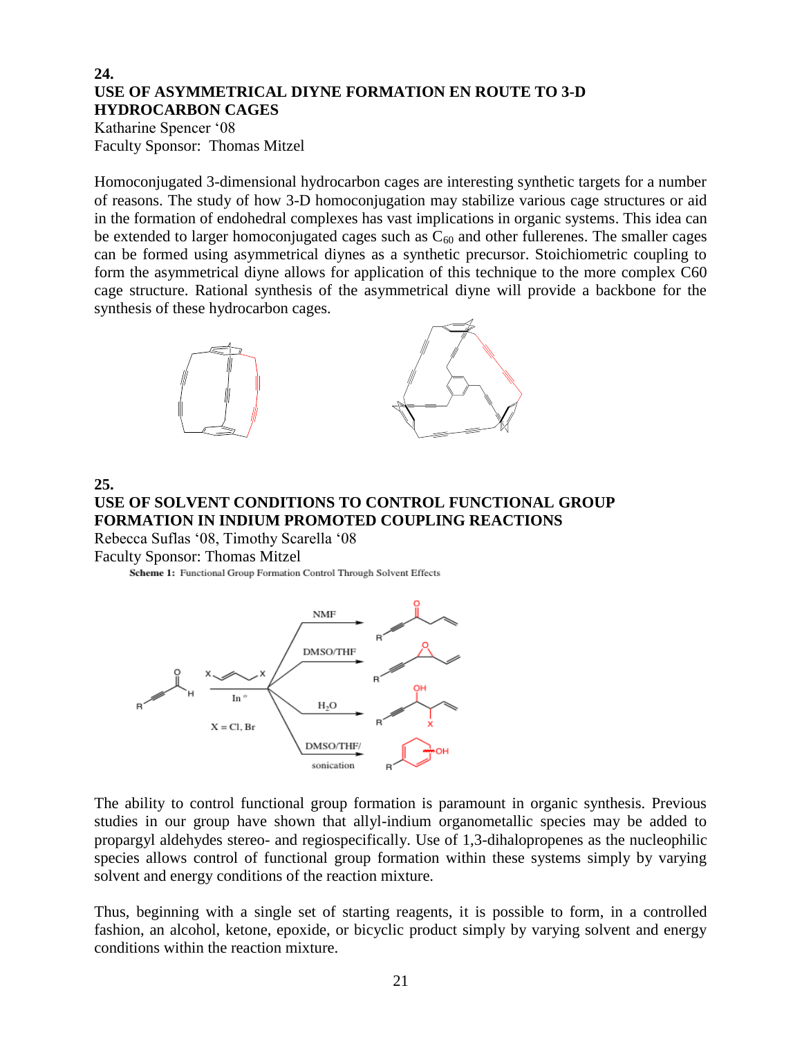**24.**

**USE OF ASYMMETRICAL DIYNE FORMATION EN ROUTE TO 3-D HYDROCARBON CAGES**

Katharine Spencer '08
Faculty Sponsor: Thomas Mitzel

Homoconjugated 3-dimensional hydrocarbon cages are interesting synthetic targets for a number of reasons. The study of how 3-D homoconjugation may stabilize various cage structures or aid in the formation of endohedral complexes has vast implications in organic systems. This idea can be extended to larger homoconjugated cages such as $C_{60}$ and other fullerenes. The smaller cages can be formed using asymmetrical diynes as a synthetic precursor. Stoichiometric coupling to form the asymmetrical diyne allows for application of this technique to the more complex C60 cage structure. Rational synthesis of the asymmetrical diyne will provide a backbone for the synthesis of these hydrocarbon cages.

**25.**

**USE OF SOLVENT CONDITIONS TO CONTROL FUNCTIONAL GROUP FORMATION IN INDIUM PROMOTED COUPLING REACTIONS**

Rebecca Suflas '08, Timothy Scarella '08
Faculty Sponsor: Thomas Mitzel

**Scheme 1:** Functional Group Formation Control Through Solvent Effects

The ability to control functional group formation is paramount in organic synthesis. Previous studies in our group have shown that allyl-indium organometallic species may be added to propargyl aldehydes stereo- and regiospecifically. Use of 1,3-dihalopropenes as the nucleophilic species allows control of functional group formation within these systems simply by varying solvent and energy conditions of the reaction mixture.

Thus, beginning with a single set of starting reagents, it is possible to form, in a controlled fashion, an alcohol, ketone, epoxide, or bicyclic product simply by varying solvent and energy conditions within the reaction mixture.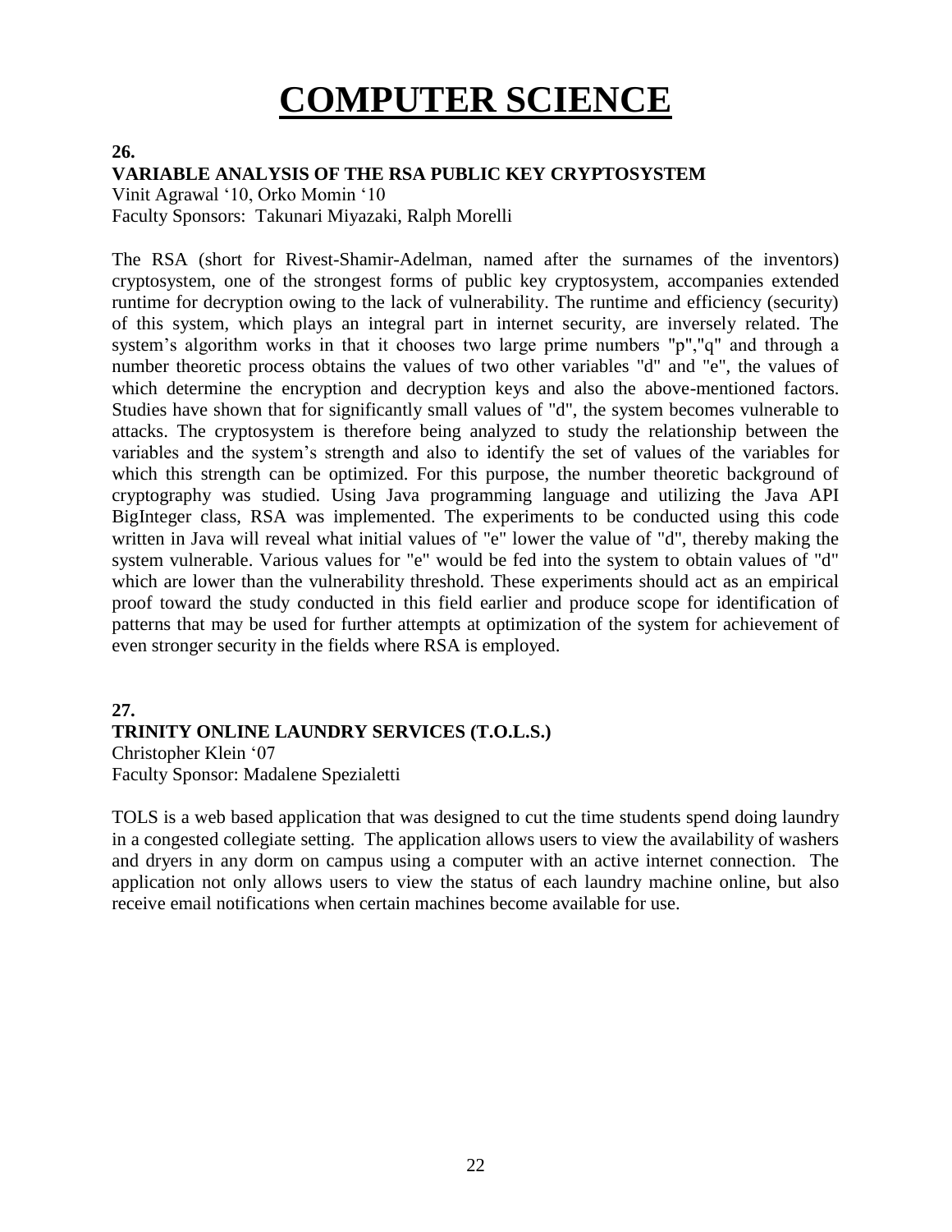# COMPUTER SCIENCE

**26.**

**VARIABLE ANALYSIS OF THE RSA PUBLIC KEY CRYPTOSYSTEM**

Vinit Agrawal '10, Orko Momin '10

Faculty Sponsors: Takunari Miyazaki, Ralph Morelli

The RSA (short for Rivest-Shamir-Adelman, named after the surnames of the inventors) cryptosystem, one of the strongest forms of public key cryptosystem, accompanies extended runtime for decryption owing to the lack of vulnerability. The runtime and efficiency (security) of this system, which plays an integral part in internet security, are inversely related. The system's algorithm works in that it chooses two large prime numbers "p","q" and through a number theoretic process obtains the values of two other variables "d" and "e", the values of which determine the encryption and decryption keys and also the above-mentioned factors. Studies have shown that for significantly small values of "d", the system becomes vulnerable to attacks. The cryptosystem is therefore being analyzed to study the relationship between the variables and the system's strength and also to identify the set of values of the variables for which this strength can be optimized. For this purpose, the number theoretic background of cryptography was studied. Using Java programming language and utilizing the Java API BigInteger class, RSA was implemented. The experiments to be conducted using this code written in Java will reveal what initial values of "e" lower the value of "d", thereby making the system vulnerable. Various values for "e" would be fed into the system to obtain values of "d" which are lower than the vulnerability threshold. These experiments should act as an empirical proof toward the study conducted in this field earlier and produce scope for identification of patterns that may be used for further attempts at optimization of the system for achievement of even stronger security in the fields where RSA is employed.

**27.**

**TRINITY ONLINE LAUNDRY SERVICES (T.O.L.S.)**

Christopher Klein '07

Faculty Sponsor: Madalene Spezialetti

TOLS is a web based application that was designed to cut the time students spend doing laundry in a congested collegiate setting. The application allows users to view the availability of washers and dryers in any dorm on campus using a computer with an active internet connection. The application not only allows users to view the status of each laundry machine online, but also receive email notifications when certain machines become available for use.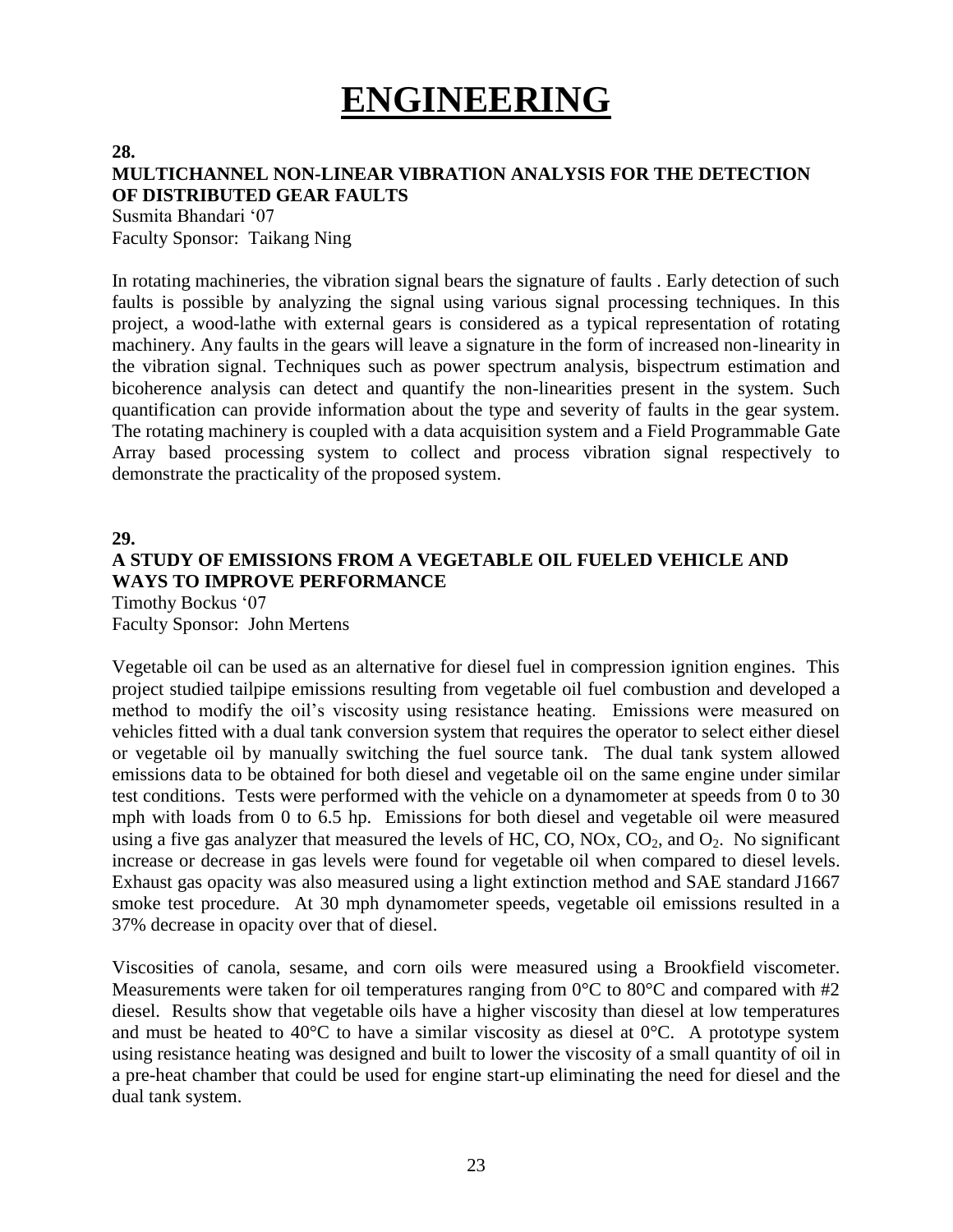# ENGINEERING

**28.**

**MULTICHANNEL NON-LINEAR VIBRATION ANALYSIS FOR THE DETECTION OF DISTRIBUTED GEAR FAULTS**

Susmita Bhandari '07
Faculty Sponsor: Taikang Ning

In rotating machineries, the vibration signal bears the signature of faults . Early detection of such faults is possible by analyzing the signal using various signal processing techniques. In this project, a wood-lathe with external gears is considered as a typical representation of rotating machinery. Any faults in the gears will leave a signature in the form of increased non-linearity in the vibration signal. Techniques such as power spectrum analysis, bispectrum estimation and bicoherence analysis can detect and quantify the non-linearities present in the system. Such quantification can provide information about the type and severity of faults in the gear system. The rotating machinery is coupled with a data acquisition system and a Field Programmable Gate Array based processing system to collect and process vibration signal respectively to demonstrate the practicality of the proposed system.

**29.**

**A STUDY OF EMISSIONS FROM A VEGETABLE OIL FUELED VEHICLE AND WAYS TO IMPROVE PERFORMANCE**

Timothy Bockus '07
Faculty Sponsor: John Mertens

Vegetable oil can be used as an alternative for diesel fuel in compression ignition engines. This project studied tailpipe emissions resulting from vegetable oil fuel combustion and developed a method to modify the oil's viscosity using resistance heating. Emissions were measured on vehicles fitted with a dual tank conversion system that requires the operator to select either diesel or vegetable oil by manually switching the fuel source tank. The dual tank system allowed emissions data to be obtained for both diesel and vegetable oil on the same engine under similar test conditions. Tests were performed with the vehicle on a dynamometer at speeds from 0 to 30 mph with loads from 0 to 6.5 hp. Emissions for both diesel and vegetable oil were measured using a five gas analyzer that measured the levels of HC, CO, NOx, $CO_2$, and $O_2$. No significant increase or decrease in gas levels were found for vegetable oil when compared to diesel levels. Exhaust gas opacity was also measured using a light extinction method and SAE standard J1667 smoke test procedure. At 30 mph dynamometer speeds, vegetable oil emissions resulted in a 37% decrease in opacity over that of diesel.

Viscosities of canola, sesame, and corn oils were measured using a Brookfield viscometer. Measurements were taken for oil temperatures ranging from 0°C to 80°C and compared with #2 diesel. Results show that vegetable oils have a higher viscosity than diesel at low temperatures and must be heated to 40°C to have a similar viscosity as diesel at 0°C. A prototype system using resistance heating was designed and built to lower the viscosity of a small quantity of oil in a pre-heat chamber that could be used for engine start-up eliminating the need for diesel and the dual tank system.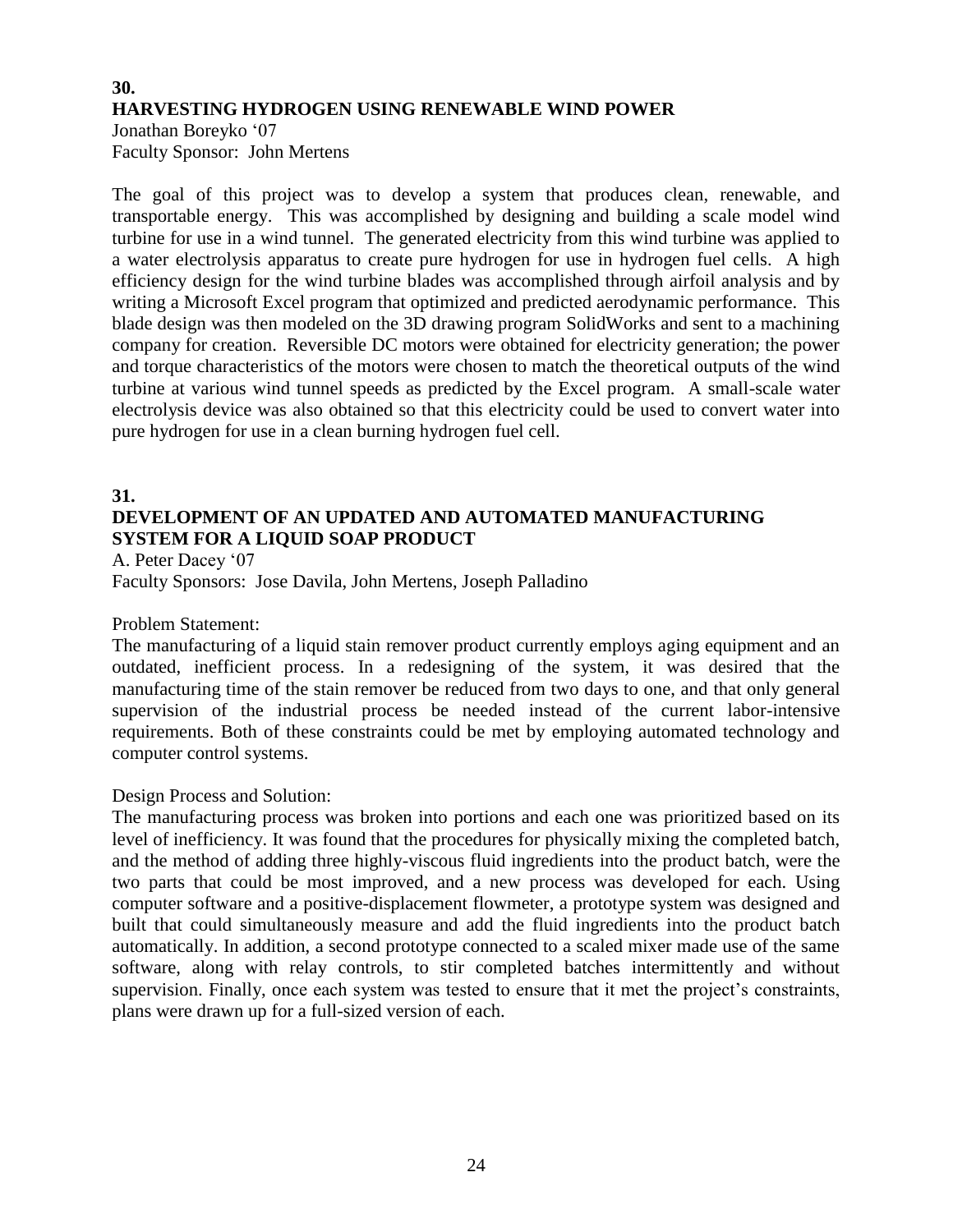**30.**

## HARVESTING HYDROGEN USING RENEWABLE WIND POWER

Jonathan Boreyko '07
Faculty Sponsor: John Mertens

The goal of this project was to develop a system that produces clean, renewable, and transportable energy. This was accomplished by designing and building a scale model wind turbine for use in a wind tunnel. The generated electricity from this wind turbine was applied to a water electrolysis apparatus to create pure hydrogen for use in hydrogen fuel cells. A high efficiency design for the wind turbine blades was accomplished through airfoil analysis and by writing a Microsoft Excel program that optimized and predicted aerodynamic performance. This blade design was then modeled on the 3D drawing program SolidWorks and sent to a machining company for creation. Reversible DC motors were obtained for electricity generation; the power and torque characteristics of the motors were chosen to match the theoretical outputs of the wind turbine at various wind tunnel speeds as predicted by the Excel program. A small-scale water electrolysis device was also obtained so that this electricity could be used to convert water into pure hydrogen for use in a clean burning hydrogen fuel cell.

**31.**

## DEVELOPMENT OF AN UPDATED AND AUTOMATED MANUFACTURING SYSTEM FOR A LIQUID SOAP PRODUCT

A. Peter Dacey '07
Faculty Sponsors: Jose Davila, John Mertens, Joseph Palladino

Problem Statement:
The manufacturing of a liquid stain remover product currently employs aging equipment and an outdated, inefficient process. In a redesigning of the system, it was desired that the manufacturing time of the stain remover be reduced from two days to one, and that only general supervision of the industrial process be needed instead of the current labor-intensive requirements. Both of these constraints could be met by employing automated technology and computer control systems.

Design Process and Solution:
The manufacturing process was broken into portions and each one was prioritized based on its level of inefficiency. It was found that the procedures for physically mixing the completed batch, and the method of adding three highly-viscous fluid ingredients into the product batch, were the two parts that could be most improved, and a new process was developed for each. Using computer software and a positive-displacement flowmeter, a prototype system was designed and built that could simultaneously measure and add the fluid ingredients into the product batch automatically. In addition, a second prototype connected to a scaled mixer made use of the same software, along with relay controls, to stir completed batches intermittently and without supervision. Finally, once each system was tested to ensure that it met the project's constraints, plans were drawn up for a full-sized version of each.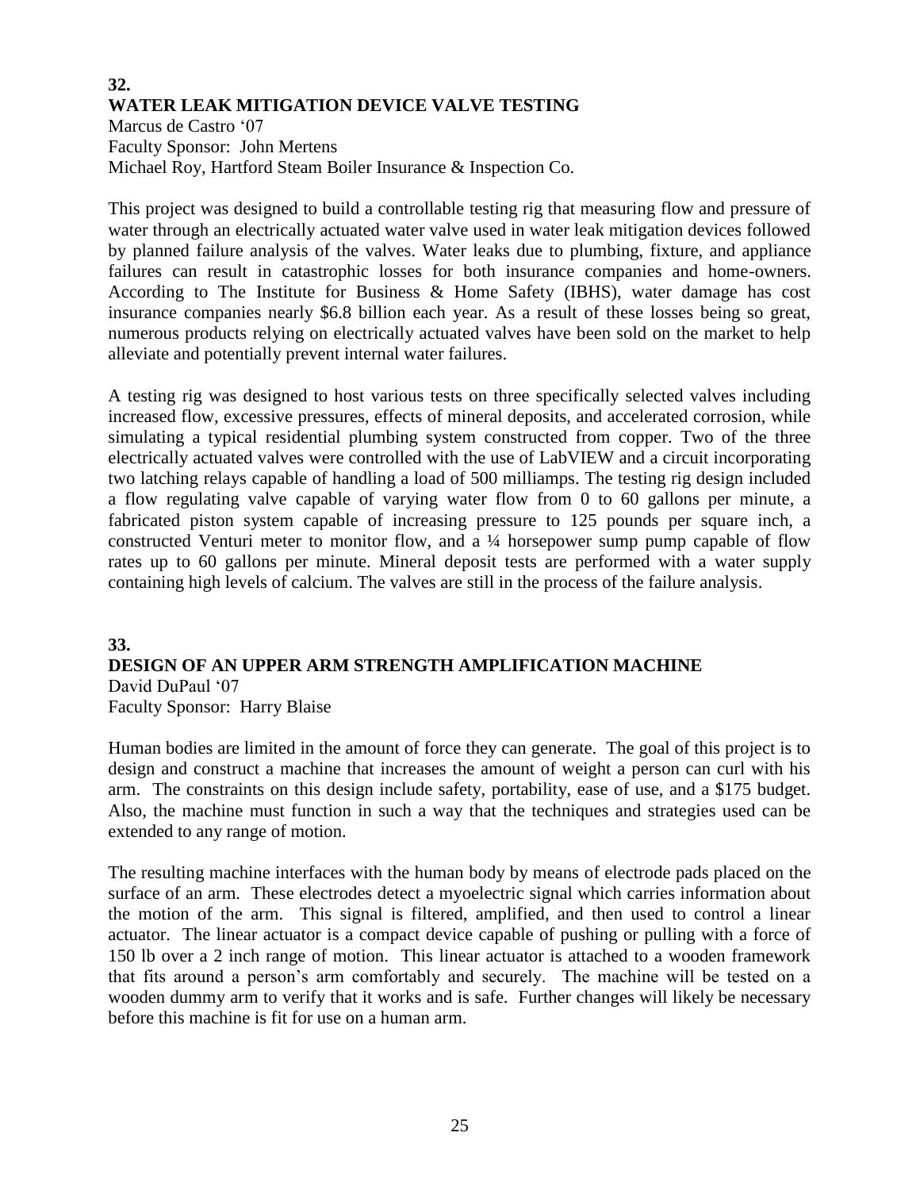**32.**

## WATER LEAK MITIGATION DEVICE VALVE TESTING

Marcus de Castro '07
Faculty Sponsor: John Mertens
Michael Roy, Hartford Steam Boiler Insurance & Inspection Co.

This project was designed to build a controllable testing rig that measuring flow and pressure of water through an electrically actuated water valve used in water leak mitigation devices followed by planned failure analysis of the valves. Water leaks due to plumbing, fixture, and appliance failures can result in catastrophic losses for both insurance companies and home-owners. According to The Institute for Business & Home Safety (IBHS), water damage has cost insurance companies nearly $6.8 billion each year. As a result of these losses being so great, numerous products relying on electrically actuated valves have been sold on the market to help alleviate and potentially prevent internal water failures.

A testing rig was designed to host various tests on three specifically selected valves including increased flow, excessive pressures, effects of mineral deposits, and accelerated corrosion, while simulating a typical residential plumbing system constructed from copper. Two of the three electrically actuated valves were controlled with the use of LabVIEW and a circuit incorporating two latching relays capable of handling a load of 500 milliamps. The testing rig design included a flow regulating valve capable of varying water flow from 0 to 60 gallons per minute, a fabricated piston system capable of increasing pressure to 125 pounds per square inch, a constructed Venturi meter to monitor flow, and a ¼ horsepower sump pump capable of flow rates up to 60 gallons per minute. Mineral deposit tests are performed with a water supply containing high levels of calcium. The valves are still in the process of the failure analysis.

**33.**

## DESIGN OF AN UPPER ARM STRENGTH AMPLIFICATION MACHINE

David DuPaul '07
Faculty Sponsor: Harry Blaise

Human bodies are limited in the amount of force they can generate. The goal of this project is to design and construct a machine that increases the amount of weight a person can curl with his arm. The constraints on this design include safety, portability, ease of use, and a $175 budget. Also, the machine must function in such a way that the techniques and strategies used can be extended to any range of motion.

The resulting machine interfaces with the human body by means of electrode pads placed on the surface of an arm. These electrodes detect a myoelectric signal which carries information about the motion of the arm. This signal is filtered, amplified, and then used to control a linear actuator. The linear actuator is a compact device capable of pushing or pulling with a force of 150 lb over a 2 inch range of motion. This linear actuator is attached to a wooden framework that fits around a person's arm comfortably and securely. The machine will be tested on a wooden dummy arm to verify that it works and is safe. Further changes will likely be necessary before this machine is fit for use on a human arm.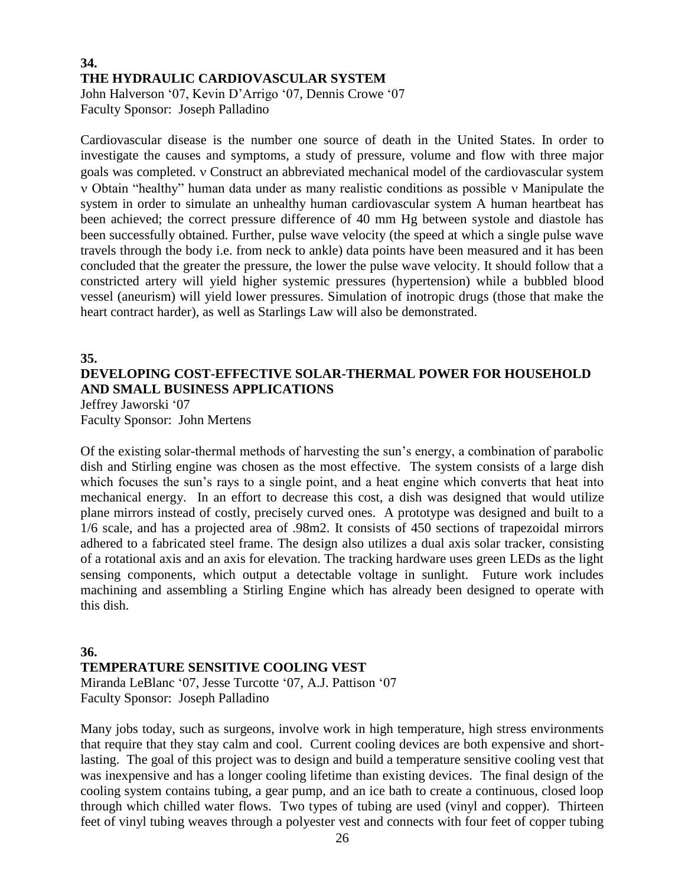**34.**

### THE HYDRAULIC CARDIOVASCULAR SYSTEM

John Halverson '07, Kevin D'Arrigo '07, Dennis Crowe '07
Faculty Sponsor: Joseph Palladino

Cardiovascular disease is the number one source of death in the United States. In order to investigate the causes and symptoms, a study of pressure, volume and flow with three major goals was completed. ν Construct an abbreviated mechanical model of the cardiovascular system ν Obtain "healthy" human data under as many realistic conditions as possible ν Manipulate the system in order to simulate an unhealthy human cardiovascular system A human heartbeat has been achieved; the correct pressure difference of 40 mm Hg between systole and diastole has been successfully obtained. Further, pulse wave velocity (the speed at which a single pulse wave travels through the body i.e. from neck to ankle) data points have been measured and it has been concluded that the greater the pressure, the lower the pulse wave velocity. It should follow that a constricted artery will yield higher systemic pressures (hypertension) while a bubbled blood vessel (aneurism) will yield lower pressures. Simulation of inotropic drugs (those that make the heart contract harder), as well as Starlings Law will also be demonstrated.

**35.**

### DEVELOPING COST-EFFECTIVE SOLAR-THERMAL POWER FOR HOUSEHOLD AND SMALL BUSINESS APPLICATIONS

Jeffrey Jaworski '07
Faculty Sponsor: John Mertens

Of the existing solar-thermal methods of harvesting the sun's energy, a combination of parabolic dish and Stirling engine was chosen as the most effective. The system consists of a large dish which focuses the sun's rays to a single point, and a heat engine which converts that heat into mechanical energy. In an effort to decrease this cost, a dish was designed that would utilize plane mirrors instead of costly, precisely curved ones. A prototype was designed and built to a 1/6 scale, and has a projected area of .98m2. It consists of 450 sections of trapezoidal mirrors adhered to a fabricated steel frame. The design also utilizes a dual axis solar tracker, consisting of a rotational axis and an axis for elevation. The tracking hardware uses green LEDs as the light sensing components, which output a detectable voltage in sunlight. Future work includes machining and assembling a Stirling Engine which has already been designed to operate with this dish.

**36.**

### TEMPERATURE SENSITIVE COOLING VEST

Miranda LeBlanc '07, Jesse Turcotte '07, A.J. Pattison '07
Faculty Sponsor: Joseph Palladino

Many jobs today, such as surgeons, involve work in high temperature, high stress environments that require that they stay calm and cool. Current cooling devices are both expensive and short-lasting. The goal of this project was to design and build a temperature sensitive cooling vest that was inexpensive and has a longer cooling lifetime than existing devices. The final design of the cooling system contains tubing, a gear pump, and an ice bath to create a continuous, closed loop through which chilled water flows. Two types of tubing are used (vinyl and copper). Thirteen feet of vinyl tubing weaves through a polyester vest and connects with four feet of copper tubing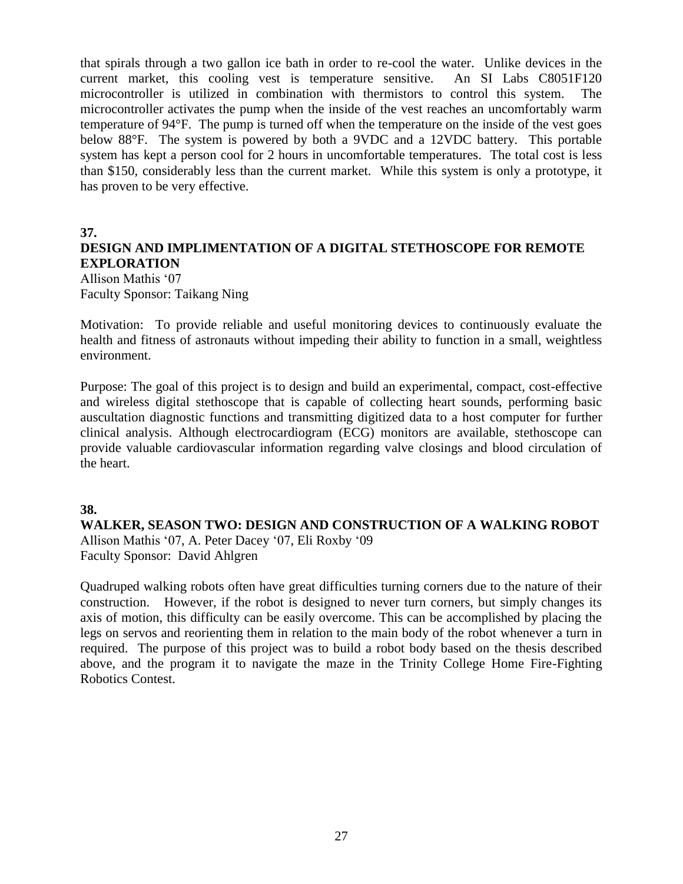that spirals through a two gallon ice bath in order to re-cool the water. Unlike devices in the current market, this cooling vest is temperature sensitive. An SI Labs C8051F120 microcontroller is utilized in combination with thermistors to control this system. The microcontroller activates the pump when the inside of the vest reaches an uncomfortably warm temperature of 94°F. The pump is turned off when the temperature on the inside of the vest goes below 88°F. The system is powered by both a 9VDC and a 12VDC battery. This portable system has kept a person cool for 2 hours in uncomfortable temperatures. The total cost is less than $150, considerably less than the current market. While this system is only a prototype, it has proven to be very effective.

**37.**

**DESIGN AND IMPLIMENTATION OF A DIGITAL STETHOSCOPE FOR REMOTE EXPLORATION**

Allison Mathis '07
Faculty Sponsor: Taikang Ning

Motivation: To provide reliable and useful monitoring devices to continuously evaluate the health and fitness of astronauts without impeding their ability to function in a small, weightless environment.

Purpose: The goal of this project is to design and build an experimental, compact, cost-effective and wireless digital stethoscope that is capable of collecting heart sounds, performing basic auscultation diagnostic functions and transmitting digitized data to a host computer for further clinical analysis. Although electrocardiogram (ECG) monitors are available, stethoscope can provide valuable cardiovascular information regarding valve closings and blood circulation of the heart.

**38.**

**WALKER, SEASON TWO: DESIGN AND CONSTRUCTION OF A WALKING ROBOT**

Allison Mathis '07, A. Peter Dacey '07, Eli Roxby '09
Faculty Sponsor: David Ahlgren

Quadruped walking robots often have great difficulties turning corners due to the nature of their construction. However, if the robot is designed to never turn corners, but simply changes its axis of motion, this difficulty can be easily overcome. This can be accomplished by placing the legs on servos and reorienting them in relation to the main body of the robot whenever a turn in required. The purpose of this project was to build a robot body based on the thesis described above, and the program it to navigate the maze in the Trinity College Home Fire-Fighting Robotics Contest.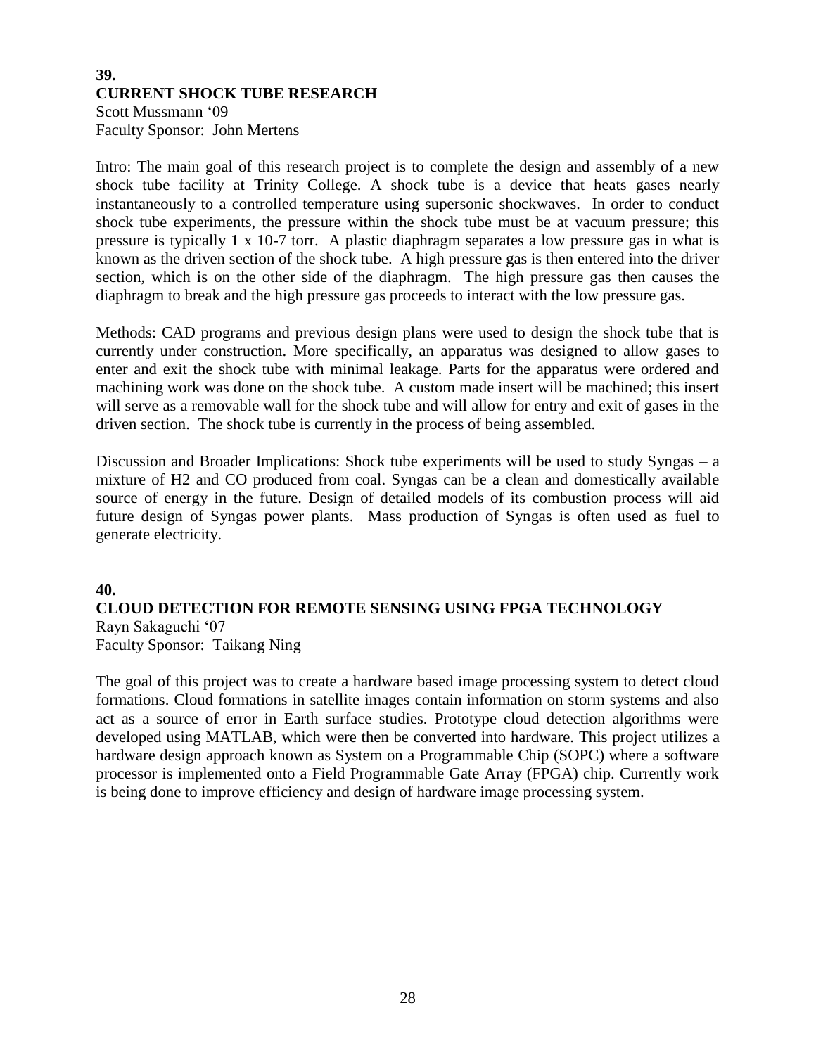## 39. CURRENT SHOCK TUBE RESEARCH

Scott Mussmann '09
Faculty Sponsor: John Mertens

Intro: The main goal of this research project is to complete the design and assembly of a new shock tube facility at Trinity College. A shock tube is a device that heats gases nearly instantaneously to a controlled temperature using supersonic shockwaves. In order to conduct shock tube experiments, the pressure within the shock tube must be at vacuum pressure; this pressure is typically 1 x 10-7 torr. A plastic diaphragm separates a low pressure gas in what is known as the driven section of the shock tube. A high pressure gas is then entered into the driver section, which is on the other side of the diaphragm. The high pressure gas then causes the diaphragm to break and the high pressure gas proceeds to interact with the low pressure gas.

Methods: CAD programs and previous design plans were used to design the shock tube that is currently under construction. More specifically, an apparatus was designed to allow gases to enter and exit the shock tube with minimal leakage. Parts for the apparatus were ordered and machining work was done on the shock tube. A custom made insert will be machined; this insert will serve as a removable wall for the shock tube and will allow for entry and exit of gases in the driven section. The shock tube is currently in the process of being assembled.

Discussion and Broader Implications: Shock tube experiments will be used to study Syngas – a mixture of H2 and CO produced from coal. Syngas can be a clean and domestically available source of energy in the future. Design of detailed models of its combustion process will aid future design of Syngas power plants. Mass production of Syngas is often used as fuel to generate electricity.

## 40. CLOUD DETECTION FOR REMOTE SENSING USING FPGA TECHNOLOGY

Rayn Sakaguchi '07
Faculty Sponsor: Taikang Ning

The goal of this project was to create a hardware based image processing system to detect cloud formations. Cloud formations in satellite images contain information on storm systems and also act as a source of error in Earth surface studies. Prototype cloud detection algorithms were developed using MATLAB, which were then be converted into hardware. This project utilizes a hardware design approach known as System on a Programmable Chip (SOPC) where a software processor is implemented onto a Field Programmable Gate Array (FPGA) chip. Currently work is being done to improve efficiency and design of hardware image processing system.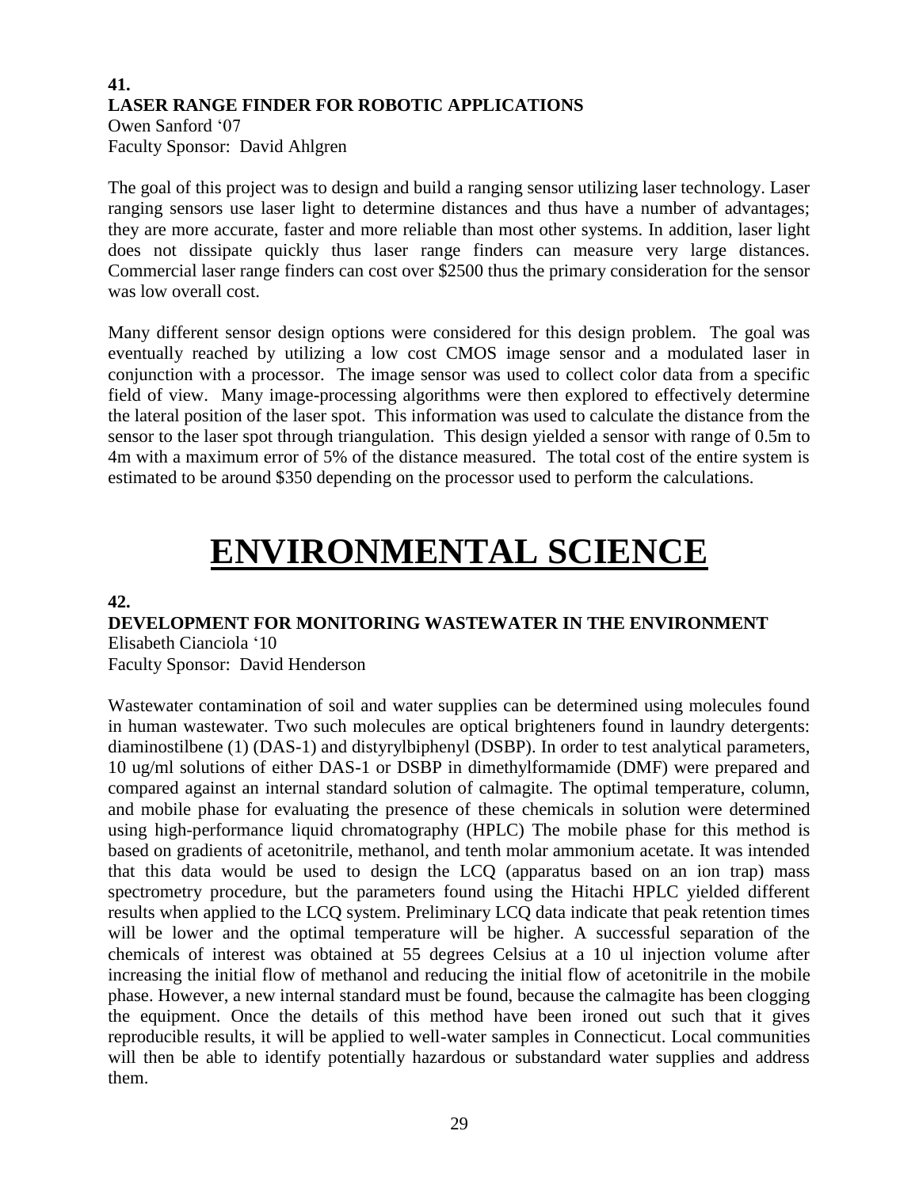**41.**

### LASER RANGE FINDER FOR ROBOTIC APPLICATIONS

Owen Sanford '07
Faculty Sponsor: David Ahlgren

The goal of this project was to design and build a ranging sensor utilizing laser technology. Laser ranging sensors use laser light to determine distances and thus have a number of advantages; they are more accurate, faster and more reliable than most other systems. In addition, laser light does not dissipate quickly thus laser range finders can measure very large distances. Commercial laser range finders can cost over $2500 thus the primary consideration for the sensor was low overall cost.

Many different sensor design options were considered for this design problem. The goal was eventually reached by utilizing a low cost CMOS image sensor and a modulated laser in conjunction with a processor. The image sensor was used to collect color data from a specific field of view. Many image-processing algorithms were then explored to effectively determine the lateral position of the laser spot. This information was used to calculate the distance from the sensor to the laser spot through triangulation. This design yielded a sensor with range of 0.5m to 4m with a maximum error of 5% of the distance measured. The total cost of the entire system is estimated to be around $350 depending on the processor used to perform the calculations.

# ENVIRONMENTAL SCIENCE

**42.**

### DEVELOPMENT FOR MONITORING WASTEWATER IN THE ENVIRONMENT

Elisabeth Cianciola '10
Faculty Sponsor: David Henderson

Wastewater contamination of soil and water supplies can be determined using molecules found in human wastewater. Two such molecules are optical brighteners found in laundry detergents: diaminostilbene (1) (DAS-1) and distyrylbiphenyl (DSBP). In order to test analytical parameters, 10 ug/ml solutions of either DAS-1 or DSBP in dimethylformamide (DMF) were prepared and compared against an internal standard solution of calmagite. The optimal temperature, column, and mobile phase for evaluating the presence of these chemicals in solution were determined using high-performance liquid chromatography (HPLC) The mobile phase for this method is based on gradients of acetonitrile, methanol, and tenth molar ammonium acetate. It was intended that this data would be used to design the LCQ (apparatus based on an ion trap) mass spectrometry procedure, but the parameters found using the Hitachi HPLC yielded different results when applied to the LCQ system. Preliminary LCQ data indicate that peak retention times will be lower and the optimal temperature will be higher. A successful separation of the chemicals of interest was obtained at 55 degrees Celsius at a 10 ul injection volume after increasing the initial flow of methanol and reducing the initial flow of acetonitrile in the mobile phase. However, a new internal standard must be found, because the calmagite has been clogging the equipment. Once the details of this method have been ironed out such that it gives reproducible results, it will be applied to well-water samples in Connecticut. Local communities will then be able to identify potentially hazardous or substandard water supplies and address them.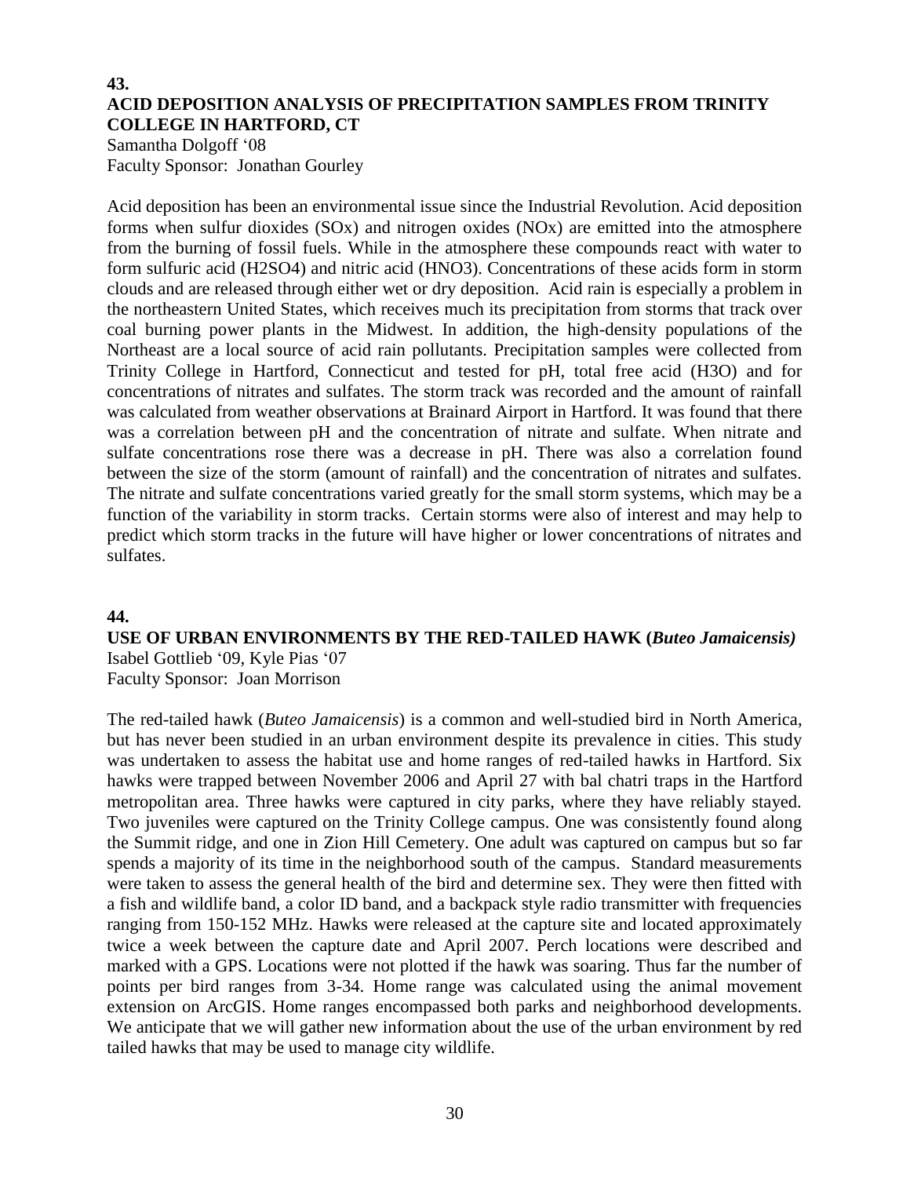**43.**

## ACID DEPOSITION ANALYSIS OF PRECIPITATION SAMPLES FROM TRINITY COLLEGE IN HARTFORD, CT

Samantha Dolgoff '08
Faculty Sponsor: Jonathan Gourley

Acid deposition has been an environmental issue since the Industrial Revolution. Acid deposition forms when sulfur dioxides (SOx) and nitrogen oxides (NOx) are emitted into the atmosphere from the burning of fossil fuels. While in the atmosphere these compounds react with water to form sulfuric acid (H2SO4) and nitric acid (HNO3). Concentrations of these acids form in storm clouds and are released through either wet or dry deposition. Acid rain is especially a problem in the northeastern United States, which receives much its precipitation from storms that track over coal burning power plants in the Midwest. In addition, the high-density populations of the Northeast are a local source of acid rain pollutants. Precipitation samples were collected from Trinity College in Hartford, Connecticut and tested for pH, total free acid (H3O) and for concentrations of nitrates and sulfates. The storm track was recorded and the amount of rainfall was calculated from weather observations at Brainard Airport in Hartford. It was found that there was a correlation between pH and the concentration of nitrate and sulfate. When nitrate and sulfate concentrations rose there was a decrease in pH. There was also a correlation found between the size of the storm (amount of rainfall) and the concentration of nitrates and sulfates. The nitrate and sulfate concentrations varied greatly for the small storm systems, which may be a function of the variability in storm tracks. Certain storms were also of interest and may help to predict which storm tracks in the future will have higher or lower concentrations of nitrates and sulfates.

**44.**

## USE OF URBAN ENVIRONMENTS BY THE RED-TAILED HAWK (*Buteo Jamaicensis)*

Isabel Gottlieb '09, Kyle Pias '07
Faculty Sponsor: Joan Morrison

The red-tailed hawk (*Buteo Jamaicensis*) is a common and well-studied bird in North America, but has never been studied in an urban environment despite its prevalence in cities. This study was undertaken to assess the habitat use and home ranges of red-tailed hawks in Hartford. Six hawks were trapped between November 2006 and April 27 with bal chatri traps in the Hartford metropolitan area. Three hawks were captured in city parks, where they have reliably stayed. Two juveniles were captured on the Trinity College campus. One was consistently found along the Summit ridge, and one in Zion Hill Cemetery. One adult was captured on campus but so far spends a majority of its time in the neighborhood south of the campus. Standard measurements were taken to assess the general health of the bird and determine sex. They were then fitted with a fish and wildlife band, a color ID band, and a backpack style radio transmitter with frequencies ranging from 150-152 MHz. Hawks were released at the capture site and located approximately twice a week between the capture date and April 2007. Perch locations were described and marked with a GPS. Locations were not plotted if the hawk was soaring. Thus far the number of points per bird ranges from 3-34. Home range was calculated using the animal movement extension on ArcGIS. Home ranges encompassed both parks and neighborhood developments. We anticipate that we will gather new information about the use of the urban environment by red tailed hawks that may be used to manage city wildlife.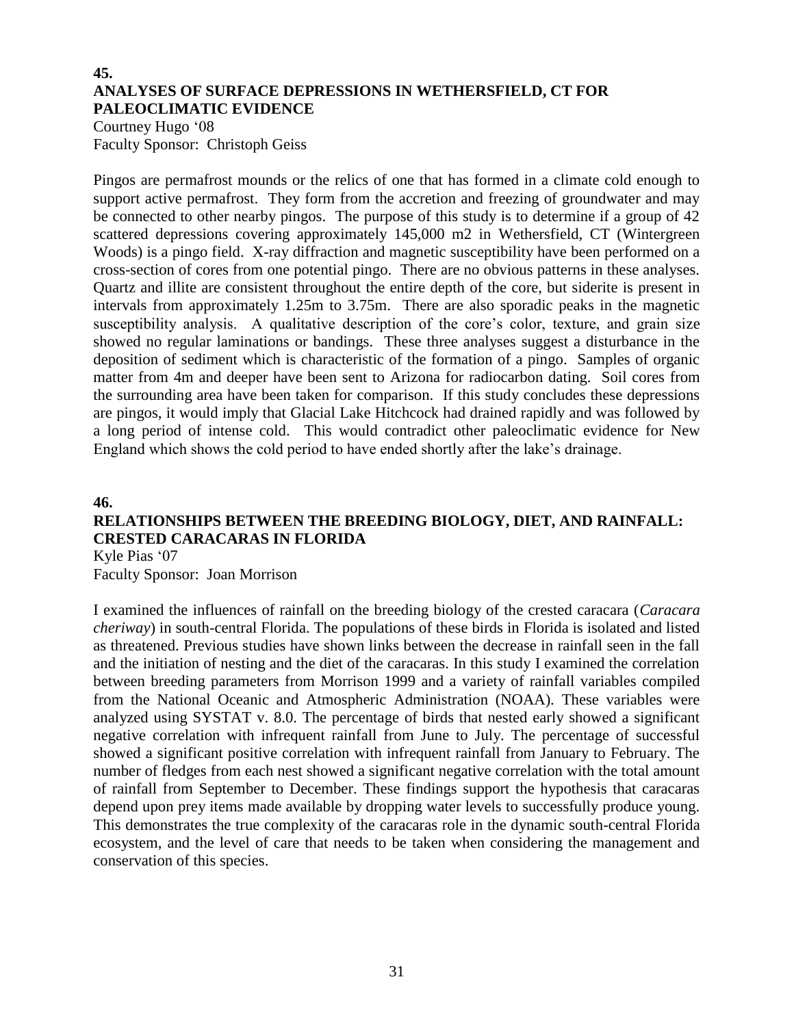## 45.
## ANALYSES OF SURFACE DEPRESSIONS IN WETHERSFIELD, CT FOR PALEOCLIMATIC EVIDENCE

Courtney Hugo '08
Faculty Sponsor: Christoph Geiss

Pingos are permafrost mounds or the relics of one that has formed in a climate cold enough to support active permafrost. They form from the accretion and freezing of groundwater and may be connected to other nearby pingos. The purpose of this study is to determine if a group of 42 scattered depressions covering approximately 145,000 m2 in Wethersfield, CT (Wintergreen Woods) is a pingo field. X-ray diffraction and magnetic susceptibility have been performed on a cross-section of cores from one potential pingo. There are no obvious patterns in these analyses. Quartz and illite are consistent throughout the entire depth of the core, but siderite is present in intervals from approximately 1.25m to 3.75m. There are also sporadic peaks in the magnetic susceptibility analysis. A qualitative description of the core's color, texture, and grain size showed no regular laminations or bandings. These three analyses suggest a disturbance in the deposition of sediment which is characteristic of the formation of a pingo. Samples of organic matter from 4m and deeper have been sent to Arizona for radiocarbon dating. Soil cores from the surrounding area have been taken for comparison. If this study concludes these depressions are pingos, it would imply that Glacial Lake Hitchcock had drained rapidly and was followed by a long period of intense cold. This would contradict other paleoclimatic evidence for New England which shows the cold period to have ended shortly after the lake's drainage.

## 46.
## RELATIONSHIPS BETWEEN THE BREEDING BIOLOGY, DIET, AND RAINFALL: CRESTED CARACARAS IN FLORIDA

Kyle Pias '07
Faculty Sponsor: Joan Morrison

I examined the influences of rainfall on the breeding biology of the crested caracara (*Caracara cheriway*) in south-central Florida. The populations of these birds in Florida is isolated and listed as threatened. Previous studies have shown links between the decrease in rainfall seen in the fall and the initiation of nesting and the diet of the caracaras. In this study I examined the correlation between breeding parameters from Morrison 1999 and a variety of rainfall variables compiled from the National Oceanic and Atmospheric Administration (NOAA). These variables were analyzed using SYSTAT v. 8.0. The percentage of birds that nested early showed a significant negative correlation with infrequent rainfall from June to July. The percentage of successful showed a significant positive correlation with infrequent rainfall from January to February. The number of fledges from each nest showed a significant negative correlation with the total amount of rainfall from September to December. These findings support the hypothesis that caracaras depend upon prey items made available by dropping water levels to successfully produce young. This demonstrates the true complexity of the caracaras role in the dynamic south-central Florida ecosystem, and the level of care that needs to be taken when considering the management and conservation of this species.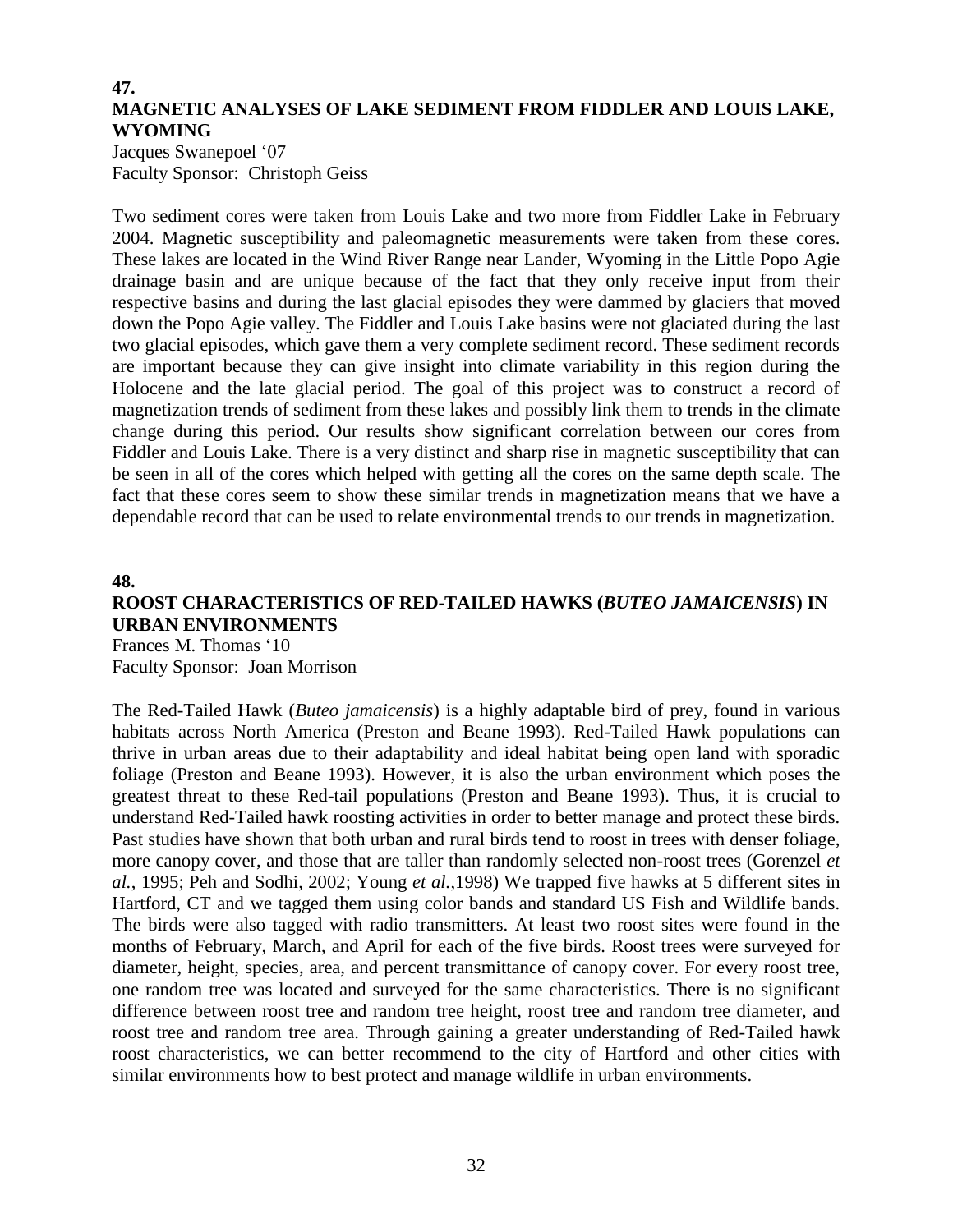**47.**

## MAGNETIC ANALYSES OF LAKE SEDIMENT FROM FIDDLER AND LOUIS LAKE, WYOMING

Jacques Swanepoel '07
Faculty Sponsor: Christoph Geiss

Two sediment cores were taken from Louis Lake and two more from Fiddler Lake in February 2004. Magnetic susceptibility and paleomagnetic measurements were taken from these cores. These lakes are located in the Wind River Range near Lander, Wyoming in the Little Popo Agie drainage basin and are unique because of the fact that they only receive input from their respective basins and during the last glacial episodes they were dammed by glaciers that moved down the Popo Agie valley. The Fiddler and Louis Lake basins were not glaciated during the last two glacial episodes, which gave them a very complete sediment record. These sediment records are important because they can give insight into climate variability in this region during the Holocene and the late glacial period. The goal of this project was to construct a record of magnetization trends of sediment from these lakes and possibly link them to trends in the climate change during this period. Our results show significant correlation between our cores from Fiddler and Louis Lake. There is a very distinct and sharp rise in magnetic susceptibility that can be seen in all of the cores which helped with getting all the cores on the same depth scale. The fact that these cores seem to show these similar trends in magnetization means that we have a dependable record that can be used to relate environmental trends to our trends in magnetization.

**48.**

## ROOST CHARACTERISTICS OF RED-TAILED HAWKS (*BUTEO JAMAICENSIS*) IN URBAN ENVIRONMENTS

Frances M. Thomas '10
Faculty Sponsor: Joan Morrison

The Red-Tailed Hawk (*Buteo jamaicensis*) is a highly adaptable bird of prey, found in various habitats across North America (Preston and Beane 1993). Red-Tailed Hawk populations can thrive in urban areas due to their adaptability and ideal habitat being open land with sporadic foliage (Preston and Beane 1993). However, it is also the urban environment which poses the greatest threat to these Red-tail populations (Preston and Beane 1993). Thus, it is crucial to understand Red-Tailed hawk roosting activities in order to better manage and protect these birds. Past studies have shown that both urban and rural birds tend to roost in trees with denser foliage, more canopy cover, and those that are taller than randomly selected non-roost trees (Gorenzel *et al.*, 1995; Peh and Sodhi, 2002; Young *et al.*,1998) We trapped five hawks at 5 different sites in Hartford, CT and we tagged them using color bands and standard US Fish and Wildlife bands. The birds were also tagged with radio transmitters. At least two roost sites were found in the months of February, March, and April for each of the five birds. Roost trees were surveyed for diameter, height, species, area, and percent transmittance of canopy cover. For every roost tree, one random tree was located and surveyed for the same characteristics. There is no significant difference between roost tree and random tree height, roost tree and random tree diameter, and roost tree and random tree area. Through gaining a greater understanding of Red-Tailed hawk roost characteristics, we can better recommend to the city of Hartford and other cities with similar environments how to best protect and manage wildlife in urban environments.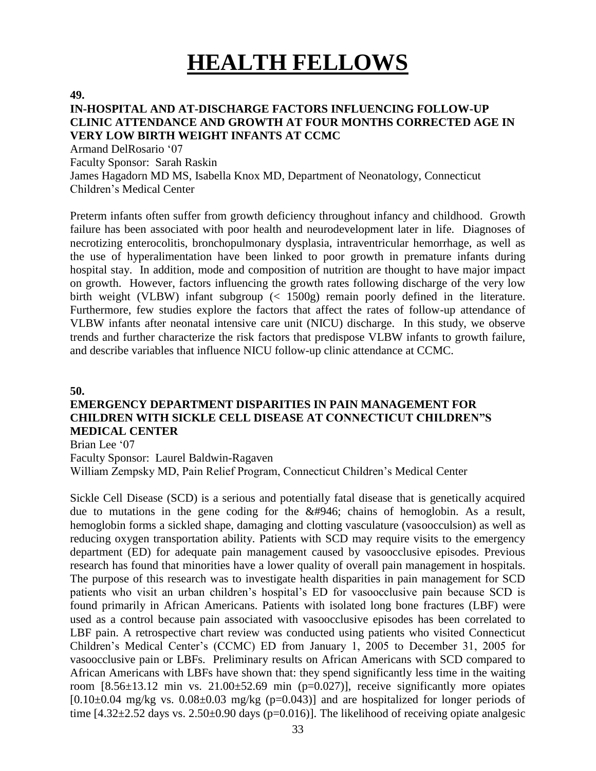# HEALTH FELLOWS

**49.**

**IN-HOSPITAL AND AT-DISCHARGE FACTORS INFLUENCING FOLLOW-UP CLINIC ATTENDANCE AND GROWTH AT FOUR MONTHS CORRECTED AGE IN VERY LOW BIRTH WEIGHT INFANTS AT CCMC**

Armand DelRosario '07
Faculty Sponsor: Sarah Raskin
James Hagadorn MD MS, Isabella Knox MD, Department of Neonatology, Connecticut Children's Medical Center

Preterm infants often suffer from growth deficiency throughout infancy and childhood. Growth failure has been associated with poor health and neurodevelopment later in life. Diagnoses of necrotizing enterocolitis, bronchopulmonary dysplasia, intraventricular hemorrhage, as well as the use of hyperalimentation have been linked to poor growth in premature infants during hospital stay. In addition, mode and composition of nutrition are thought to have major impact on growth. However, factors influencing the growth rates following discharge of the very low birth weight (VLBW) infant subgroup (< 1500g) remain poorly defined in the literature. Furthermore, few studies explore the factors that affect the rates of follow-up attendance of VLBW infants after neonatal intensive care unit (NICU) discharge. In this study, we observe trends and further characterize the risk factors that predispose VLBW infants to growth failure, and describe variables that influence NICU follow-up clinic attendance at CCMC.

**50.**

**EMERGENCY DEPARTMENT DISPARITIES IN PAIN MANAGEMENT FOR CHILDREN WITH SICKLE CELL DISEASE AT CONNECTICUT CHILDREN"S MEDICAL CENTER**

Brian Lee '07
Faculty Sponsor: Laurel Baldwin-Ragaven
William Zempsky MD, Pain Relief Program, Connecticut Children's Medical Center

Sickle Cell Disease (SCD) is a serious and potentially fatal disease that is genetically acquired due to mutations in the gene coding for the &#946; chains of hemoglobin. As a result, hemoglobin forms a sickled shape, damaging and clotting vasculature (vasoocculsion) as well as reducing oxygen transportation ability. Patients with SCD may require visits to the emergency department (ED) for adequate pain management caused by vasoocclusive episodes. Previous research has found that minorities have a lower quality of overall pain management in hospitals. The purpose of this research was to investigate health disparities in pain management for SCD patients who visit an urban children's hospital's ED for vasoocclusive pain because SCD is found primarily in African Americans. Patients with isolated long bone fractures (LBF) were used as a control because pain associated with vasoocclusive episodes has been correlated to LBF pain. A retrospective chart review was conducted using patients who visited Connecticut Children's Medical Center's (CCMC) ED from January 1, 2005 to December 31, 2005 for vasoocclusive pain or LBFs. Preliminary results on African Americans with SCD compared to African Americans with LBFs have shown that: they spend significantly less time in the waiting room [$8.56\pm13.12$ min vs. $21.00\pm52.69$ min ($p=0.027$)], receive significantly more opiates [$0.10\pm0.04$ mg/kg vs. $0.08\pm0.03$ mg/kg ($p=0.043$)] and are hospitalized for longer periods of time [$4.32\pm2.52$ days vs. $2.50\pm0.90$ days ($p=0.016$)]. The likelihood of receiving opiate analgesic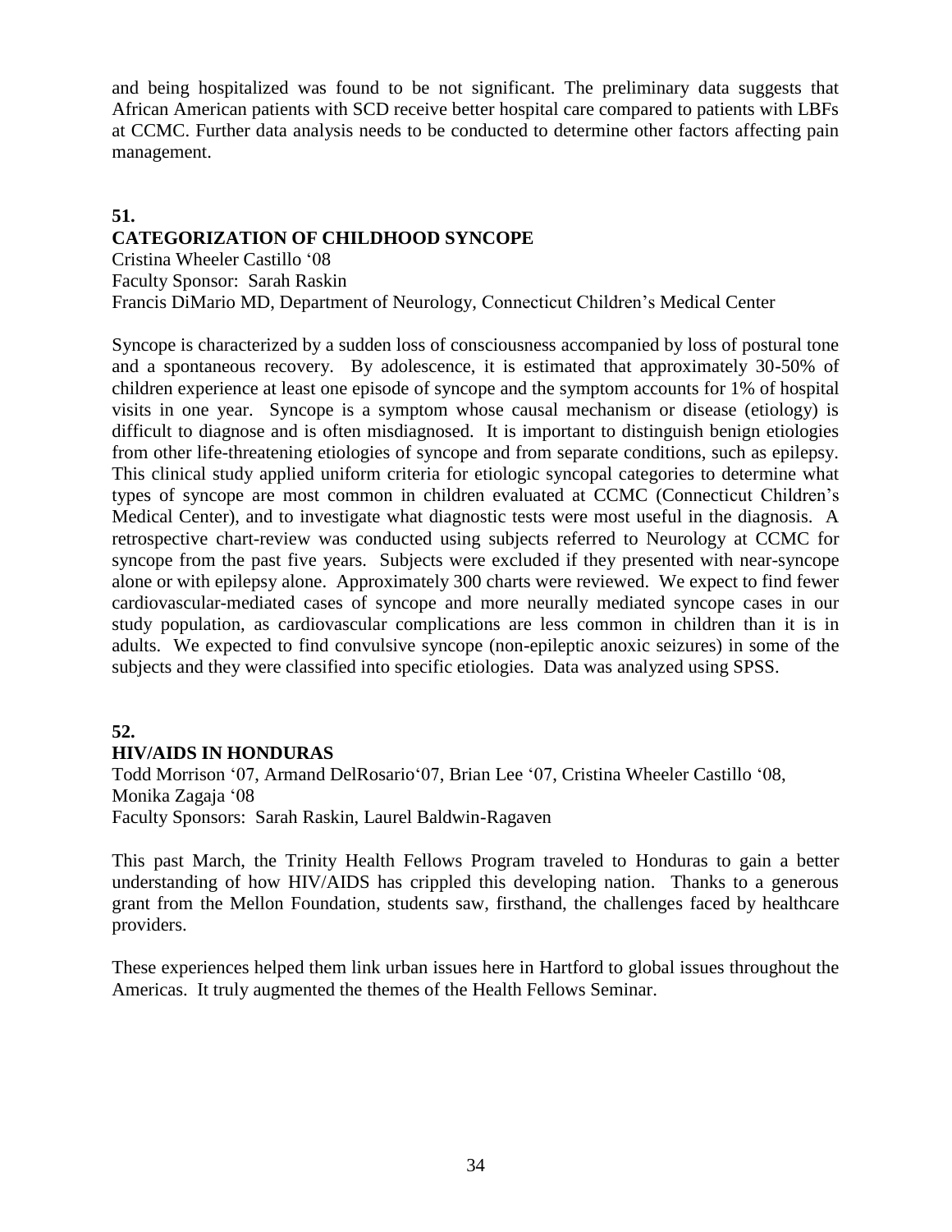and being hospitalized was found to be not significant. The preliminary data suggests that African American patients with SCD receive better hospital care compared to patients with LBFs at CCMC. Further data analysis needs to be conducted to determine other factors affecting pain management.

**51.**

## CATEGORIZATION OF CHILDHOOD SYNCOPE

Cristina Wheeler Castillo '08
Faculty Sponsor: Sarah Raskin
Francis DiMario MD, Department of Neurology, Connecticut Children's Medical Center

Syncope is characterized by a sudden loss of consciousness accompanied by loss of postural tone and a spontaneous recovery. By adolescence, it is estimated that approximately 30-50% of children experience at least one episode of syncope and the symptom accounts for 1% of hospital visits in one year. Syncope is a symptom whose causal mechanism or disease (etiology) is difficult to diagnose and is often misdiagnosed. It is important to distinguish benign etiologies from other life-threatening etiologies of syncope and from separate conditions, such as epilepsy. This clinical study applied uniform criteria for etiologic syncopal categories to determine what types of syncope are most common in children evaluated at CCMC (Connecticut Children's Medical Center), and to investigate what diagnostic tests were most useful in the diagnosis. A retrospective chart-review was conducted using subjects referred to Neurology at CCMC for syncope from the past five years. Subjects were excluded if they presented with near-syncope alone or with epilepsy alone. Approximately 300 charts were reviewed. We expect to find fewer cardiovascular-mediated cases of syncope and more neurally mediated syncope cases in our study population, as cardiovascular complications are less common in children than it is in adults. We expected to find convulsive syncope (non-epileptic anoxic seizures) in some of the subjects and they were classified into specific etiologies. Data was analyzed using SPSS.

**52.**

## HIV/AIDS IN HONDURAS

Todd Morrison '07, Armand DelRosario'07, Brian Lee '07, Cristina Wheeler Castillo '08, Monika Zagaja '08
Faculty Sponsors: Sarah Raskin, Laurel Baldwin-Ragaven

This past March, the Trinity Health Fellows Program traveled to Honduras to gain a better understanding of how HIV/AIDS has crippled this developing nation. Thanks to a generous grant from the Mellon Foundation, students saw, firsthand, the challenges faced by healthcare providers.

These experiences helped them link urban issues here in Hartford to global issues throughout the Americas. It truly augmented the themes of the Health Fellows Seminar.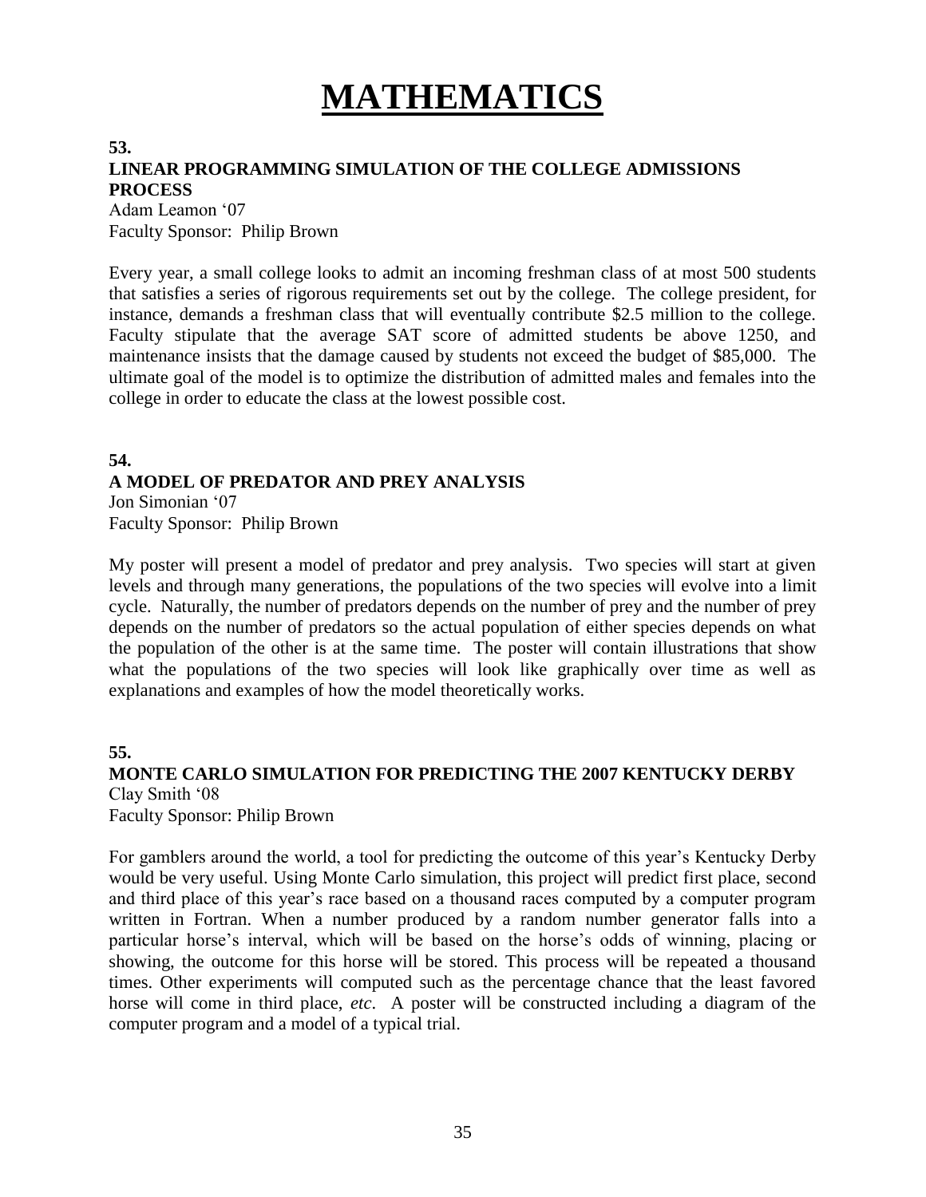# MATHEMATICS

**53.**

**LINEAR PROGRAMMING SIMULATION OF THE COLLEGE ADMISSIONS PROCESS**

Adam Leamon '07
Faculty Sponsor: Philip Brown

Every year, a small college looks to admit an incoming freshman class of at most 500 students that satisfies a series of rigorous requirements set out by the college. The college president, for instance, demands a freshman class that will eventually contribute $2.5 million to the college. Faculty stipulate that the average SAT score of admitted students be above 1250, and maintenance insists that the damage caused by students not exceed the budget of $85,000. The ultimate goal of the model is to optimize the distribution of admitted males and females into the college in order to educate the class at the lowest possible cost.

**54.**

**A MODEL OF PREDATOR AND PREY ANALYSIS**

Jon Simonian '07
Faculty Sponsor: Philip Brown

My poster will present a model of predator and prey analysis. Two species will start at given levels and through many generations, the populations of the two species will evolve into a limit cycle. Naturally, the number of predators depends on the number of prey and the number of prey depends on the number of predators so the actual population of either species depends on what the population of the other is at the same time. The poster will contain illustrations that show what the populations of the two species will look like graphically over time as well as explanations and examples of how the model theoretically works.

**55.**

**MONTE CARLO SIMULATION FOR PREDICTING THE 2007 KENTUCKY DERBY**

Clay Smith '08
Faculty Sponsor: Philip Brown

For gamblers around the world, a tool for predicting the outcome of this year's Kentucky Derby would be very useful. Using Monte Carlo simulation, this project will predict first place, second and third place of this year's race based on a thousand races computed by a computer program written in Fortran. When a number produced by a random number generator falls into a particular horse's interval, which will be based on the horse's odds of winning, placing or showing, the outcome for this horse will be stored. This process will be repeated a thousand times. Other experiments will computed such as the percentage chance that the least favored horse will come in third place, *etc*. A poster will be constructed including a diagram of the computer program and a model of a typical trial.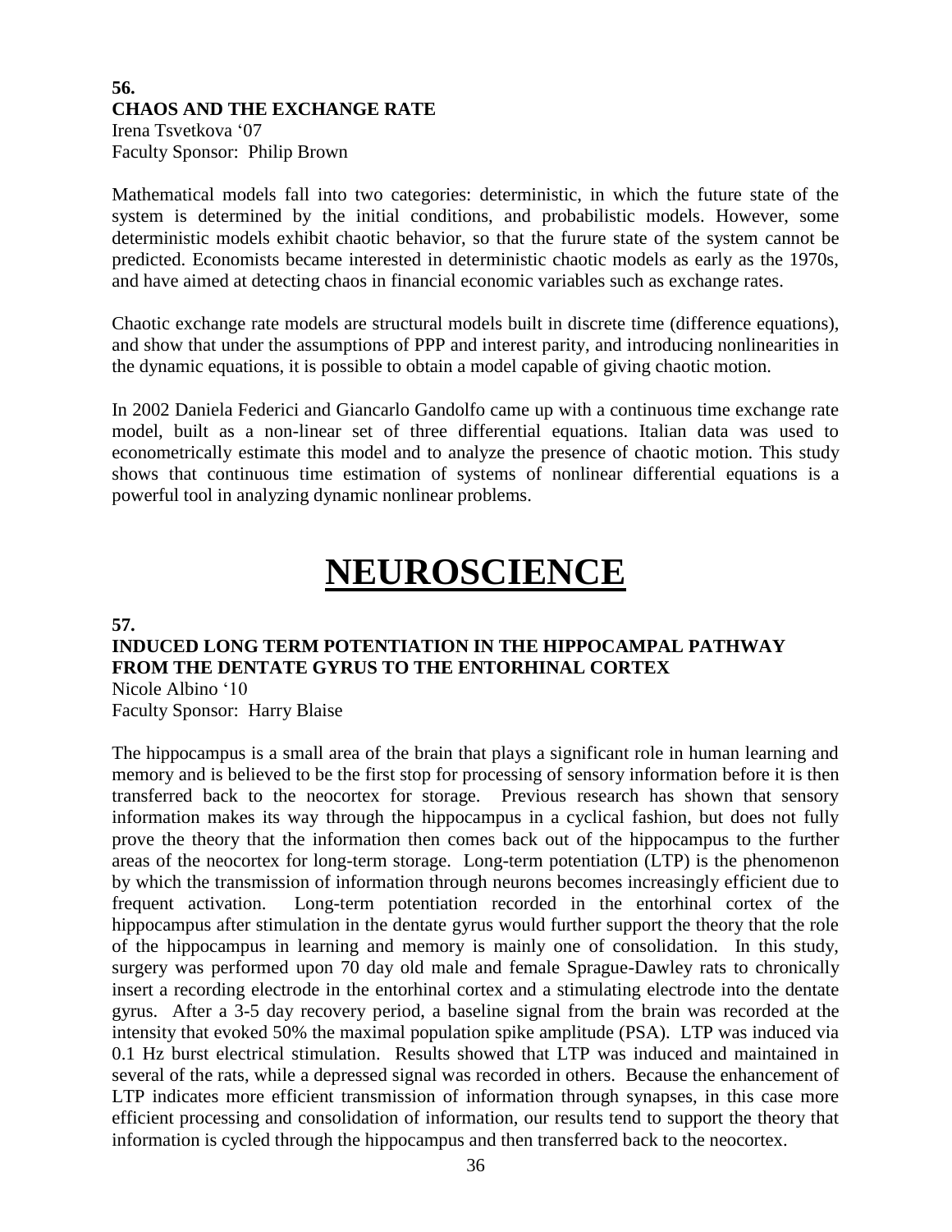**56.**
**CHAOS AND THE EXCHANGE RATE**
Irena Tsvetkova '07
Faculty Sponsor: Philip Brown

Mathematical models fall into two categories: deterministic, in which the future state of the system is determined by the initial conditions, and probabilistic models. However, some deterministic models exhibit chaotic behavior, so that the furure state of the system cannot be predicted. Economists became interested in deterministic chaotic models as early as the 1970s, and have aimed at detecting chaos in financial economic variables such as exchange rates.

Chaotic exchange rate models are structural models built in discrete time (difference equations), and show that under the assumptions of PPP and interest parity, and introducing nonlinearities in the dynamic equations, it is possible to obtain a model capable of giving chaotic motion.

In 2002 Daniela Federici and Giancarlo Gandolfo came up with a continuous time exchange rate model, built as a non-linear set of three differential equations. Italian data was used to econometrically estimate this model and to analyze the presence of chaotic motion. This study shows that continuous time estimation of systems of nonlinear differential equations is a powerful tool in analyzing dynamic nonlinear problems.

# NEUROSCIENCE

**57.**
**INDUCED LONG TERM POTENTIATION IN THE HIPPOCAMPAL PATHWAY FROM THE DENTATE GYRUS TO THE ENTORHINAL CORTEX**
Nicole Albino '10
Faculty Sponsor: Harry Blaise

The hippocampus is a small area of the brain that plays a significant role in human learning and memory and is believed to be the first stop for processing of sensory information before it is then transferred back to the neocortex for storage. Previous research has shown that sensory information makes its way through the hippocampus in a cyclical fashion, but does not fully prove the theory that the information then comes back out of the hippocampus to the further areas of the neocortex for long-term storage. Long-term potentiation (LTP) is the phenomenon by which the transmission of information through neurons becomes increasingly efficient due to frequent activation. Long-term potentiation recorded in the entorhinal cortex of the hippocampus after stimulation in the dentate gyrus would further support the theory that the role of the hippocampus in learning and memory is mainly one of consolidation. In this study, surgery was performed upon 70 day old male and female Sprague-Dawley rats to chronically insert a recording electrode in the entorhinal cortex and a stimulating electrode into the dentate gyrus. After a 3-5 day recovery period, a baseline signal from the brain was recorded at the intensity that evoked 50% the maximal population spike amplitude (PSA). LTP was induced via 0.1 Hz burst electrical stimulation. Results showed that LTP was induced and maintained in several of the rats, while a depressed signal was recorded in others. Because the enhancement of LTP indicates more efficient transmission of information through synapses, in this case more efficient processing and consolidation of information, our results tend to support the theory that information is cycled through the hippocampus and then transferred back to the neocortex.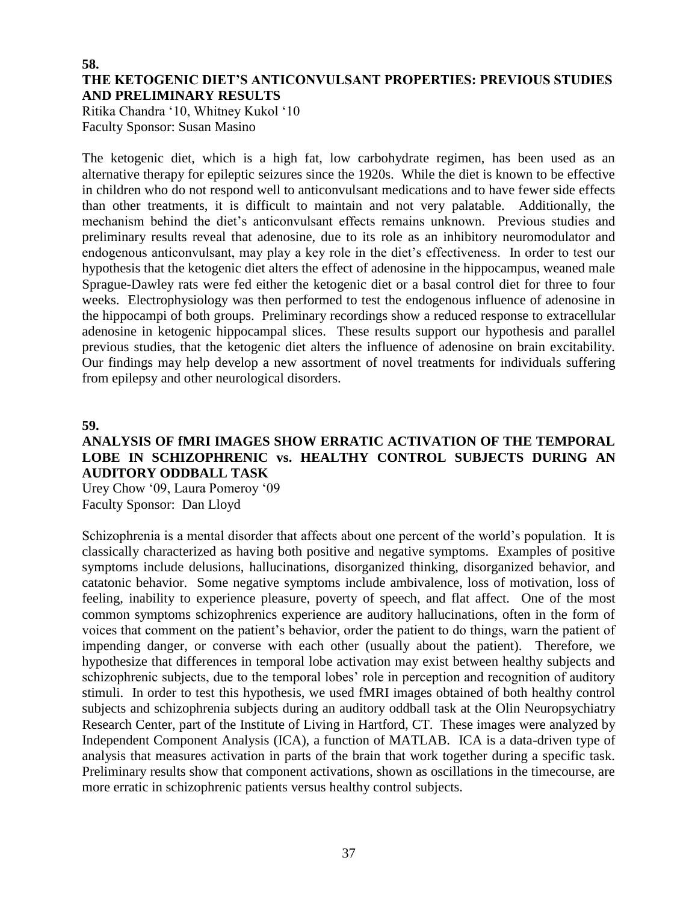**58.**

## THE KETOGENIC DIET'S ANTICONVULSANT PROPERTIES: PREVIOUS STUDIES AND PRELIMINARY RESULTS

Ritika Chandra '10, Whitney Kukol '10
Faculty Sponsor: Susan Masino

The ketogenic diet, which is a high fat, low carbohydrate regimen, has been used as an alternative therapy for epileptic seizures since the 1920s. While the diet is known to be effective in children who do not respond well to anticonvulsant medications and to have fewer side effects than other treatments, it is difficult to maintain and not very palatable. Additionally, the mechanism behind the diet's anticonvulsant effects remains unknown. Previous studies and preliminary results reveal that adenosine, due to its role as an inhibitory neuromodulator and endogenous anticonvulsant, may play a key role in the diet's effectiveness. In order to test our hypothesis that the ketogenic diet alters the effect of adenosine in the hippocampus, weaned male Sprague-Dawley rats were fed either the ketogenic diet or a basal control diet for three to four weeks. Electrophysiology was then performed to test the endogenous influence of adenosine in the hippocampi of both groups. Preliminary recordings show a reduced response to extracellular adenosine in ketogenic hippocampal slices. These results support our hypothesis and parallel previous studies, that the ketogenic diet alters the influence of adenosine on brain excitability. Our findings may help develop a new assortment of novel treatments for individuals suffering from epilepsy and other neurological disorders.

**59.**

## ANALYSIS OF fMRI IMAGES SHOW ERRATIC ACTIVATION OF THE TEMPORAL LOBE IN SCHIZOPHRENIC vs. HEALTHY CONTROL SUBJECTS DURING AN AUDITORY ODDBALL TASK

Urey Chow '09, Laura Pomeroy '09
Faculty Sponsor: Dan Lloyd

Schizophrenia is a mental disorder that affects about one percent of the world's population. It is classically characterized as having both positive and negative symptoms. Examples of positive symptoms include delusions, hallucinations, disorganized thinking, disorganized behavior, and catatonic behavior. Some negative symptoms include ambivalence, loss of motivation, loss of feeling, inability to experience pleasure, poverty of speech, and flat affect. One of the most common symptoms schizophrenics experience are auditory hallucinations, often in the form of voices that comment on the patient's behavior, order the patient to do things, warn the patient of impending danger, or converse with each other (usually about the patient). Therefore, we hypothesize that differences in temporal lobe activation may exist between healthy subjects and schizophrenic subjects, due to the temporal lobes' role in perception and recognition of auditory stimuli. In order to test this hypothesis, we used fMRI images obtained of both healthy control subjects and schizophrenia subjects during an auditory oddball task at the Olin Neuropsychiatry Research Center, part of the Institute of Living in Hartford, CT. These images were analyzed by Independent Component Analysis (ICA), a function of MATLAB. ICA is a data-driven type of analysis that measures activation in parts of the brain that work together during a specific task. Preliminary results show that component activations, shown as oscillations in the timecourse, are more erratic in schizophrenic patients versus healthy control subjects.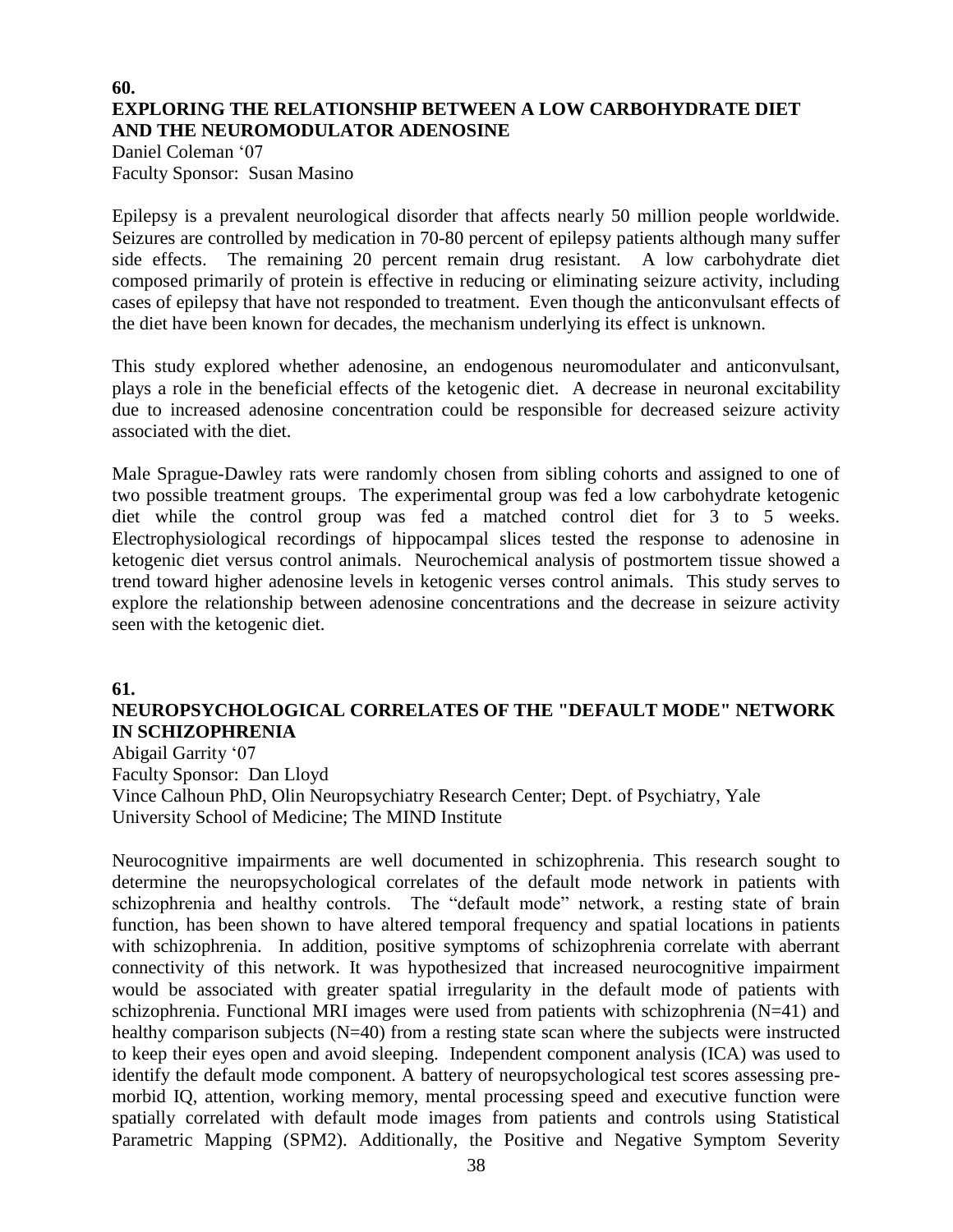**60.**

## EXPLORING THE RELATIONSHIP BETWEEN A LOW CARBOHYDRATE DIET AND THE NEUROMODULATOR ADENOSINE

Daniel Coleman '07
Faculty Sponsor: Susan Masino

Epilepsy is a prevalent neurological disorder that affects nearly 50 million people worldwide. Seizures are controlled by medication in 70-80 percent of epilepsy patients although many suffer side effects. The remaining 20 percent remain drug resistant. A low carbohydrate diet composed primarily of protein is effective in reducing or eliminating seizure activity, including cases of epilepsy that have not responded to treatment. Even though the anticonvulsant effects of the diet have been known for decades, the mechanism underlying its effect is unknown.

This study explored whether adenosine, an endogenous neuromodulater and anticonvulsant, plays a role in the beneficial effects of the ketogenic diet. A decrease in neuronal excitability due to increased adenosine concentration could be responsible for decreased seizure activity associated with the diet.

Male Sprague-Dawley rats were randomly chosen from sibling cohorts and assigned to one of two possible treatment groups. The experimental group was fed a low carbohydrate ketogenic diet while the control group was fed a matched control diet for 3 to 5 weeks. Electrophysiological recordings of hippocampal slices tested the response to adenosine in ketogenic diet versus control animals. Neurochemical analysis of postmortem tissue showed a trend toward higher adenosine levels in ketogenic verses control animals. This study serves to explore the relationship between adenosine concentrations and the decrease in seizure activity seen with the ketogenic diet.

**61.**

## NEUROPSYCHOLOGICAL CORRELATES OF THE "DEFAULT MODE" NETWORK IN SCHIZOPHRENIA

Abigail Garrity '07
Faculty Sponsor: Dan Lloyd
Vince Calhoun PhD, Olin Neuropsychiatry Research Center; Dept. of Psychiatry, Yale University School of Medicine; The MIND Institute

Neurocognitive impairments are well documented in schizophrenia. This research sought to determine the neuropsychological correlates of the default mode network in patients with schizophrenia and healthy controls. The "default mode" network, a resting state of brain function, has been shown to have altered temporal frequency and spatial locations in patients with schizophrenia. In addition, positive symptoms of schizophrenia correlate with aberrant connectivity of this network. It was hypothesized that increased neurocognitive impairment would be associated with greater spatial irregularity in the default mode of patients with schizophrenia. Functional MRI images were used from patients with schizophrenia (N=41) and healthy comparison subjects (N=40) from a resting state scan where the subjects were instructed to keep their eyes open and avoid sleeping. Independent component analysis (ICA) was used to identify the default mode component. A battery of neuropsychological test scores assessing pre-morbid IQ, attention, working memory, mental processing speed and executive function were spatially correlated with default mode images from patients and controls using Statistical Parametric Mapping (SPM2). Additionally, the Positive and Negative Symptom Severity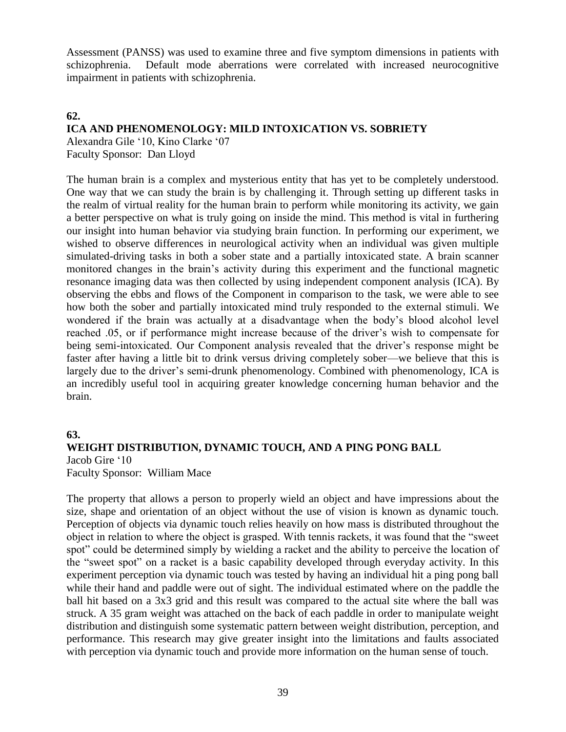Assessment (PANSS) was used to examine three and five symptom dimensions in patients with schizophrenia. Default mode aberrations were correlated with increased neurocognitive impairment in patients with schizophrenia.

## 62.
## ICA AND PHENOMENOLOGY: MILD INTOXICATION VS. SOBRIETY

Alexandra Gile '10, Kino Clarke '07
Faculty Sponsor: Dan Lloyd

The human brain is a complex and mysterious entity that has yet to be completely understood. One way that we can study the brain is by challenging it. Through setting up different tasks in the realm of virtual reality for the human brain to perform while monitoring its activity, we gain a better perspective on what is truly going on inside the mind. This method is vital in furthering our insight into human behavior via studying brain function. In performing our experiment, we wished to observe differences in neurological activity when an individual was given multiple simulated-driving tasks in both a sober state and a partially intoxicated state. A brain scanner monitored changes in the brain's activity during this experiment and the functional magnetic resonance imaging data was then collected by using independent component analysis (ICA). By observing the ebbs and flows of the Component in comparison to the task, we were able to see how both the sober and partially intoxicated mind truly responded to the external stimuli. We wondered if the brain was actually at a disadvantage when the body's blood alcohol level reached .05, or if performance might increase because of the driver's wish to compensate for being semi-intoxicated. Our Component analysis revealed that the driver's response might be faster after having a little bit to drink versus driving completely sober—we believe that this is largely due to the driver's semi-drunk phenomenology. Combined with phenomenology, ICA is an incredibly useful tool in acquiring greater knowledge concerning human behavior and the brain.

## 63.
## WEIGHT DISTRIBUTION, DYNAMIC TOUCH, AND A PING PONG BALL

Jacob Gire '10
Faculty Sponsor: William Mace

The property that allows a person to properly wield an object and have impressions about the size, shape and orientation of an object without the use of vision is known as dynamic touch. Perception of objects via dynamic touch relies heavily on how mass is distributed throughout the object in relation to where the object is grasped. With tennis rackets, it was found that the "sweet spot" could be determined simply by wielding a racket and the ability to perceive the location of the "sweet spot" on a racket is a basic capability developed through everyday activity. In this experiment perception via dynamic touch was tested by having an individual hit a ping pong ball while their hand and paddle were out of sight. The individual estimated where on the paddle the ball hit based on a 3x3 grid and this result was compared to the actual site where the ball was struck. A 35 gram weight was attached on the back of each paddle in order to manipulate weight distribution and distinguish some systematic pattern between weight distribution, perception, and performance. This research may give greater insight into the limitations and faults associated with perception via dynamic touch and provide more information on the human sense of touch.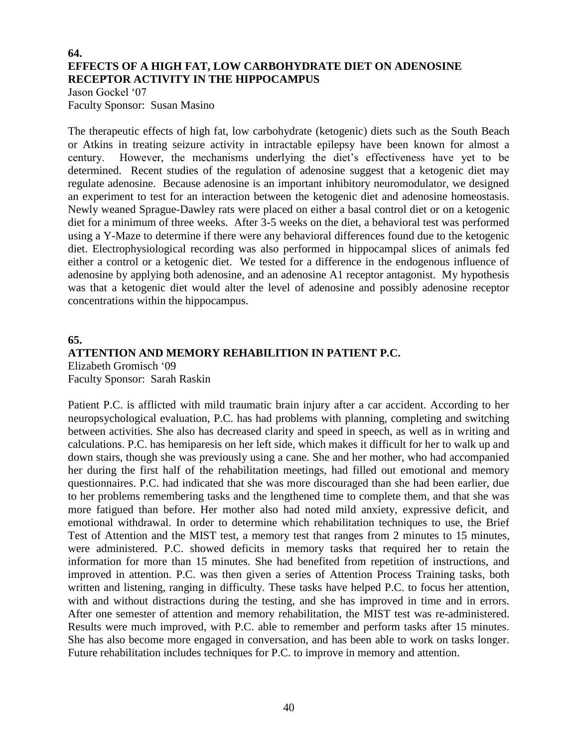**64.**

## EFFECTS OF A HIGH FAT, LOW CARBOHYDRATE DIET ON ADENOSINE RECEPTOR ACTIVITY IN THE HIPPOCAMPUS

Jason Gockel '07
Faculty Sponsor: Susan Masino

The therapeutic effects of high fat, low carbohydrate (ketogenic) diets such as the South Beach or Atkins in treating seizure activity in intractable epilepsy have been known for almost a century. However, the mechanisms underlying the diet's effectiveness have yet to be determined. Recent studies of the regulation of adenosine suggest that a ketogenic diet may regulate adenosine. Because adenosine is an important inhibitory neuromodulator, we designed an experiment to test for an interaction between the ketogenic diet and adenosine homeostasis. Newly weaned Sprague-Dawley rats were placed on either a basal control diet or on a ketogenic diet for a minimum of three weeks. After 3-5 weeks on the diet, a behavioral test was performed using a Y-Maze to determine if there were any behavioral differences found due to the ketogenic diet. Electrophysiological recording was also performed in hippocampal slices of animals fed either a control or a ketogenic diet. We tested for a difference in the endogenous influence of adenosine by applying both adenosine, and an adenosine A1 receptor antagonist. My hypothesis was that a ketogenic diet would alter the level of adenosine and possibly adenosine receptor concentrations within the hippocampus.

**65.**

## ATTENTION AND MEMORY REHABILITION IN PATIENT P.C.

Elizabeth Gromisch '09
Faculty Sponsor: Sarah Raskin

Patient P.C. is afflicted with mild traumatic brain injury after a car accident. According to her neuropsychological evaluation, P.C. has had problems with planning, completing and switching between activities. She also has decreased clarity and speed in speech, as well as in writing and calculations. P.C. has hemiparesis on her left side, which makes it difficult for her to walk up and down stairs, though she was previously using a cane. She and her mother, who had accompanied her during the first half of the rehabilitation meetings, had filled out emotional and memory questionnaires. P.C. had indicated that she was more discouraged than she had been earlier, due to her problems remembering tasks and the lengthened time to complete them, and that she was more fatigued than before. Her mother also had noted mild anxiety, expressive deficit, and emotional withdrawal. In order to determine which rehabilitation techniques to use, the Brief Test of Attention and the MIST test, a memory test that ranges from 2 minutes to 15 minutes, were administered. P.C. showed deficits in memory tasks that required her to retain the information for more than 15 minutes. She had benefited from repetition of instructions, and improved in attention. P.C. was then given a series of Attention Process Training tasks, both written and listening, ranging in difficulty. These tasks have helped P.C. to focus her attention, with and without distractions during the testing, and she has improved in time and in errors. After one semester of attention and memory rehabilitation, the MIST test was re-administered. Results were much improved, with P.C. able to remember and perform tasks after 15 minutes. She has also become more engaged in conversation, and has been able to work on tasks longer. Future rehabilitation includes techniques for P.C. to improve in memory and attention.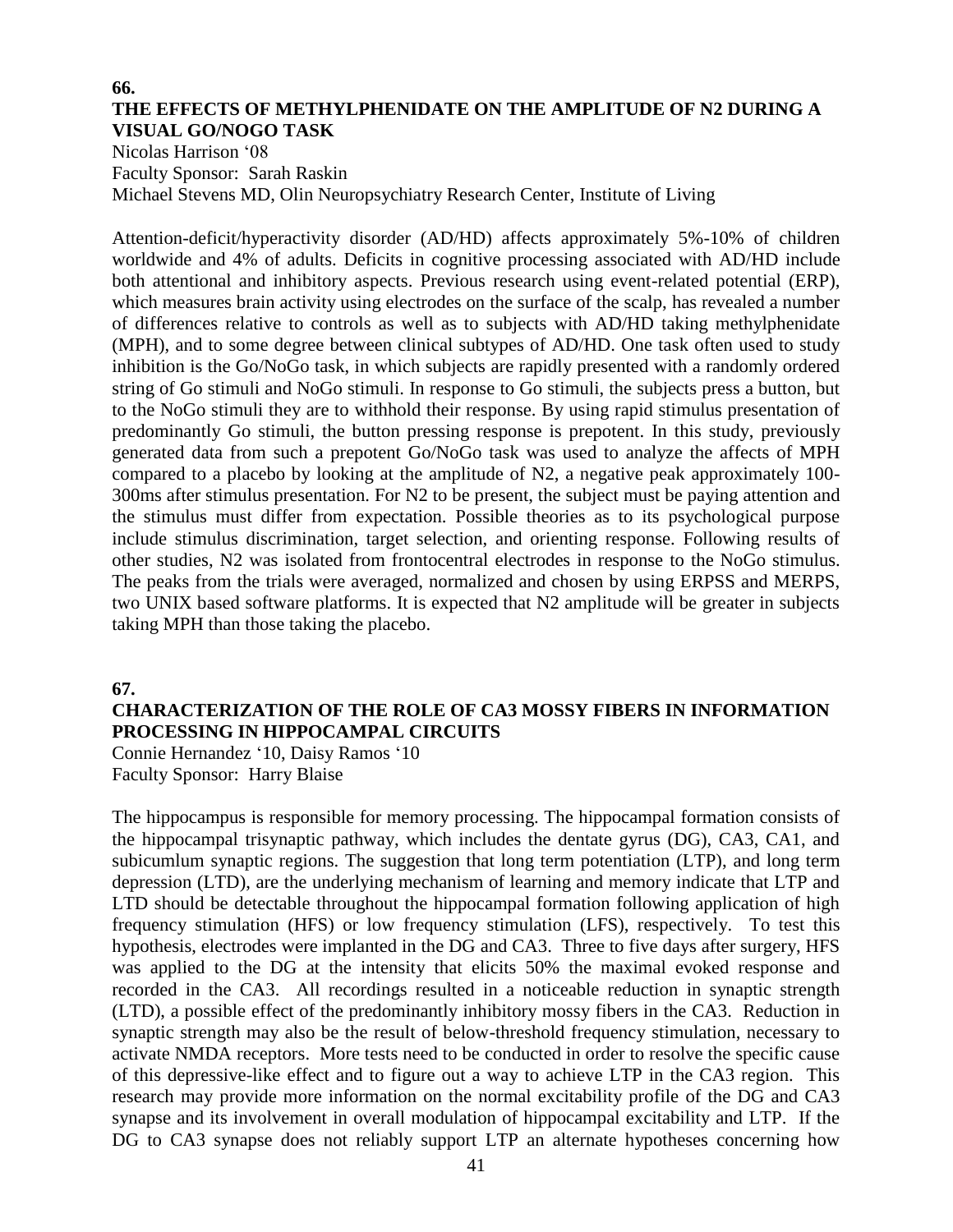**66.**

## THE EFFECTS OF METHYLPHENIDATE ON THE AMPLITUDE OF N2 DURING A VISUAL GO/NOGO TASK

Nicolas Harrison '08
Faculty Sponsor: Sarah Raskin
Michael Stevens MD, Olin Neuropsychiatry Research Center, Institute of Living

Attention-deficit/hyperactivity disorder (AD/HD) affects approximately 5%-10% of children worldwide and 4% of adults. Deficits in cognitive processing associated with AD/HD include both attentional and inhibitory aspects. Previous research using event-related potential (ERP), which measures brain activity using electrodes on the surface of the scalp, has revealed a number of differences relative to controls as well as to subjects with AD/HD taking methylphenidate (MPH), and to some degree between clinical subtypes of AD/HD. One task often used to study inhibition is the Go/NoGo task, in which subjects are rapidly presented with a randomly ordered string of Go stimuli and NoGo stimuli. In response to Go stimuli, the subjects press a button, but to the NoGo stimuli they are to withhold their response. By using rapid stimulus presentation of predominantly Go stimuli, the button pressing response is prepotent. In this study, previously generated data from such a prepotent Go/NoGo task was used to analyze the affects of MPH compared to a placebo by looking at the amplitude of N2, a negative peak approximately 100-300ms after stimulus presentation. For N2 to be present, the subject must be paying attention and the stimulus must differ from expectation. Possible theories as to its psychological purpose include stimulus discrimination, target selection, and orienting response. Following results of other studies, N2 was isolated from frontocentral electrodes in response to the NoGo stimulus. The peaks from the trials were averaged, normalized and chosen by using ERPSS and MERPS, two UNIX based software platforms. It is expected that N2 amplitude will be greater in subjects taking MPH than those taking the placebo.

**67.**

## CHARACTERIZATION OF THE ROLE OF CA3 MOSSY FIBERS IN INFORMATION PROCESSING IN HIPPOCAMPAL CIRCUITS

Connie Hernandez '10, Daisy Ramos '10
Faculty Sponsor: Harry Blaise

The hippocampus is responsible for memory processing. The hippocampal formation consists of the hippocampal trisynaptic pathway, which includes the dentate gyrus (DG), CA3, CA1, and subicumlum synaptic regions. The suggestion that long term potentiation (LTP), and long term depression (LTD), are the underlying mechanism of learning and memory indicate that LTP and LTD should be detectable throughout the hippocampal formation following application of high frequency stimulation (HFS) or low frequency stimulation (LFS), respectively. To test this hypothesis, electrodes were implanted in the DG and CA3. Three to five days after surgery, HFS was applied to the DG at the intensity that elicits 50% the maximal evoked response and recorded in the CA3. All recordings resulted in a noticeable reduction in synaptic strength (LTD), a possible effect of the predominantly inhibitory mossy fibers in the CA3. Reduction in synaptic strength may also be the result of below-threshold frequency stimulation, necessary to activate NMDA receptors. More tests need to be conducted in order to resolve the specific cause of this depressive-like effect and to figure out a way to achieve LTP in the CA3 region. This research may provide more information on the normal excitability profile of the DG and CA3 synapse and its involvement in overall modulation of hippocampal excitability and LTP. If the DG to CA3 synapse does not reliably support LTP an alternate hypotheses concerning how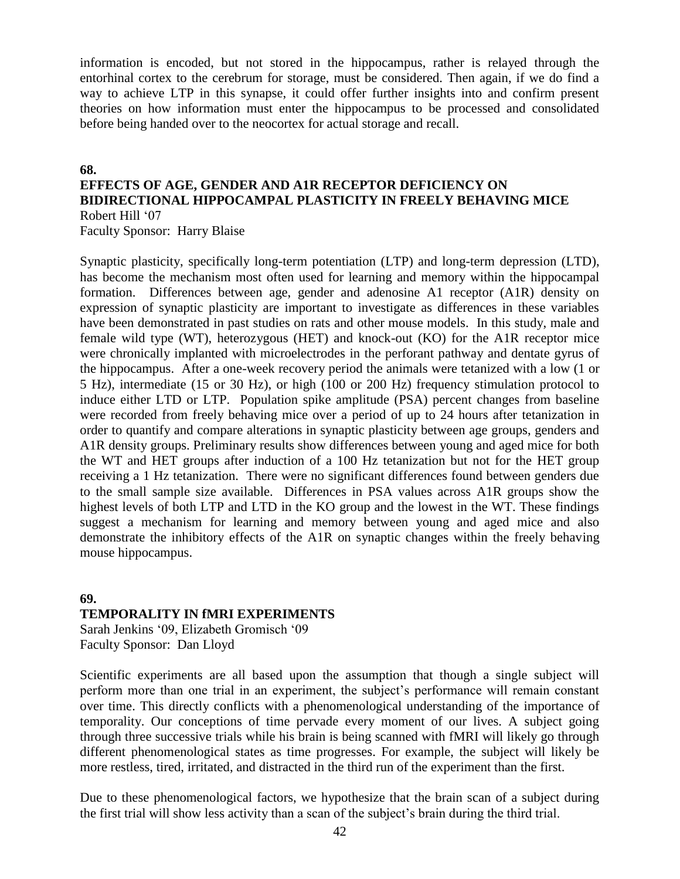information is encoded, but not stored in the hippocampus, rather is relayed through the entorhinal cortex to the cerebrum for storage, must be considered. Then again, if we do find a way to achieve LTP in this synapse, it could offer further insights into and confirm present theories on how information must enter the hippocampus to be processed and consolidated before being handed over to the neocortex for actual storage and recall.

## 68.

## EFFECTS OF AGE, GENDER AND A1R RECEPTOR DEFICIENCY ON BIDIRECTIONAL HIPPOCAMPAL PLASTICITY IN FREELY BEHAVING MICE

Robert Hill '07
Faculty Sponsor: Harry Blaise

Synaptic plasticity, specifically long-term potentiation (LTP) and long-term depression (LTD), has become the mechanism most often used for learning and memory within the hippocampal formation. Differences between age, gender and adenosine A1 receptor (A1R) density on expression of synaptic plasticity are important to investigate as differences in these variables have been demonstrated in past studies on rats and other mouse models. In this study, male and female wild type (WT), heterozygous (HET) and knock-out (KO) for the A1R receptor mice were chronically implanted with microelectrodes in the perforant pathway and dentate gyrus of the hippocampus. After a one-week recovery period the animals were tetanized with a low (1 or 5 Hz), intermediate (15 or 30 Hz), or high (100 or 200 Hz) frequency stimulation protocol to induce either LTD or LTP. Population spike amplitude (PSA) percent changes from baseline were recorded from freely behaving mice over a period of up to 24 hours after tetanization in order to quantify and compare alterations in synaptic plasticity between age groups, genders and A1R density groups. Preliminary results show differences between young and aged mice for both the WT and HET groups after induction of a 100 Hz tetanization but not for the HET group receiving a 1 Hz tetanization. There were no significant differences found between genders due to the small sample size available. Differences in PSA values across A1R groups show the highest levels of both LTP and LTD in the KO group and the lowest in the WT. These findings suggest a mechanism for learning and memory between young and aged mice and also demonstrate the inhibitory effects of the A1R on synaptic changes within the freely behaving mouse hippocampus.

## 69.

## TEMPORALITY IN fMRI EXPERIMENTS

Sarah Jenkins '09, Elizabeth Gromisch '09
Faculty Sponsor: Dan Lloyd

Scientific experiments are all based upon the assumption that though a single subject will perform more than one trial in an experiment, the subject's performance will remain constant over time. This directly conflicts with a phenomenological understanding of the importance of temporality. Our conceptions of time pervade every moment of our lives. A subject going through three successive trials while his brain is being scanned with fMRI will likely go through different phenomenological states as time progresses. For example, the subject will likely be more restless, tired, irritated, and distracted in the third run of the experiment than the first.

Due to these phenomenological factors, we hypothesize that the brain scan of a subject during the first trial will show less activity than a scan of the subject's brain during the third trial.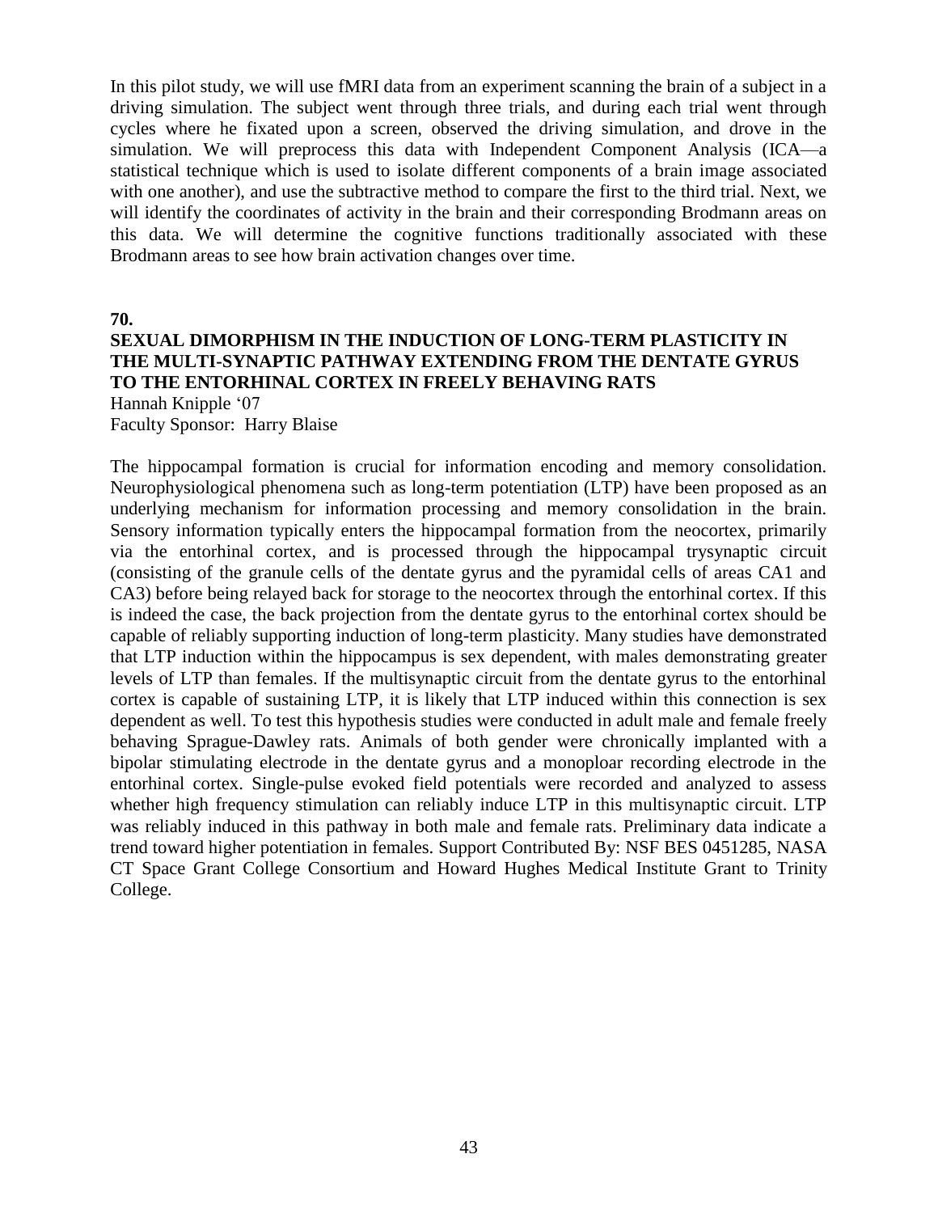In this pilot study, we will use fMRI data from an experiment scanning the brain of a subject in a driving simulation. The subject went through three trials, and during each trial went through cycles where he fixated upon a screen, observed the driving simulation, and drove in the simulation. We will preprocess this data with Independent Component Analysis (ICA—a statistical technique which is used to isolate different components of a brain image associated with one another), and use the subtractive method to compare the first to the third trial. Next, we will identify the coordinates of activity in the brain and their corresponding Brodmann areas on this data. We will determine the cognitive functions traditionally associated with these Brodmann areas to see how brain activation changes over time.

**70.**

### SEXUAL DIMORPHISM IN THE INDUCTION OF LONG-TERM PLASTICITY IN THE MULTI-SYNAPTIC PATHWAY EXTENDING FROM THE DENTATE GYRUS TO THE ENTORHINAL CORTEX IN FREELY BEHAVING RATS

Hannah Knipple '07
Faculty Sponsor: Harry Blaise

The hippocampal formation is crucial for information encoding and memory consolidation. Neurophysiological phenomena such as long-term potentiation (LTP) have been proposed as an underlying mechanism for information processing and memory consolidation in the brain. Sensory information typically enters the hippocampal formation from the neocortex, primarily via the entorhinal cortex, and is processed through the hippocampal trysynaptic circuit (consisting of the granule cells of the dentate gyrus and the pyramidal cells of areas CA1 and CA3) before being relayed back for storage to the neocortex through the entorhinal cortex. If this is indeed the case, the back projection from the dentate gyrus to the entorhinal cortex should be capable of reliably supporting induction of long-term plasticity. Many studies have demonstrated that LTP induction within the hippocampus is sex dependent, with males demonstrating greater levels of LTP than females. If the multisynaptic circuit from the dentate gyrus to the entorhinal cortex is capable of sustaining LTP, it is likely that LTP induced within this connection is sex dependent as well. To test this hypothesis studies were conducted in adult male and female freely behaving Sprague-Dawley rats. Animals of both gender were chronically implanted with a bipolar stimulating electrode in the dentate gyrus and a monoploar recording electrode in the entorhinal cortex. Single-pulse evoked field potentials were recorded and analyzed to assess whether high frequency stimulation can reliably induce LTP in this multisynaptic circuit. LTP was reliably induced in this pathway in both male and female rats. Preliminary data indicate a trend toward higher potentiation in females. Support Contributed By: NSF BES 0451285, NASA CT Space Grant College Consortium and Howard Hughes Medical Institute Grant to Trinity College.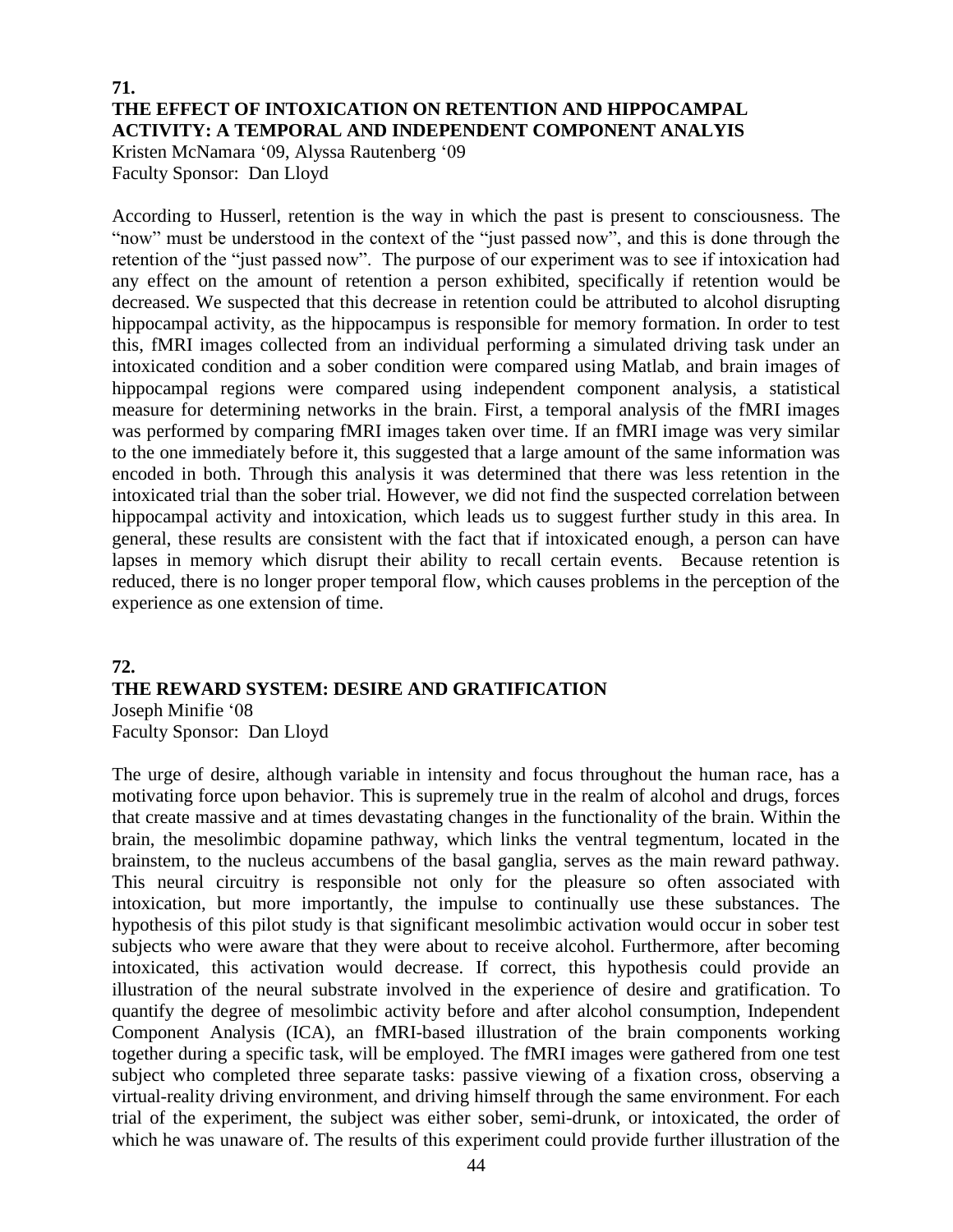**71.**

## THE EFFECT OF INTOXICATION ON RETENTION AND HIPPOCAMPAL ACTIVITY: A TEMPORAL AND INDEPENDENT COMPONENT ANALYIS

Kristen McNamara '09, Alyssa Rautenberg '09
Faculty Sponsor: Dan Lloyd

According to Husserl, retention is the way in which the past is present to consciousness. The "now" must be understood in the context of the "just passed now", and this is done through the retention of the "just passed now". The purpose of our experiment was to see if intoxication had any effect on the amount of retention a person exhibited, specifically if retention would be decreased. We suspected that this decrease in retention could be attributed to alcohol disrupting hippocampal activity, as the hippocampus is responsible for memory formation. In order to test this, fMRI images collected from an individual performing a simulated driving task under an intoxicated condition and a sober condition were compared using Matlab, and brain images of hippocampal regions were compared using independent component analysis, a statistical measure for determining networks in the brain. First, a temporal analysis of the fMRI images was performed by comparing fMRI images taken over time. If an fMRI image was very similar to the one immediately before it, this suggested that a large amount of the same information was encoded in both. Through this analysis it was determined that there was less retention in the intoxicated trial than the sober trial. However, we did not find the suspected correlation between hippocampal activity and intoxication, which leads us to suggest further study in this area. In general, these results are consistent with the fact that if intoxicated enough, a person can have lapses in memory which disrupt their ability to recall certain events. Because retention is reduced, there is no longer proper temporal flow, which causes problems in the perception of the experience as one extension of time.

**72.**

## THE REWARD SYSTEM: DESIRE AND GRATIFICATION

Joseph Minifie '08
Faculty Sponsor: Dan Lloyd

The urge of desire, although variable in intensity and focus throughout the human race, has a motivating force upon behavior. This is supremely true in the realm of alcohol and drugs, forces that create massive and at times devastating changes in the functionality of the brain. Within the brain, the mesolimbic dopamine pathway, which links the ventral tegmentum, located in the brainstem, to the nucleus accumbens of the basal ganglia, serves as the main reward pathway. This neural circuitry is responsible not only for the pleasure so often associated with intoxication, but more importantly, the impulse to continually use these substances. The hypothesis of this pilot study is that significant mesolimbic activation would occur in sober test subjects who were aware that they were about to receive alcohol. Furthermore, after becoming intoxicated, this activation would decrease. If correct, this hypothesis could provide an illustration of the neural substrate involved in the experience of desire and gratification. To quantify the degree of mesolimbic activity before and after alcohol consumption, Independent Component Analysis (ICA), an fMRI-based illustration of the brain components working together during a specific task, will be employed. The fMRI images were gathered from one test subject who completed three separate tasks: passive viewing of a fixation cross, observing a virtual-reality driving environment, and driving himself through the same environment. For each trial of the experiment, the subject was either sober, semi-drunk, or intoxicated, the order of which he was unaware of. The results of this experiment could provide further illustration of the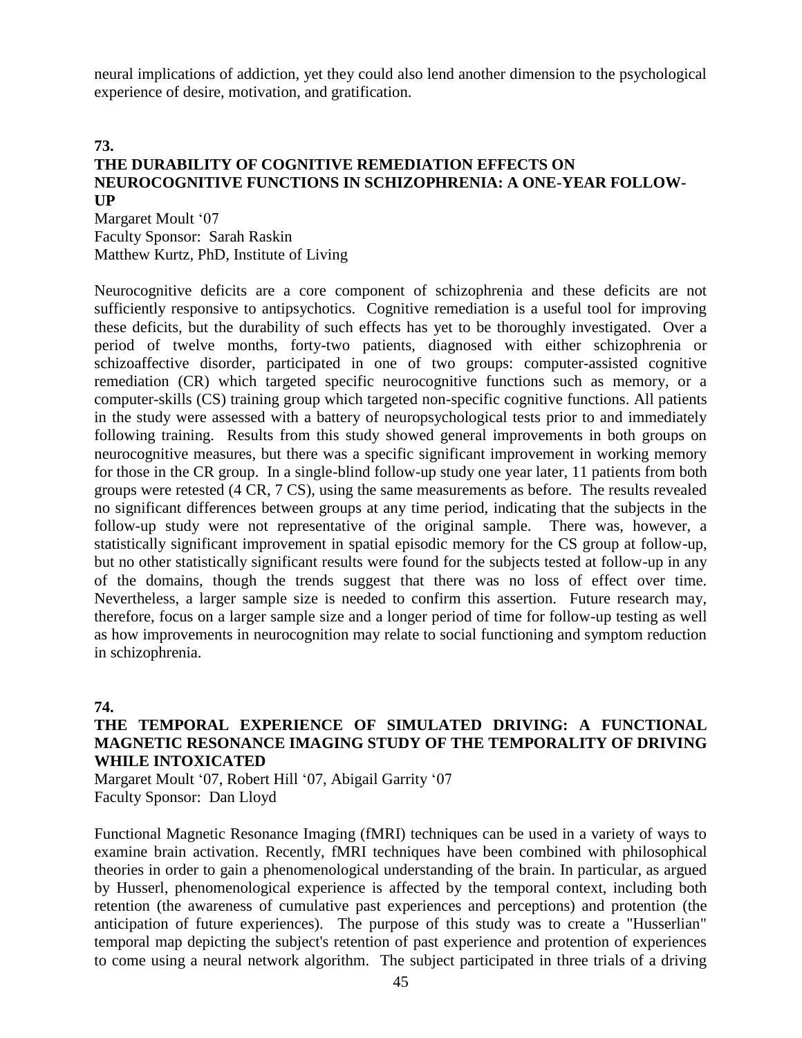neural implications of addiction, yet they could also lend another dimension to the psychological experience of desire, motivation, and gratification.

**73.**

**THE DURABILITY OF COGNITIVE REMEDIATION EFFECTS ON NEUROCOGNITIVE FUNCTIONS IN SCHIZOPHRENIA: A ONE-YEAR FOLLOW-UP**

Margaret Moult '07
Faculty Sponsor: Sarah Raskin
Matthew Kurtz, PhD, Institute of Living

Neurocognitive deficits are a core component of schizophrenia and these deficits are not sufficiently responsive to antipsychotics. Cognitive remediation is a useful tool for improving these deficits, but the durability of such effects has yet to be thoroughly investigated. Over a period of twelve months, forty-two patients, diagnosed with either schizophrenia or schizoaffective disorder, participated in one of two groups: computer-assisted cognitive remediation (CR) which targeted specific neurocognitive functions such as memory, or a computer-skills (CS) training group which targeted non-specific cognitive functions. All patients in the study were assessed with a battery of neuropsychological tests prior to and immediately following training. Results from this study showed general improvements in both groups on neurocognitive measures, but there was a specific significant improvement in working memory for those in the CR group. In a single-blind follow-up study one year later, 11 patients from both groups were retested (4 CR, 7 CS), using the same measurements as before. The results revealed no significant differences between groups at any time period, indicating that the subjects in the follow-up study were not representative of the original sample. There was, however, a statistically significant improvement in spatial episodic memory for the CS group at follow-up, but no other statistically significant results were found for the subjects tested at follow-up in any of the domains, though the trends suggest that there was no loss of effect over time. Nevertheless, a larger sample size is needed to confirm this assertion. Future research may, therefore, focus on a larger sample size and a longer period of time for follow-up testing as well as how improvements in neurocognition may relate to social functioning and symptom reduction in schizophrenia.

**74.**

**THE TEMPORAL EXPERIENCE OF SIMULATED DRIVING: A FUNCTIONAL MAGNETIC RESONANCE IMAGING STUDY OF THE TEMPORALITY OF DRIVING WHILE INTOXICATED**

Margaret Moult '07, Robert Hill '07, Abigail Garrity '07
Faculty Sponsor: Dan Lloyd

Functional Magnetic Resonance Imaging (fMRI) techniques can be used in a variety of ways to examine brain activation. Recently, fMRI techniques have been combined with philosophical theories in order to gain a phenomenological understanding of the brain. In particular, as argued by Husserl, phenomenological experience is affected by the temporal context, including both retention (the awareness of cumulative past experiences and perceptions) and protention (the anticipation of future experiences). The purpose of this study was to create a "Husserlian" temporal map depicting the subject's retention of past experience and protention of experiences to come using a neural network algorithm. The subject participated in three trials of a driving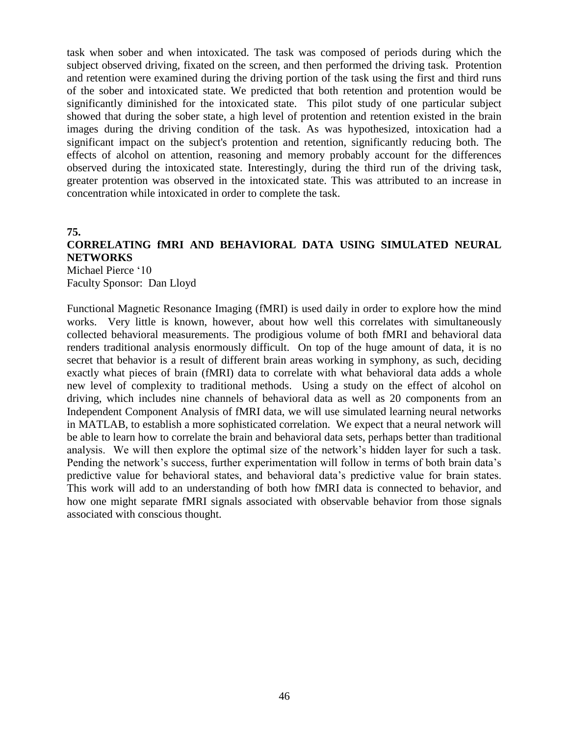task when sober and when intoxicated. The task was composed of periods during which the subject observed driving, fixated on the screen, and then performed the driving task. Protention and retention were examined during the driving portion of the task using the first and third runs of the sober and intoxicated state. We predicted that both retention and protention would be significantly diminished for the intoxicated state. This pilot study of one particular subject showed that during the sober state, a high level of protention and retention existed in the brain images during the driving condition of the task. As was hypothesized, intoxication had a significant impact on the subject's protention and retention, significantly reducing both. The effects of alcohol on attention, reasoning and memory probably account for the differences observed during the intoxicated state. Interestingly, during the third run of the driving task, greater protention was observed in the intoxicated state. This was attributed to an increase in concentration while intoxicated in order to complete the task.

**75.**

**CORRELATING fMRI AND BEHAVIORAL DATA USING SIMULATED NEURAL NETWORKS**

Michael Pierce '10
Faculty Sponsor: Dan Lloyd

Functional Magnetic Resonance Imaging (fMRI) is used daily in order to explore how the mind works. Very little is known, however, about how well this correlates with simultaneously collected behavioral measurements. The prodigious volume of both fMRI and behavioral data renders traditional analysis enormously difficult. On top of the huge amount of data, it is no secret that behavior is a result of different brain areas working in symphony, as such, deciding exactly what pieces of brain (fMRI) data to correlate with what behavioral data adds a whole new level of complexity to traditional methods. Using a study on the effect of alcohol on driving, which includes nine channels of behavioral data as well as 20 components from an Independent Component Analysis of fMRI data, we will use simulated learning neural networks in MATLAB, to establish a more sophisticated correlation. We expect that a neural network will be able to learn how to correlate the brain and behavioral data sets, perhaps better than traditional analysis. We will then explore the optimal size of the network's hidden layer for such a task. Pending the network's success, further experimentation will follow in terms of both brain data's predictive value for behavioral states, and behavioral data's predictive value for brain states. This work will add to an understanding of both how fMRI data is connected to behavior, and how one might separate fMRI signals associated with observable behavior from those signals associated with conscious thought.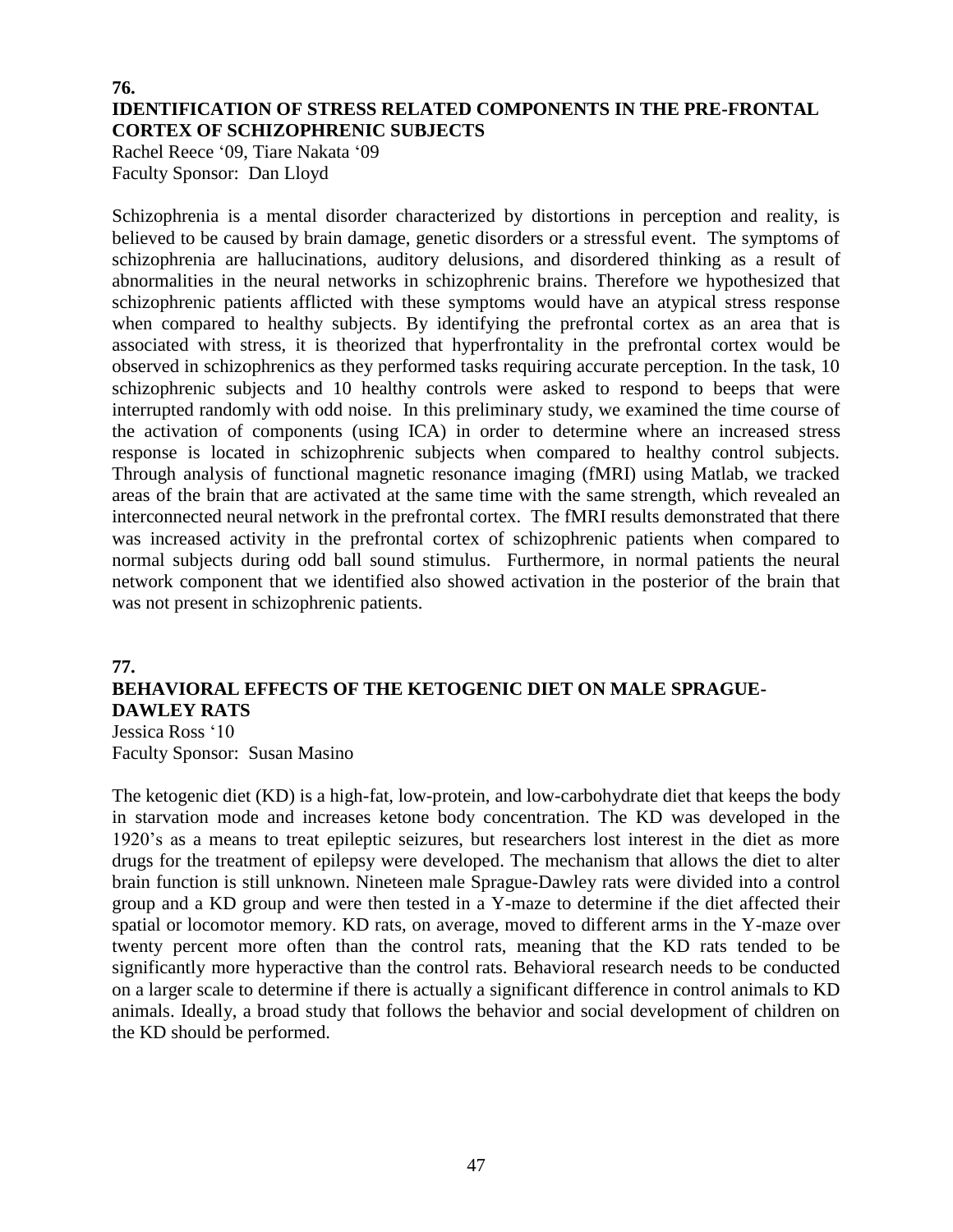## 76.

## IDENTIFICATION OF STRESS RELATED COMPONENTS IN THE PRE-FRONTAL CORTEX OF SCHIZOPHRENIC SUBJECTS

Rachel Reece '09, Tiare Nakata '09
Faculty Sponsor: Dan Lloyd

Schizophrenia is a mental disorder characterized by distortions in perception and reality, is believed to be caused by brain damage, genetic disorders or a stressful event. The symptoms of schizophrenia are hallucinations, auditory delusions, and disordered thinking as a result of abnormalities in the neural networks in schizophrenic brains. Therefore we hypothesized that schizophrenic patients afflicted with these symptoms would have an atypical stress response when compared to healthy subjects. By identifying the prefrontal cortex as an area that is associated with stress, it is theorized that hyperfrontality in the prefrontal cortex would be observed in schizophrenics as they performed tasks requiring accurate perception. In the task, 10 schizophrenic subjects and 10 healthy controls were asked to respond to beeps that were interrupted randomly with odd noise. In this preliminary study, we examined the time course of the activation of components (using ICA) in order to determine where an increased stress response is located in schizophrenic subjects when compared to healthy control subjects. Through analysis of functional magnetic resonance imaging (fMRI) using Matlab, we tracked areas of the brain that are activated at the same time with the same strength, which revealed an interconnected neural network in the prefrontal cortex. The fMRI results demonstrated that there was increased activity in the prefrontal cortex of schizophrenic patients when compared to normal subjects during odd ball sound stimulus. Furthermore, in normal patients the neural network component that we identified also showed activation in the posterior of the brain that was not present in schizophrenic patients.

## 77.

## BEHAVIORAL EFFECTS OF THE KETOGENIC DIET ON MALE SPRAGUE-DAWLEY RATS

Jessica Ross '10
Faculty Sponsor: Susan Masino

The ketogenic diet (KD) is a high-fat, low-protein, and low-carbohydrate diet that keeps the body in starvation mode and increases ketone body concentration. The KD was developed in the 1920's as a means to treat epileptic seizures, but researchers lost interest in the diet as more drugs for the treatment of epilepsy were developed. The mechanism that allows the diet to alter brain function is still unknown. Nineteen male Sprague-Dawley rats were divided into a control group and a KD group and were then tested in a Y-maze to determine if the diet affected their spatial or locomotor memory. KD rats, on average, moved to different arms in the Y-maze over twenty percent more often than the control rats, meaning that the KD rats tended to be significantly more hyperactive than the control rats. Behavioral research needs to be conducted on a larger scale to determine if there is actually a significant difference in control animals to KD animals. Ideally, a broad study that follows the behavior and social development of children on the KD should be performed.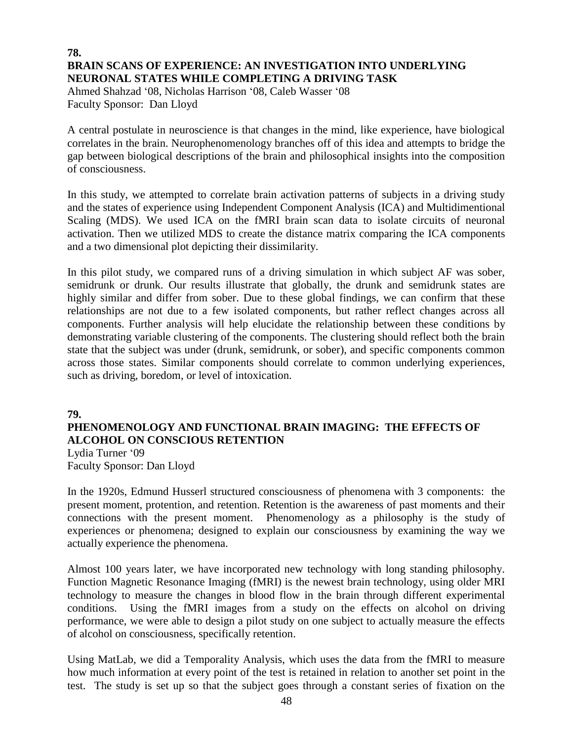**78.**

### BRAIN SCANS OF EXPERIENCE: AN INVESTIGATION INTO UNDERLYING NEURONAL STATES WHILE COMPLETING A DRIVING TASK

Ahmed Shahzad '08, Nicholas Harrison '08, Caleb Wasser '08
Faculty Sponsor: Dan Lloyd

A central postulate in neuroscience is that changes in the mind, like experience, have biological correlates in the brain. Neurophenomenology branches off of this idea and attempts to bridge the gap between biological descriptions of the brain and philosophical insights into the composition of consciousness.

In this study, we attempted to correlate brain activation patterns of subjects in a driving study and the states of experience using Independent Component Analysis (ICA) and Multidimentional Scaling (MDS). We used ICA on the fMRI brain scan data to isolate circuits of neuronal activation. Then we utilized MDS to create the distance matrix comparing the ICA components and a two dimensional plot depicting their dissimilarity.

In this pilot study, we compared runs of a driving simulation in which subject AF was sober, semidrunk or drunk. Our results illustrate that globally, the drunk and semidrunk states are highly similar and differ from sober. Due to these global findings, we can confirm that these relationships are not due to a few isolated components, but rather reflect changes across all components. Further analysis will help elucidate the relationship between these conditions by demonstrating variable clustering of the components. The clustering should reflect both the brain state that the subject was under (drunk, semidrunk, or sober), and specific components common across those states. Similar components should correlate to common underlying experiences, such as driving, boredom, or level of intoxication.

**79.**

### PHENOMENOLOGY AND FUNCTIONAL BRAIN IMAGING: THE EFFECTS OF ALCOHOL ON CONSCIOUS RETENTION

Lydia Turner '09
Faculty Sponsor: Dan Lloyd

In the 1920s, Edmund Husserl structured consciousness of phenomena with 3 components: the present moment, protention, and retention. Retention is the awareness of past moments and their connections with the present moment. Phenomenology as a philosophy is the study of experiences or phenomena; designed to explain our consciousness by examining the way we actually experience the phenomena.

Almost 100 years later, we have incorporated new technology with long standing philosophy. Function Magnetic Resonance Imaging (fMRI) is the newest brain technology, using older MRI technology to measure the changes in blood flow in the brain through different experimental conditions. Using the fMRI images from a study on the effects on alcohol on driving performance, we were able to design a pilot study on one subject to actually measure the effects of alcohol on consciousness, specifically retention.

Using MatLab, we did a Temporality Analysis, which uses the data from the fMRI to measure how much information at every point of the test is retained in relation to another set point in the test. The study is set up so that the subject goes through a constant series of fixation on the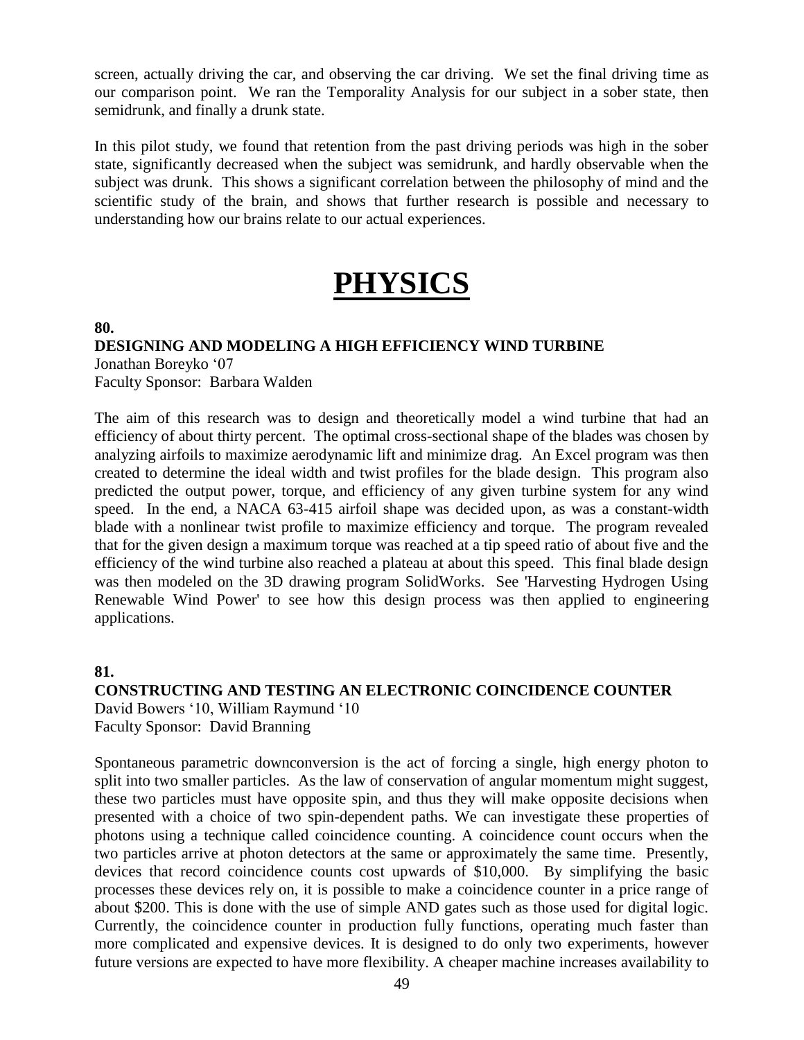screen, actually driving the car, and observing the car driving. We set the final driving time as our comparison point. We ran the Temporality Analysis for our subject in a sober state, then semidrunk, and finally a drunk state.

In this pilot study, we found that retention from the past driving periods was high in the sober state, significantly decreased when the subject was semidrunk, and hardly observable when the subject was drunk. This shows a significant correlation between the philosophy of mind and the scientific study of the brain, and shows that further research is possible and necessary to understanding how our brains relate to our actual experiences.

# PHYSICS

**80.**

**DESIGNING AND MODELING A HIGH EFFICIENCY WIND TURBINE**

Jonathan Boreyko '07
Faculty Sponsor: Barbara Walden

The aim of this research was to design and theoretically model a wind turbine that had an efficiency of about thirty percent. The optimal cross-sectional shape of the blades was chosen by analyzing airfoils to maximize aerodynamic lift and minimize drag. An Excel program was then created to determine the ideal width and twist profiles for the blade design. This program also predicted the output power, torque, and efficiency of any given turbine system for any wind speed. In the end, a NACA 63-415 airfoil shape was decided upon, as was a constant-width blade with a nonlinear twist profile to maximize efficiency and torque. The program revealed that for the given design a maximum torque was reached at a tip speed ratio of about five and the efficiency of the wind turbine also reached a plateau at about this speed. This final blade design was then modeled on the 3D drawing program SolidWorks. See 'Harvesting Hydrogen Using Renewable Wind Power' to see how this design process was then applied to engineering applications.

**81.**

**CONSTRUCTING AND TESTING AN ELECTRONIC COINCIDENCE COUNTER**

David Bowers '10, William Raymund '10
Faculty Sponsor: David Branning

Spontaneous parametric downconversion is the act of forcing a single, high energy photon to split into two smaller particles. As the law of conservation of angular momentum might suggest, these two particles must have opposite spin, and thus they will make opposite decisions when presented with a choice of two spin-dependent paths. We can investigate these properties of photons using a technique called coincidence counting. A coincidence count occurs when the two particles arrive at photon detectors at the same or approximately the same time. Presently, devices that record coincidence counts cost upwards of $10,000. By simplifying the basic processes these devices rely on, it is possible to make a coincidence counter in a price range of about $200. This is done with the use of simple AND gates such as those used for digital logic. Currently, the coincidence counter in production fully functions, operating much faster than more complicated and expensive devices. It is designed to do only two experiments, however future versions are expected to have more flexibility. A cheaper machine increases availability to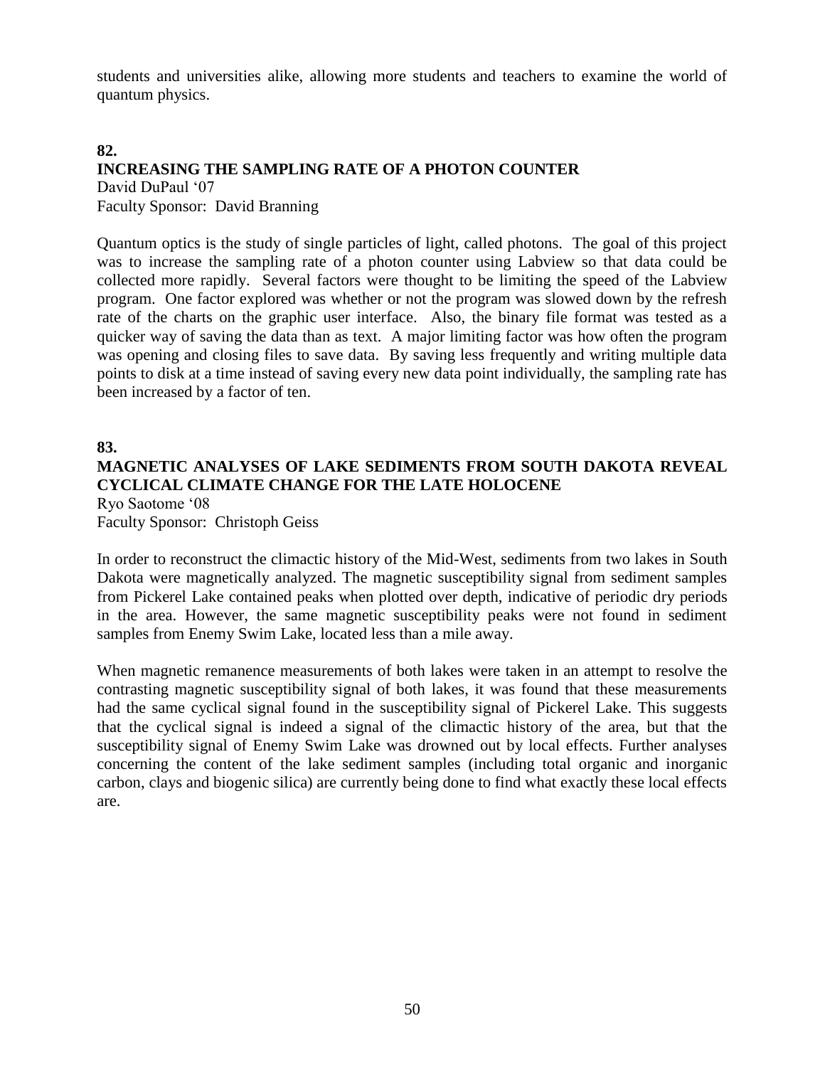students and universities alike, allowing more students and teachers to examine the world of quantum physics.

**82.**

### INCREASING THE SAMPLING RATE OF A PHOTON COUNTER

David DuPaul '07
Faculty Sponsor: David Branning

Quantum optics is the study of single particles of light, called photons. The goal of this project was to increase the sampling rate of a photon counter using Labview so that data could be collected more rapidly. Several factors were thought to be limiting the speed of the Labview program. One factor explored was whether or not the program was slowed down by the refresh rate of the charts on the graphic user interface. Also, the binary file format was tested as a quicker way of saving the data than as text. A major limiting factor was how often the program was opening and closing files to save data. By saving less frequently and writing multiple data points to disk at a time instead of saving every new data point individually, the sampling rate has been increased by a factor of ten.

**83.**

### MAGNETIC ANALYSES OF LAKE SEDIMENTS FROM SOUTH DAKOTA REVEAL CYCLICAL CLIMATE CHANGE FOR THE LATE HOLOCENE

Ryo Saotome '08
Faculty Sponsor: Christoph Geiss

In order to reconstruct the climactic history of the Mid-West, sediments from two lakes in South Dakota were magnetically analyzed. The magnetic susceptibility signal from sediment samples from Pickerel Lake contained peaks when plotted over depth, indicative of periodic dry periods in the area. However, the same magnetic susceptibility peaks were not found in sediment samples from Enemy Swim Lake, located less than a mile away.

When magnetic remanence measurements of both lakes were taken in an attempt to resolve the contrasting magnetic susceptibility signal of both lakes, it was found that these measurements had the same cyclical signal found in the susceptibility signal of Pickerel Lake. This suggests that the cyclical signal is indeed a signal of the climactic history of the area, but that the susceptibility signal of Enemy Swim Lake was drowned out by local effects. Further analyses concerning the content of the lake sediment samples (including total organic and inorganic carbon, clays and biogenic silica) are currently being done to find what exactly these local effects are.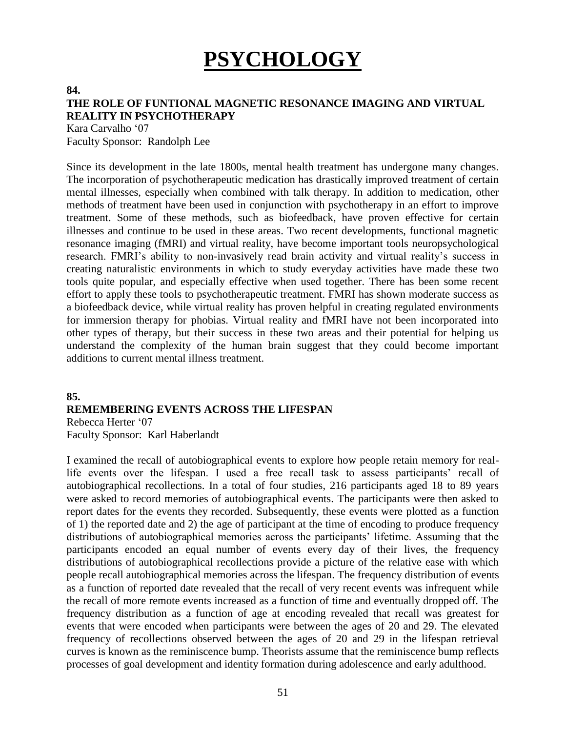# PSYCHOLOGY

**84.**

### THE ROLE OF FUNTIONAL MAGNETIC RESONANCE IMAGING AND VIRTUAL REALITY IN PSYCHOTHERAPY

Kara Carvalho '07
Faculty Sponsor: Randolph Lee

Since its development in the late 1800s, mental health treatment has undergone many changes. The incorporation of psychotherapeutic medication has drastically improved treatment of certain mental illnesses, especially when combined with talk therapy. In addition to medication, other methods of treatment have been used in conjunction with psychotherapy in an effort to improve treatment. Some of these methods, such as biofeedback, have proven effective for certain illnesses and continue to be used in these areas. Two recent developments, functional magnetic resonance imaging (fMRI) and virtual reality, have become important tools neuropsychological research. FMRI's ability to non-invasively read brain activity and virtual reality's success in creating naturalistic environments in which to study everyday activities have made these two tools quite popular, and especially effective when used together. There has been some recent effort to apply these tools to psychotherapeutic treatment. FMRI has shown moderate success as a biofeedback device, while virtual reality has proven helpful in creating regulated environments for immersion therapy for phobias. Virtual reality and fMRI have not been incorporated into other types of therapy, but their success in these two areas and their potential for helping us understand the complexity of the human brain suggest that they could become important additions to current mental illness treatment.

**85.**

### REMEMBERING EVENTS ACROSS THE LIFESPAN

Rebecca Herter '07
Faculty Sponsor: Karl Haberlandt

I examined the recall of autobiographical events to explore how people retain memory for real-life events over the lifespan. I used a free recall task to assess participants' recall of autobiographical recollections. In a total of four studies, 216 participants aged 18 to 89 years were asked to record memories of autobiographical events. The participants were then asked to report dates for the events they recorded. Subsequently, these events were plotted as a function of 1) the reported date and 2) the age of participant at the time of encoding to produce frequency distributions of autobiographical memories across the participants' lifetime. Assuming that the participants encoded an equal number of events every day of their lives, the frequency distributions of autobiographical recollections provide a picture of the relative ease with which people recall autobiographical memories across the lifespan. The frequency distribution of events as a function of reported date revealed that the recall of very recent events was infrequent while the recall of more remote events increased as a function of time and eventually dropped off. The frequency distribution as a function of age at encoding revealed that recall was greatest for events that were encoded when participants were between the ages of 20 and 29. The elevated frequency of recollections observed between the ages of 20 and 29 in the lifespan retrieval curves is known as the reminiscence bump. Theorists assume that the reminiscence bump reflects processes of goal development and identity formation during adolescence and early adulthood.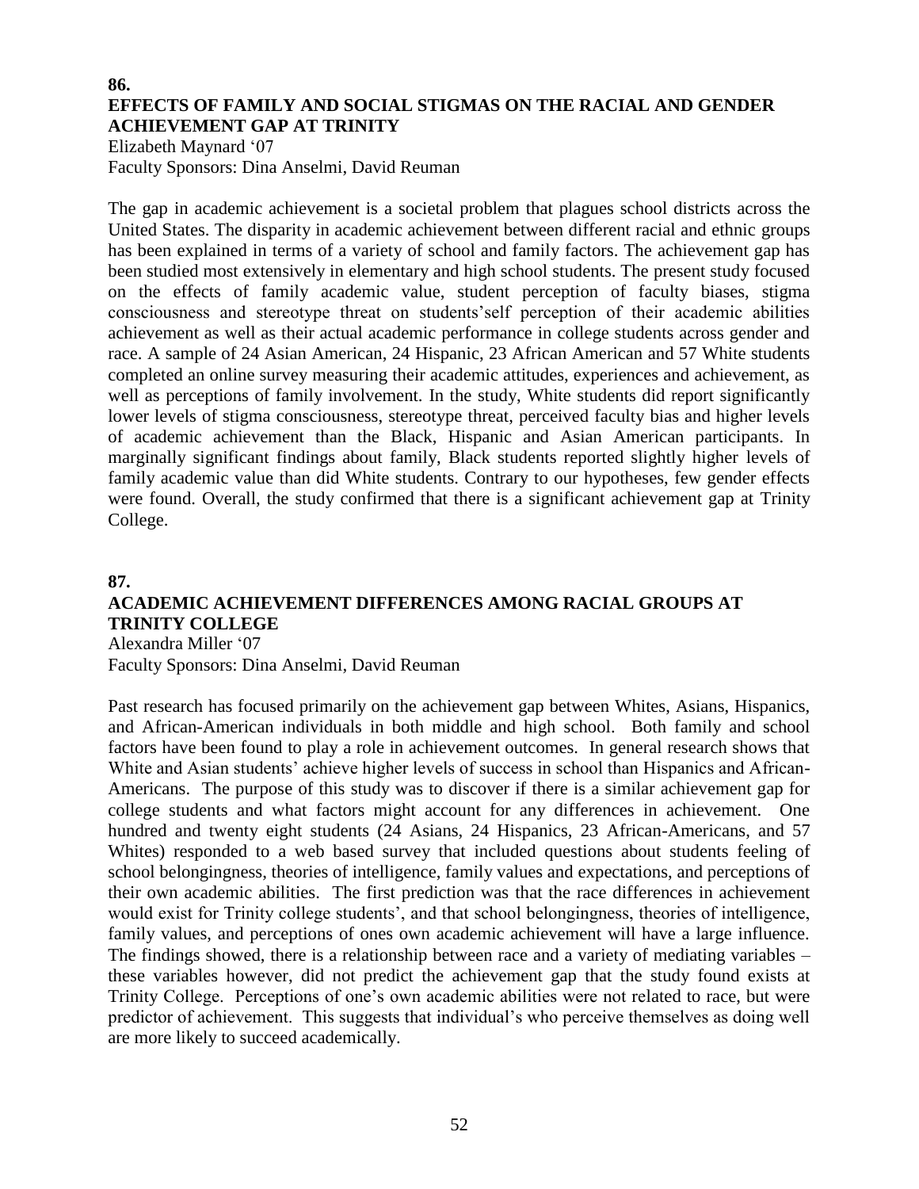**86.**

**EFFECTS OF FAMILY AND SOCIAL STIGMAS ON THE RACIAL AND GENDER ACHIEVEMENT GAP AT TRINITY**

Elizabeth Maynard '07

Faculty Sponsors: Dina Anselmi, David Reuman

The gap in academic achievement is a societal problem that plagues school districts across the United States. The disparity in academic achievement between different racial and ethnic groups has been explained in terms of a variety of school and family factors. The achievement gap has been studied most extensively in elementary and high school students. The present study focused on the effects of family academic value, student perception of faculty biases, stigma consciousness and stereotype threat on students'self perception of their academic abilities achievement as well as their actual academic performance in college students across gender and race. A sample of 24 Asian American, 24 Hispanic, 23 African American and 57 White students completed an online survey measuring their academic attitudes, experiences and achievement, as well as perceptions of family involvement. In the study, White students did report significantly lower levels of stigma consciousness, stereotype threat, perceived faculty bias and higher levels of academic achievement than the Black, Hispanic and Asian American participants. In marginally significant findings about family, Black students reported slightly higher levels of family academic value than did White students. Contrary to our hypotheses, few gender effects were found. Overall, the study confirmed that there is a significant achievement gap at Trinity College.

**87.**

**ACADEMIC ACHIEVEMENT DIFFERENCES AMONG RACIAL GROUPS AT TRINITY COLLEGE**

Alexandra Miller '07

Faculty Sponsors: Dina Anselmi, David Reuman

Past research has focused primarily on the achievement gap between Whites, Asians, Hispanics, and African-American individuals in both middle and high school. Both family and school factors have been found to play a role in achievement outcomes. In general research shows that White and Asian students' achieve higher levels of success in school than Hispanics and African-Americans. The purpose of this study was to discover if there is a similar achievement gap for college students and what factors might account for any differences in achievement. One hundred and twenty eight students (24 Asians, 24 Hispanics, 23 African-Americans, and 57 Whites) responded to a web based survey that included questions about students feeling of school belongingness, theories of intelligence, family values and expectations, and perceptions of their own academic abilities. The first prediction was that the race differences in achievement would exist for Trinity college students', and that school belongingness, theories of intelligence, family values, and perceptions of ones own academic achievement will have a large influence. The findings showed, there is a relationship between race and a variety of mediating variables – these variables however, did not predict the achievement gap that the study found exists at Trinity College. Perceptions of one's own academic abilities were not related to race, but were predictor of achievement. This suggests that individual's who perceive themselves as doing well are more likely to succeed academically.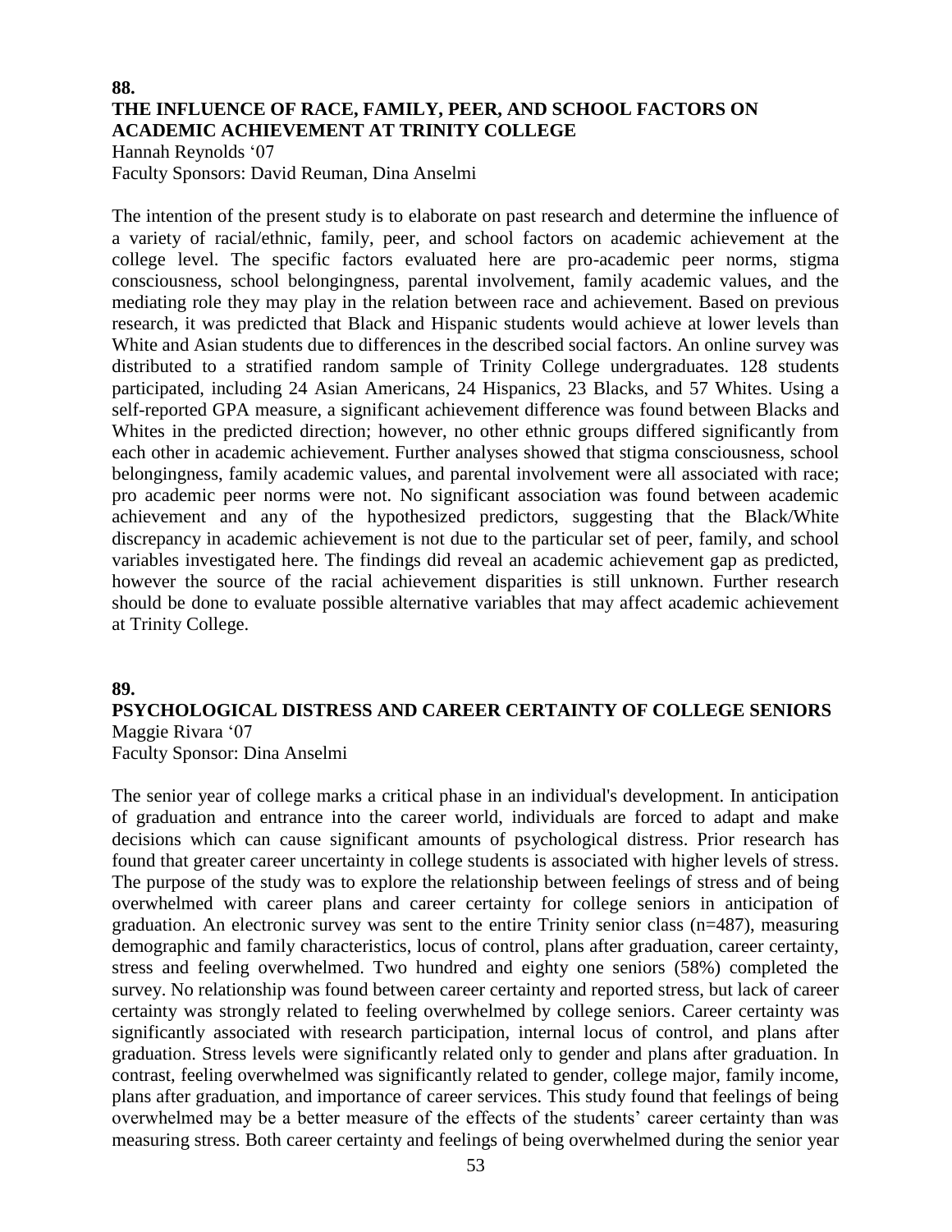## 88.

## THE INFLUENCE OF RACE, FAMILY, PEER, AND SCHOOL FACTORS ON ACADEMIC ACHIEVEMENT AT TRINITY COLLEGE

Hannah Reynolds '07
Faculty Sponsors: David Reuman, Dina Anselmi

The intention of the present study is to elaborate on past research and determine the influence of a variety of racial/ethnic, family, peer, and school factors on academic achievement at the college level. The specific factors evaluated here are pro-academic peer norms, stigma consciousness, school belongingness, parental involvement, family academic values, and the mediating role they may play in the relation between race and achievement. Based on previous research, it was predicted that Black and Hispanic students would achieve at lower levels than White and Asian students due to differences in the described social factors. An online survey was distributed to a stratified random sample of Trinity College undergraduates. 128 students participated, including 24 Asian Americans, 24 Hispanics, 23 Blacks, and 57 Whites. Using a self-reported GPA measure, a significant achievement difference was found between Blacks and Whites in the predicted direction; however, no other ethnic groups differed significantly from each other in academic achievement. Further analyses showed that stigma consciousness, school belongingness, family academic values, and parental involvement were all associated with race; pro academic peer norms were not. No significant association was found between academic achievement and any of the hypothesized predictors, suggesting that the Black/White discrepancy in academic achievement is not due to the particular set of peer, family, and school variables investigated here. The findings did reveal an academic achievement gap as predicted, however the source of the racial achievement disparities is still unknown. Further research should be done to evaluate possible alternative variables that may affect academic achievement at Trinity College.

## 89.

## PSYCHOLOGICAL DISTRESS AND CAREER CERTAINTY OF COLLEGE SENIORS

Maggie Rivara '07
Faculty Sponsor: Dina Anselmi

The senior year of college marks a critical phase in an individual's development. In anticipation of graduation and entrance into the career world, individuals are forced to adapt and make decisions which can cause significant amounts of psychological distress. Prior research has found that greater career uncertainty in college students is associated with higher levels of stress. The purpose of the study was to explore the relationship between feelings of stress and of being overwhelmed with career plans and career certainty for college seniors in anticipation of graduation. An electronic survey was sent to the entire Trinity senior class (n=487), measuring demographic and family characteristics, locus of control, plans after graduation, career certainty, stress and feeling overwhelmed. Two hundred and eighty one seniors (58%) completed the survey. No relationship was found between career certainty and reported stress, but lack of career certainty was strongly related to feeling overwhelmed by college seniors. Career certainty was significantly associated with research participation, internal locus of control, and plans after graduation. Stress levels were significantly related only to gender and plans after graduation. In contrast, feeling overwhelmed was significantly related to gender, college major, family income, plans after graduation, and importance of career services. This study found that feelings of being overwhelmed may be a better measure of the effects of the students' career certainty than was measuring stress. Both career certainty and feelings of being overwhelmed during the senior year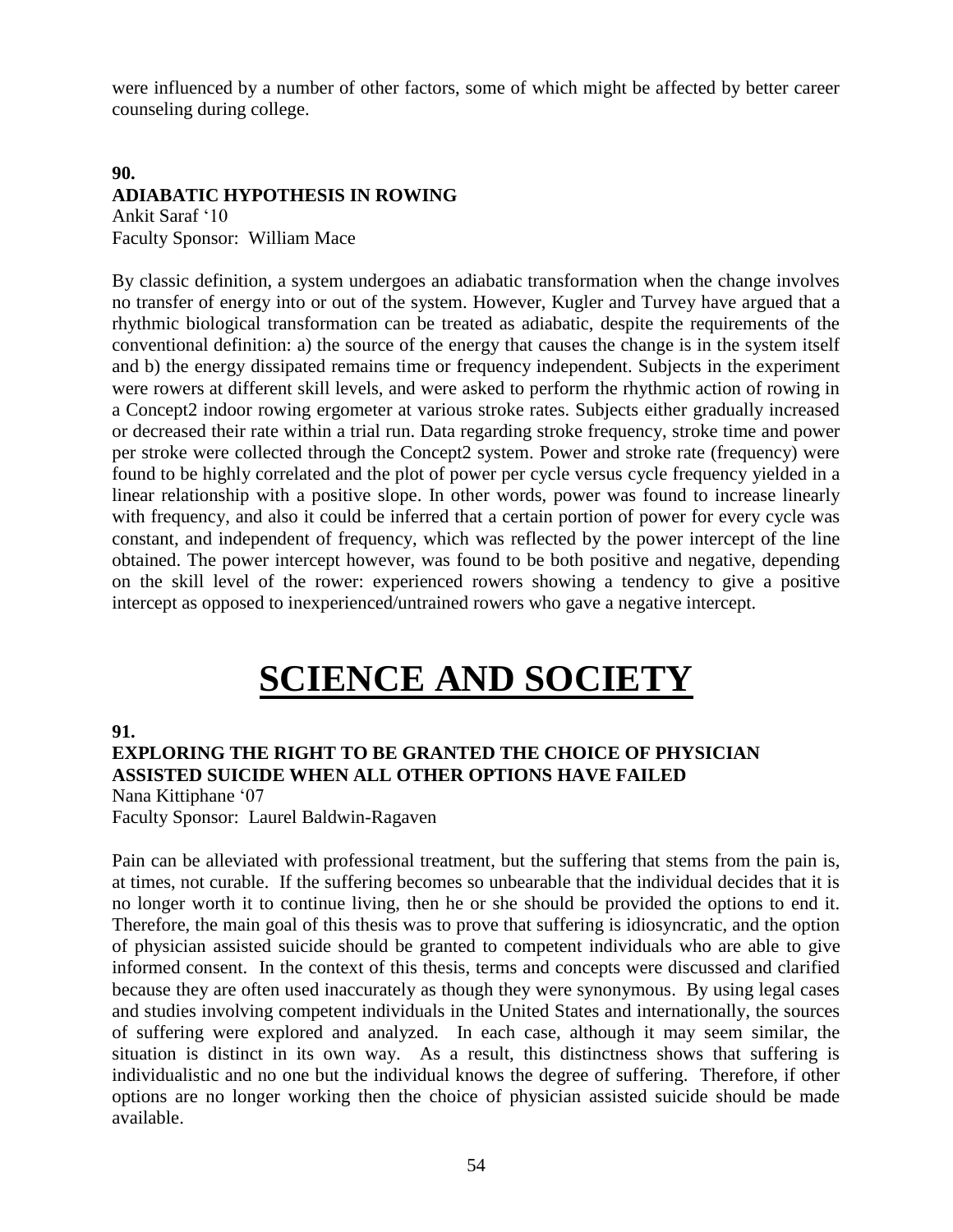were influenced by a number of other factors, some of which might be affected by better career counseling during college.

**90.**

**ADIABATIC HYPOTHESIS IN ROWING**

Ankit Saraf '10
Faculty Sponsor: William Mace

By classic definition, a system undergoes an adiabatic transformation when the change involves no transfer of energy into or out of the system. However, Kugler and Turvey have argued that a rhythmic biological transformation can be treated as adiabatic, despite the requirements of the conventional definition: a) the source of the energy that causes the change is in the system itself and b) the energy dissipated remains time or frequency independent. Subjects in the experiment were rowers at different skill levels, and were asked to perform the rhythmic action of rowing in a Concept2 indoor rowing ergometer at various stroke rates. Subjects either gradually increased or decreased their rate within a trial run. Data regarding stroke frequency, stroke time and power per stroke were collected through the Concept2 system. Power and stroke rate (frequency) were found to be highly correlated and the plot of power per cycle versus cycle frequency yielded in a linear relationship with a positive slope. In other words, power was found to increase linearly with frequency, and also it could be inferred that a certain portion of power for every cycle was constant, and independent of frequency, which was reflected by the power intercept of the line obtained. The power intercept however, was found to be both positive and negative, depending on the skill level of the rower: experienced rowers showing a tendency to give a positive intercept as opposed to inexperienced/untrained rowers who gave a negative intercept.

# SCIENCE AND SOCIETY

**91.**

**EXPLORING THE RIGHT TO BE GRANTED THE CHOICE OF PHYSICIAN ASSISTED SUICIDE WHEN ALL OTHER OPTIONS HAVE FAILED**

Nana Kittiphane '07
Faculty Sponsor: Laurel Baldwin-Ragaven

Pain can be alleviated with professional treatment, but the suffering that stems from the pain is, at times, not curable. If the suffering becomes so unbearable that the individual decides that it is no longer worth it to continue living, then he or she should be provided the options to end it. Therefore, the main goal of this thesis was to prove that suffering is idiosyncratic, and the option of physician assisted suicide should be granted to competent individuals who are able to give informed consent. In the context of this thesis, terms and concepts were discussed and clarified because they are often used inaccurately as though they were synonymous. By using legal cases and studies involving competent individuals in the United States and internationally, the sources of suffering were explored and analyzed. In each case, although it may seem similar, the situation is distinct in its own way. As a result, this distinctness shows that suffering is individualistic and no one but the individual knows the degree of suffering. Therefore, if other options are no longer working then the choice of physician assisted suicide should be made available.